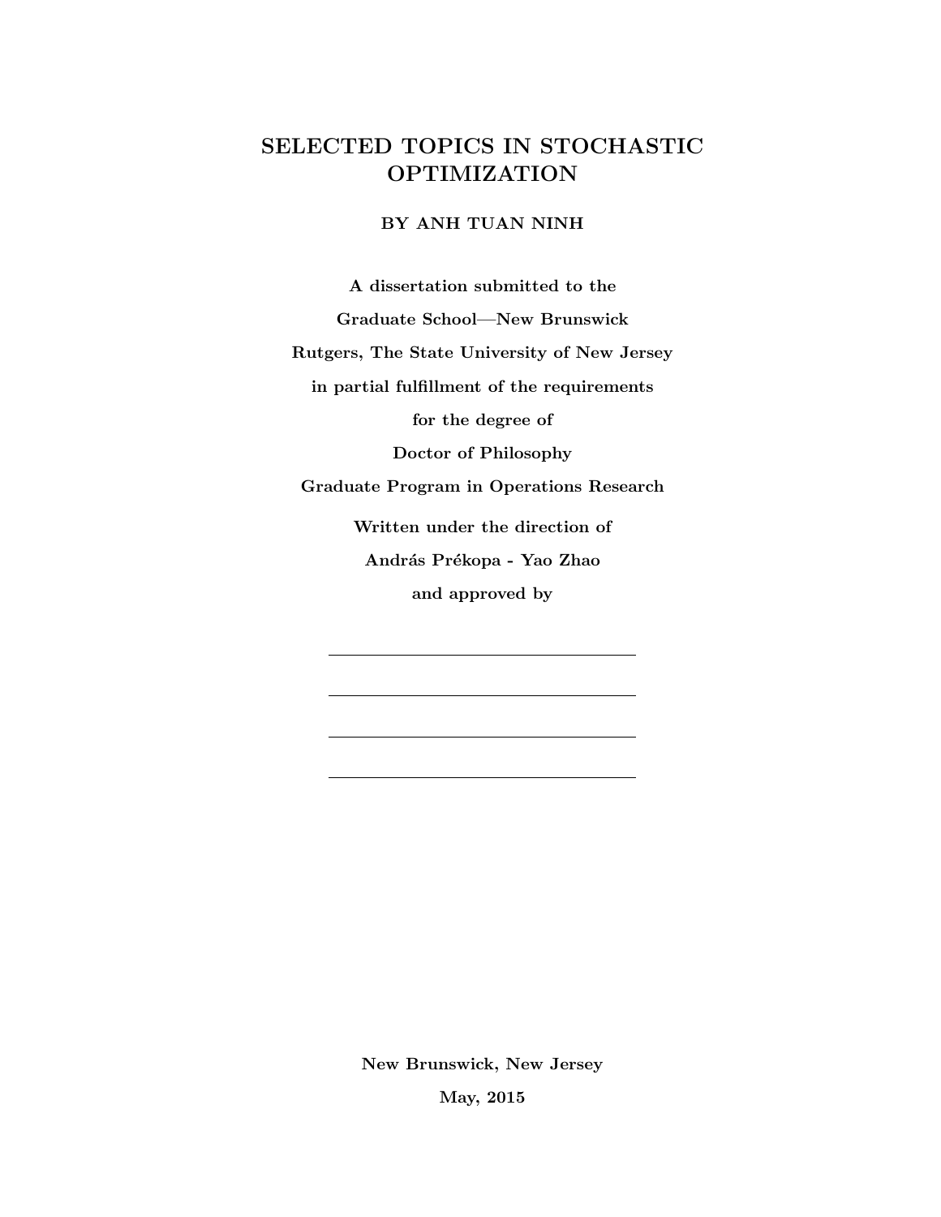# SELECTED TOPICS IN STOCHASTIC OPTIMIZATION

**BY ANH TUAN NINH**

**A dissertation submitted to the**

**Graduate School—New Brunswick**

**Rutgers, The State University of New Jersey**

**in partial fulfillment of the requirements**

**for the degree of**

**Doctor of Philosophy**

**Graduate Program in Operations Research**

**Written under the direction of**

**András Prékopa - Yao Zhao**

**and approved by**

\_\_\_\_\_\_\_\_\_\_\_\_\_\_\_\_\_\_\_\_\_\_\_\_\_\_\_\_\_\_

\_\_\_\_\_\_\_\_\_\_\_\_\_\_\_\_\_\_\_\_\_\_\_\_\_\_\_\_\_\_

\_\_\_\_\_\_\_\_\_\_\_\_\_\_\_\_\_\_\_\_\_\_\_\_\_\_\_\_\_\_

\_\_\_\_\_\_\_\_\_\_\_\_\_\_\_\_\_\_\_\_\_\_\_\_\_\_\_\_\_\_

**New Brunswick, New Jersey**

**May, 2015**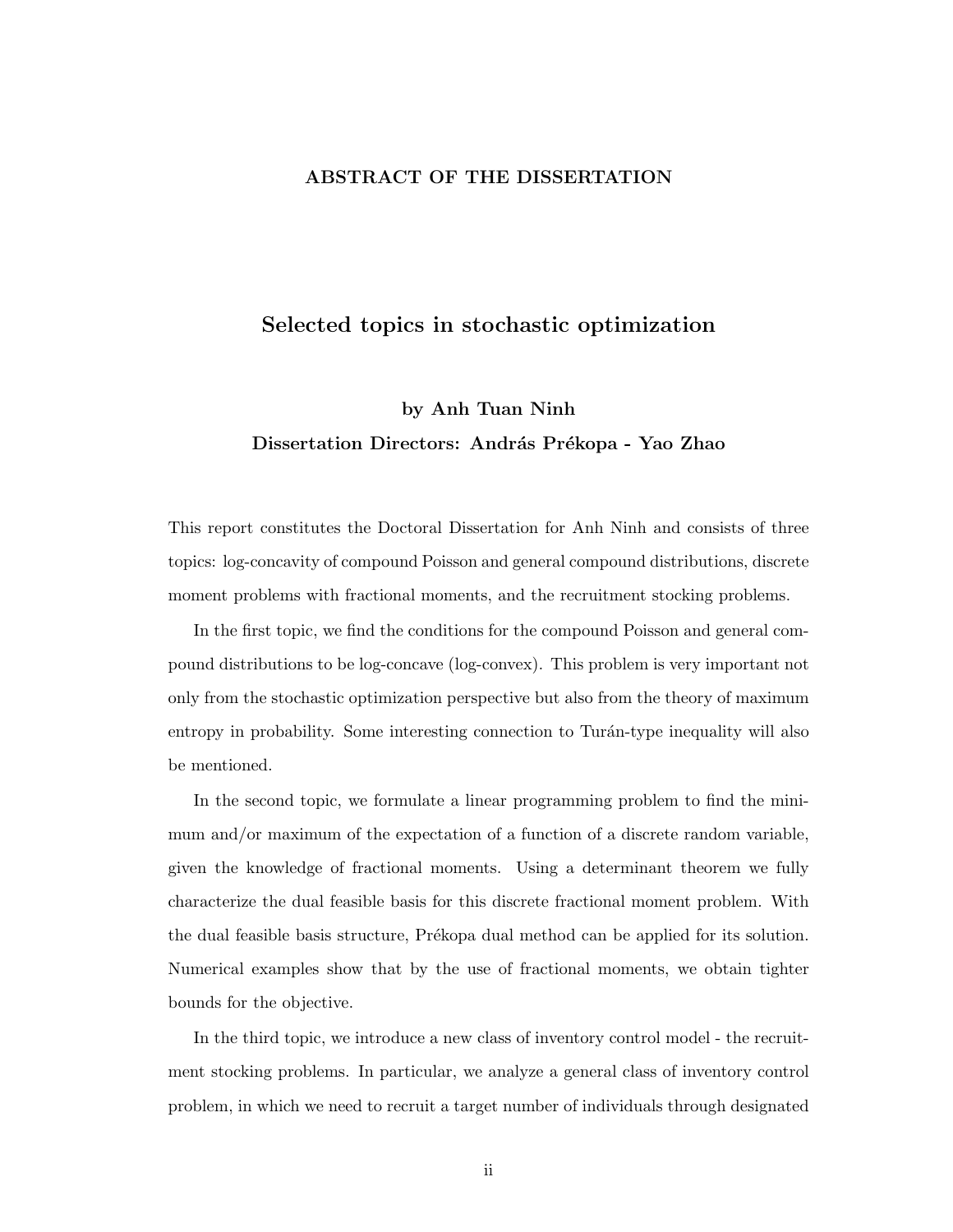## ABSTRACT OF THE DISSERTATION

# Selected topics in stochastic optimization

**by Anh Tuan Ninh**

**Dissertation Directors: András Prékopa - Yao Zhao**

This report constitutes the Doctoral Dissertation for Anh Ninh and consists of three topics: log-concavity of compound Poisson and general compound distributions, discrete moment problems with fractional moments, and the recruitment stocking problems.

In the first topic, we find the conditions for the compound Poisson and general compound distributions to be log-concave (log-convex). This problem is very important not only from the stochastic optimization perspective but also from the theory of maximum entropy in probability. Some interesting connection to Turán-type inequality will also be mentioned.

In the second topic, we formulate a linear programming problem to find the minimum and/or maximum of the expectation of a function of a discrete random variable, given the knowledge of fractional moments. Using a determinant theorem we fully characterize the dual feasible basis for this discrete fractional moment problem. With the dual feasible basis structure, Prékopa dual method can be applied for its solution. Numerical examples show that by the use of fractional moments, we obtain tighter bounds for the objective.

In the third topic, we introduce a new class of inventory control model - the recruitment stocking problems. In particular, we analyze a general class of inventory control problem, in which we need to recruit a target number of individuals through designated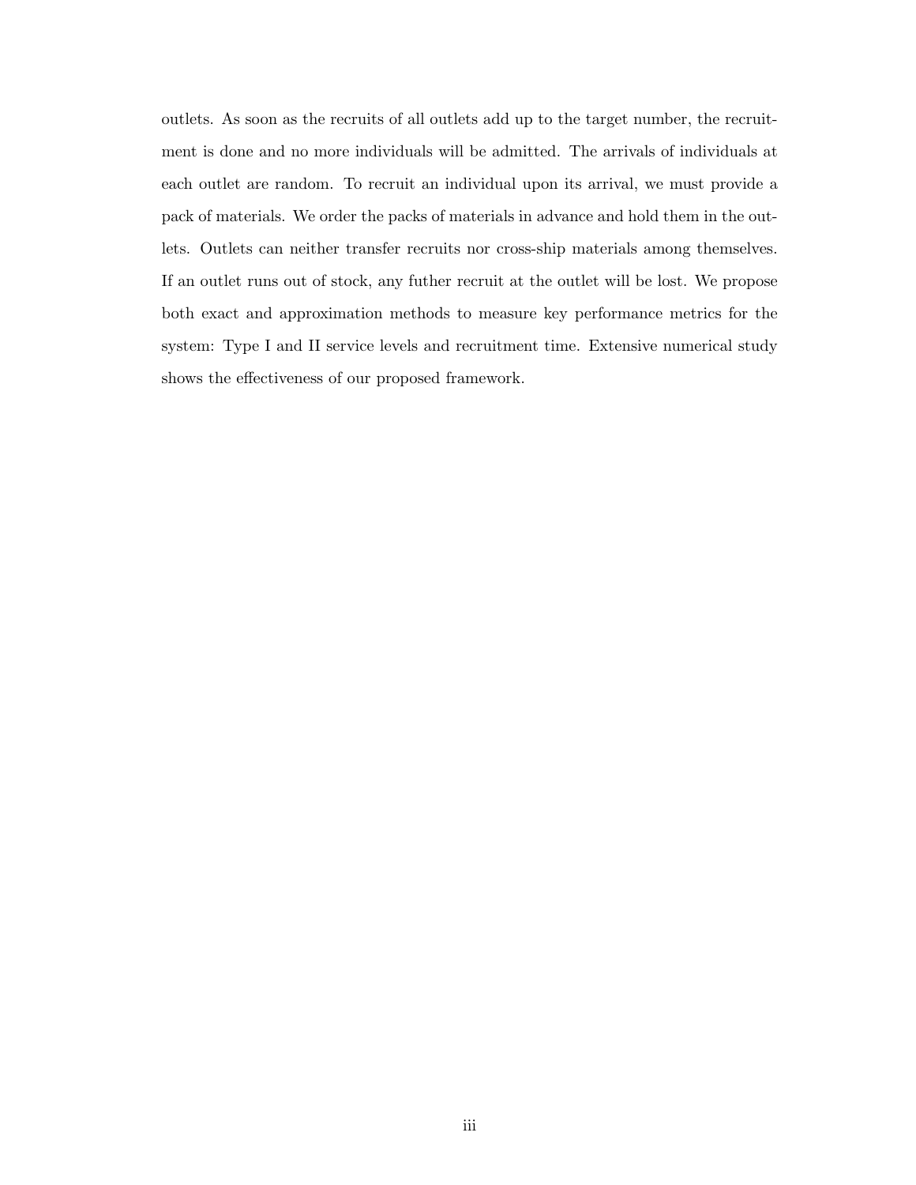outlets. As soon as the recruits of all outlets add up to the target number, the recruitment is done and no more individuals will be admitted. The arrivals of individuals at each outlet are random. To recruit an individual upon its arrival, we must provide a pack of materials. We order the packs of materials in advance and hold them in the outlets. Outlets can neither transfer recruits nor cross-ship materials among themselves. If an outlet runs out of stock, any futher recruit at the outlet will be lost. We propose both exact and approximation methods to measure key performance metrics for the system: Type I and II service levels and recruitment time. Extensive numerical study shows the effectiveness of our proposed framework.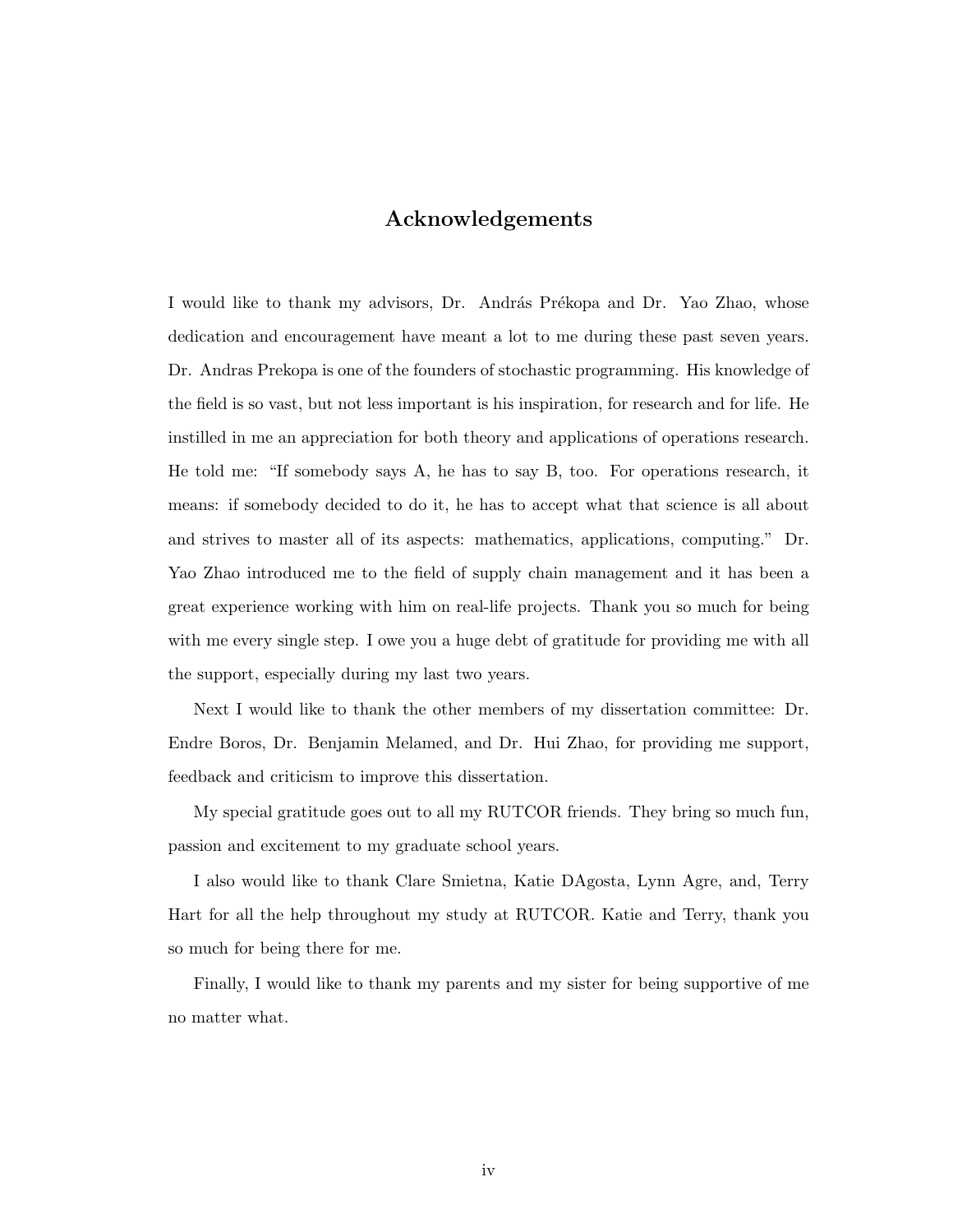## Acknowledgements

I would like to thank my advisors, Dr. András Prékopa and Dr. Yao Zhao, whose dedication and encouragement have meant a lot to me during these past seven years. Dr. Andras Prekopa is one of the founders of stochastic programming. His knowledge of the field is so vast, but not less important is his inspiration, for research and for life. He instilled in me an appreciation for both theory and applications of operations research. He told me: "If somebody says A, he has to say B, too. For operations research, it means: if somebody decided to do it, he has to accept what that science is all about and strives to master all of its aspects: mathematics, applications, computing." Dr. Yao Zhao introduced me to the field of supply chain management and it has been a great experience working with him on real-life projects. Thank you so much for being with me every single step. I owe you a huge debt of gratitude for providing me with all the support, especially during my last two years.

Next I would like to thank the other members of my dissertation committee: Dr. Endre Boros, Dr. Benjamin Melamed, and Dr. Hui Zhao, for providing me support, feedback and criticism to improve this dissertation.

My special gratitude goes out to all my RUTCOR friends. They bring so much fun, passion and excitement to my graduate school years.

I also would like to thank Clare Smietna, Katie DAgosta, Lynn Agre, and, Terry Hart for all the help throughout my study at RUTCOR. Katie and Terry, thank you so much for being there for me.

Finally, I would like to thank my parents and my sister for being supportive of me no matter what.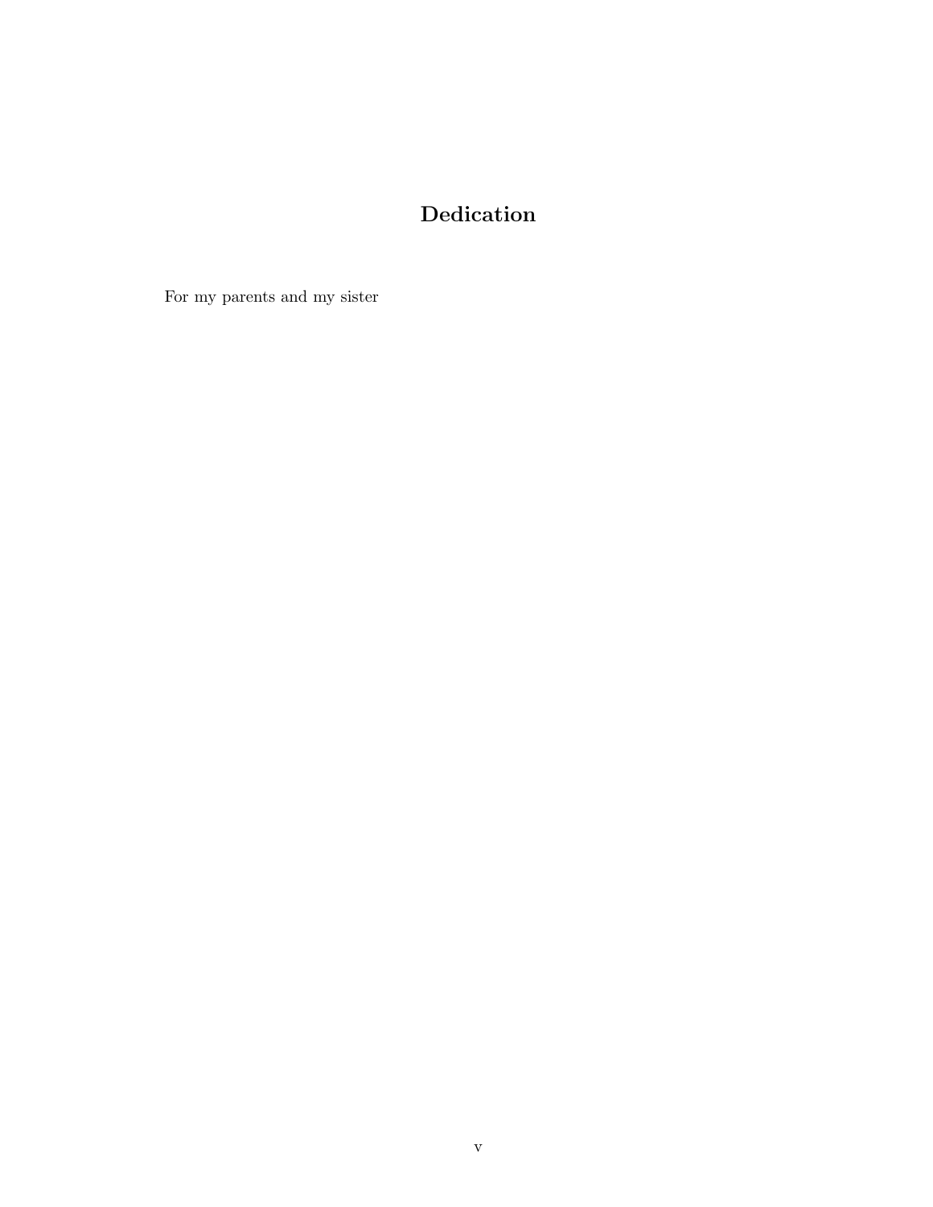# Dedication

For my parents and my sister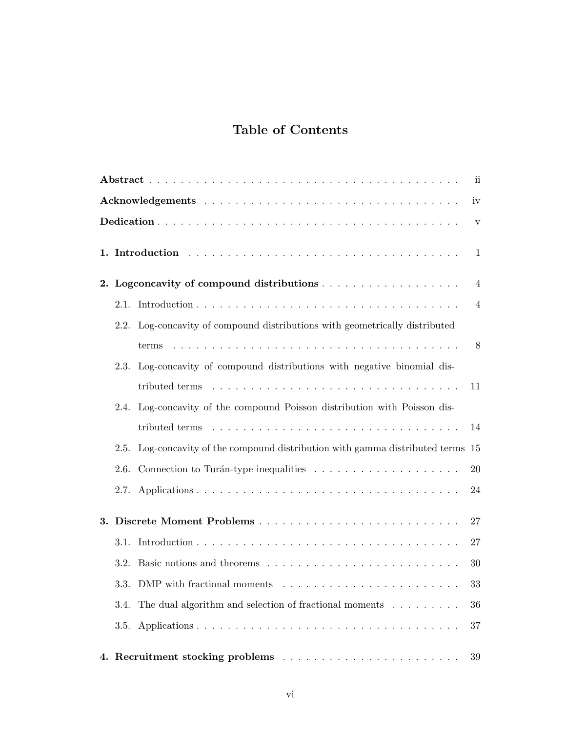# Table of Contents

**Abstract** . . . . . . . . . . . . . . . . . . . . . . . . . . . . . . . . . . . . . . . . ii

**Acknowledgements** . . . . . . . . . . . . . . . . . . . . . . . . . . . . . . . . . . iv

**Dedication** . . . . . . . . . . . . . . . . . . . . . . . . . . . . . . . . . . . . . . . v

**1. Introduction** . . . . . . . . . . . . . . . . . . . . . . . . . . . . . . . . . . . . 1

**2. Logconcavity of compound distributions** . . . . . . . . . . . . . . . . . . 4

2.1. Introduction . . . . . . . . . . . . . . . . . . . . . . . . . . . . . . . . . . . . 4

2.2. Log-concavity of compound distributions with geometrically distributed terms . . . . . . . . . . . . . . . . . . . . . . . . . . . . . . . . . . . . . . . 8

2.3. Log-concavity of compound distributions with negative binomial distributed terms . . . . . . . . . . . . . . . . . . . . . . . . . . . . . . . . . 11

2.4. Log-concavity of the compound Poisson distribution with Poisson distributed terms . . . . . . . . . . . . . . . . . . . . . . . . . . . . . . . . . 14

2.5. Log-concavity of the compound distribution with gamma distributed terms 15

2.6. Connection to Turán-type inequalities . . . . . . . . . . . . . . . . . . . 20

2.7. Applications . . . . . . . . . . . . . . . . . . . . . . . . . . . . . . . . . . . . 24

**3. Discrete Moment Problems** . . . . . . . . . . . . . . . . . . . . . . . . . . 27

3.1. Introduction . . . . . . . . . . . . . . . . . . . . . . . . . . . . . . . . . . . . 27

3.2. Basic notions and theorems . . . . . . . . . . . . . . . . . . . . . . . . . 30

3.3. DMP with fractional moments . . . . . . . . . . . . . . . . . . . . . . . 33

3.4. The dual algorithm and selection of fractional moments . . . . . . . . . 36

3.5. Applications . . . . . . . . . . . . . . . . . . . . . . . . . . . . . . . . . . . . 37

**4. Recruitment stocking problems** . . . . . . . . . . . . . . . . . . . . . . . 39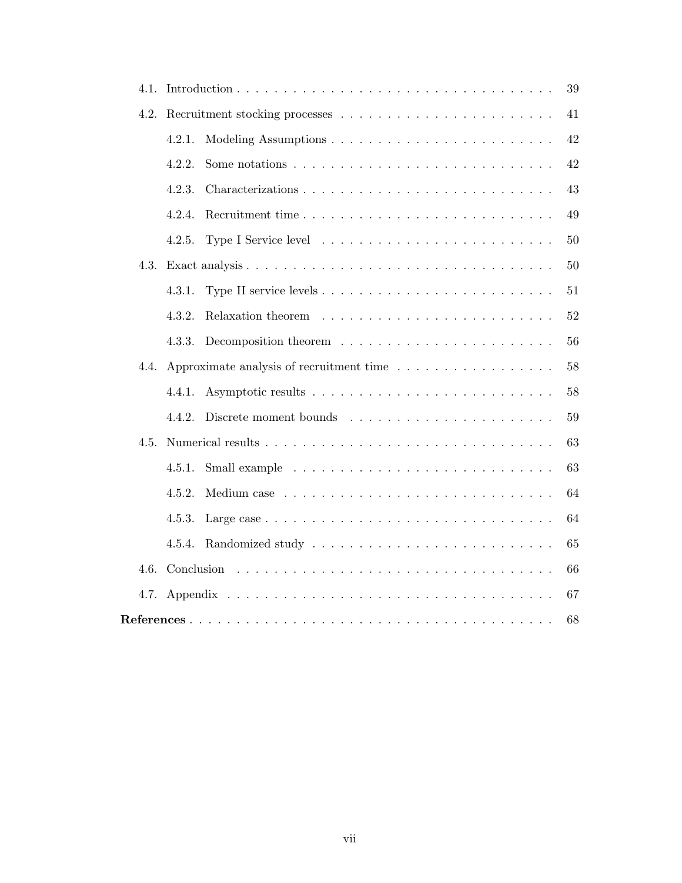4.1. Introduction . . . . . . . . . . . . . . . . . . . . . . . . . . . . . . . . . . 39

4.2. Recruitment stocking processes . . . . . . . . . . . . . . . . . . . . . . . 41

  4.2.1. Modeling Assumptions . . . . . . . . . . . . . . . . . . . . . . . 42

  4.2.2. Some notations . . . . . . . . . . . . . . . . . . . . . . . . . . . 42

  4.2.3. Characterizations . . . . . . . . . . . . . . . . . . . . . . . . . . 43

  4.2.4. Recruitment time . . . . . . . . . . . . . . . . . . . . . . . . . . 49

  4.2.5. Type I Service level . . . . . . . . . . . . . . . . . . . . . . . . 50

4.3. Exact analysis . . . . . . . . . . . . . . . . . . . . . . . . . . . . . . . . 50

  4.3.1. Type II service levels . . . . . . . . . . . . . . . . . . . . . . . . 51

  4.3.2. Relaxation theorem . . . . . . . . . . . . . . . . . . . . . . . . . 52

  4.3.3. Decomposition theorem . . . . . . . . . . . . . . . . . . . . . . . 56

4.4. Approximate analysis of recruitment time . . . . . . . . . . . . . . . . . 58

  4.4.1. Asymptotic results . . . . . . . . . . . . . . . . . . . . . . . . . . 58

  4.4.2. Discrete moment bounds . . . . . . . . . . . . . . . . . . . . . . 59

4.5. Numerical results . . . . . . . . . . . . . . . . . . . . . . . . . . . . . . 63

  4.5.1. Small example . . . . . . . . . . . . . . . . . . . . . . . . . . . . 63

  4.5.2. Medium case . . . . . . . . . . . . . . . . . . . . . . . . . . . . . 64

  4.5.3. Large case . . . . . . . . . . . . . . . . . . . . . . . . . . . . . . 64

  4.5.4. Randomized study . . . . . . . . . . . . . . . . . . . . . . . . . . 65

4.6. Conclusion . . . . . . . . . . . . . . . . . . . . . . . . . . . . . . . . . . 66

4.7. Appendix . . . . . . . . . . . . . . . . . . . . . . . . . . . . . . . . . . . 67

**References** . . . . . . . . . . . . . . . . . . . . . . . . . . . . . . . . . . . . 68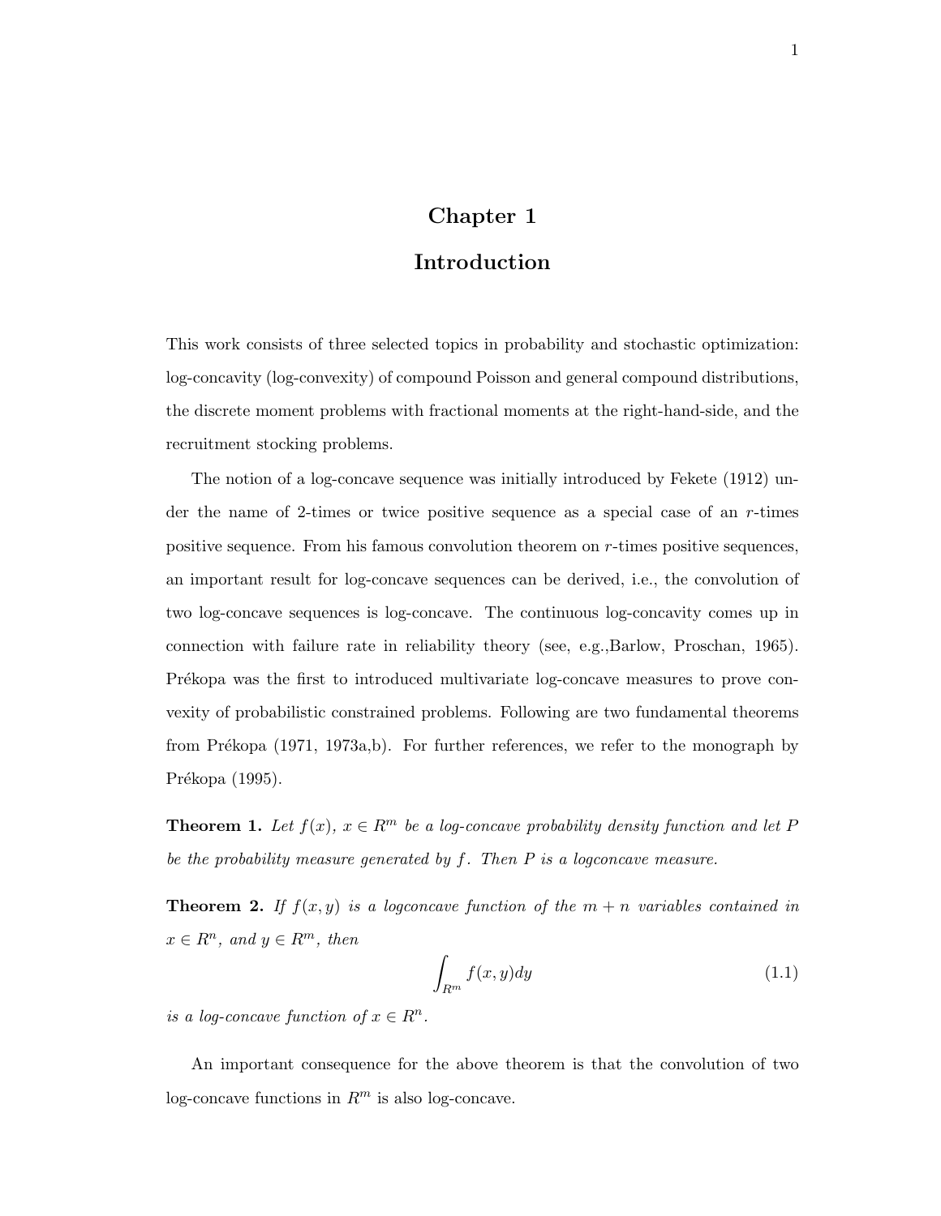# Chapter 1

# Introduction

This work consists of three selected topics in probability and stochastic optimization: log-concavity (log-convexity) of compound Poisson and general compound distributions, the discrete moment problems with fractional moments at the right-hand-side, and the recruitment stocking problems.

The notion of a log-concave sequence was initially introduced by Fekete (1912) under the name of 2-times or twice positive sequence as a special case of an $r$-times positive sequence. From his famous convolution theorem on $r$-times positive sequences, an important result for log-concave sequences can be derived, i.e., the convolution of two log-concave sequences is log-concave. The continuous log-concavity comes up in connection with failure rate in reliability theory (see, e.g.,Barlow, Proschan, 1965). Prékopa was the first to introduced multivariate log-concave measures to prove convexity of probabilistic constrained problems. Following are two fundamental theorems from Prékopa (1971, 1973a,b). For further references, we refer to the monograph by Prékopa (1995).

**Theorem 1.** *Let $f(x)$, $x \in R^m$ be a log-concave probability density function and let $P$ be the probability measure generated by $f$. Then $P$ is a logconcave measure.*

**Theorem 2.** *If $f(x, y)$ is a logconcave function of the $m + n$ variables contained in $x \in R^n$, and $y \in R^m$, then*

$$\int_{R^m} f(x, y)dy \tag{1.1}$$

*is a log-concave function of $x \in R^n$.*

An important consequence for the above theorem is that the convolution of two log-concave functions in $R^m$ is also log-concave.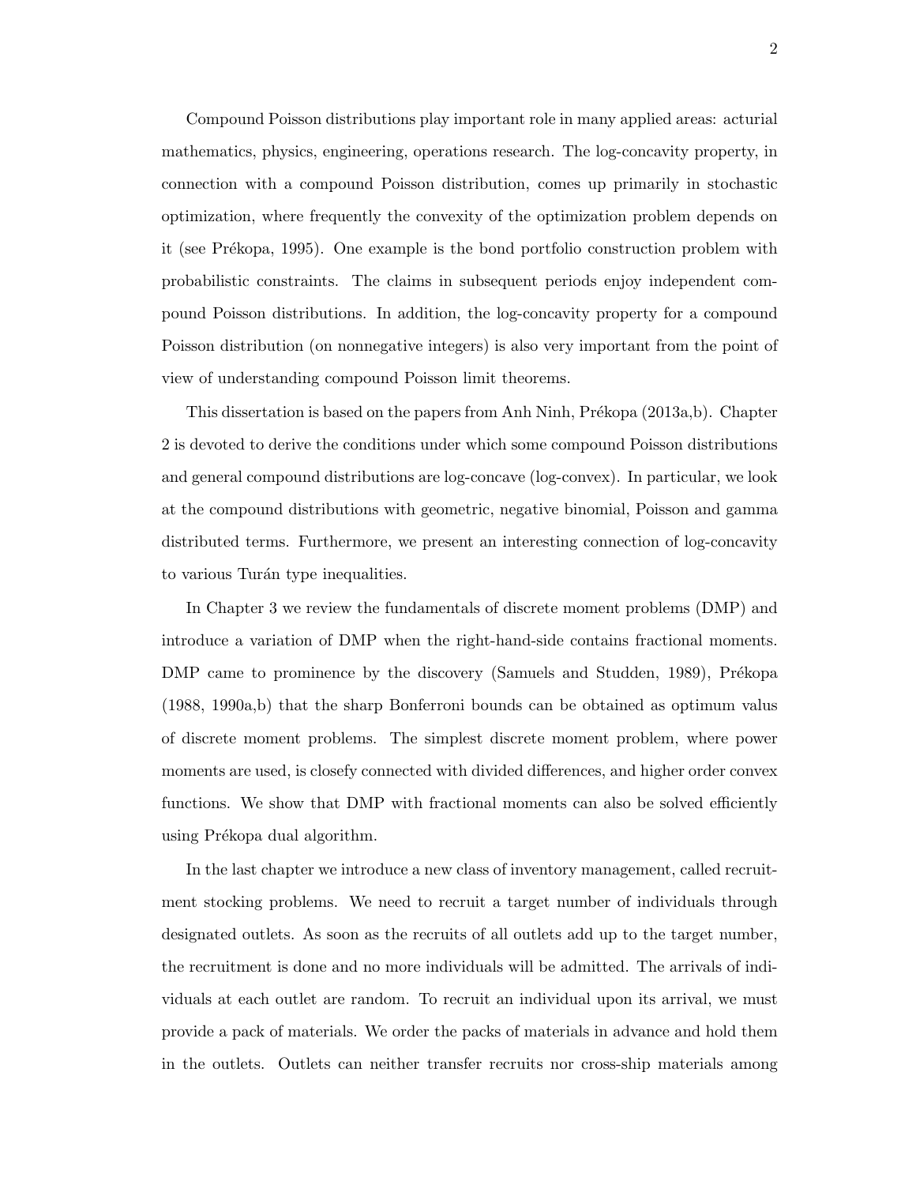Compound Poisson distributions play important role in many applied areas: acturial mathematics, physics, engineering, operations research. The log-concavity property, in connection with a compound Poisson distribution, comes up primarily in stochastic optimization, where frequently the convexity of the optimization problem depends on it (see Prékopa, 1995). One example is the bond portfolio construction problem with probabilistic constraints. The claims in subsequent periods enjoy independent compound Poisson distributions. In addition, the log-concavity property for a compound Poisson distribution (on nonnegative integers) is also very important from the point of view of understanding compound Poisson limit theorems.

This dissertation is based on the papers from Anh Ninh, Prékopa (2013a,b). Chapter 2 is devoted to derive the conditions under which some compound Poisson distributions and general compound distributions are log-concave (log-convex). In particular, we look at the compound distributions with geometric, negative binomial, Poisson and gamma distributed terms. Furthermore, we present an interesting connection of log-concavity to various Turán type inequalities.

In Chapter 3 we review the fundamentals of discrete moment problems (DMP) and introduce a variation of DMP when the right-hand-side contains fractional moments. DMP came to prominence by the discovery (Samuels and Studden, 1989), Prékopa (1988, 1990a,b) that the sharp Bonferroni bounds can be obtained as optimum valus of discrete moment problems. The simplest discrete moment problem, where power moments are used, is closefy connected with divided differences, and higher order convex functions. We show that DMP with fractional moments can also be solved efficiently using Prékopa dual algorithm.

In the last chapter we introduce a new class of inventory management, called recruitment stocking problems. We need to recruit a target number of individuals through designated outlets. As soon as the recruits of all outlets add up to the target number, the recruitment is done and no more individuals will be admitted. The arrivals of individuals at each outlet are random. To recruit an individual upon its arrival, we must provide a pack of materials. We order the packs of materials in advance and hold them in the outlets. Outlets can neither transfer recruits nor cross-ship materials among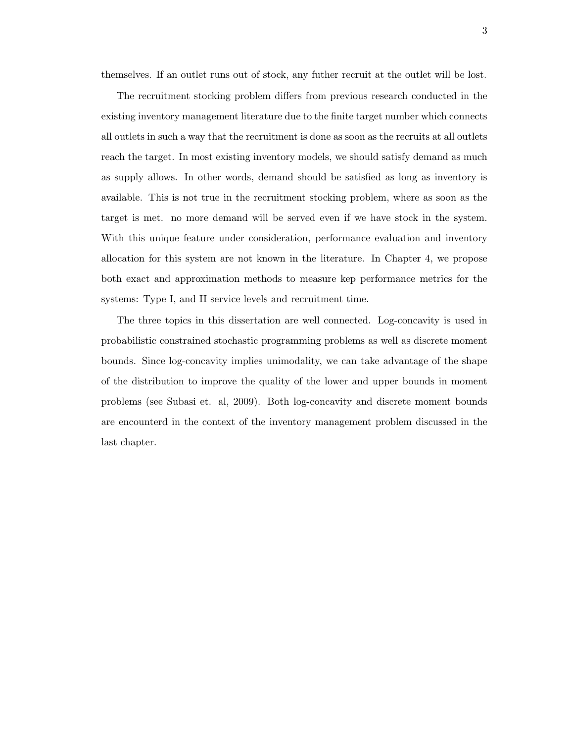themselves. If an outlet runs out of stock, any futher recruit at the outlet will be lost.

The recruitment stocking problem differs from previous research conducted in the existing inventory management literature due to the finite target number which connects all outlets in such a way that the recruitment is done as soon as the recruits at all outlets reach the target. In most existing inventory models, we should satisfy demand as much as supply allows. In other words, demand should be satisfied as long as inventory is available. This is not true in the recruitment stocking problem, where as soon as the target is met. no more demand will be served even if we have stock in the system. With this unique feature under consideration, performance evaluation and inventory allocation for this system are not known in the literature. In Chapter 4, we propose both exact and approximation methods to measure kep performance metrics for the systems: Type I, and II service levels and recruitment time.

The three topics in this dissertation are well connected. Log-concavity is used in probabilistic constrained stochastic programming problems as well as discrete moment bounds. Since log-concavity implies unimodality, we can take advantage of the shape of the distribution to improve the quality of the lower and upper bounds in moment problems (see Subasi et. al, 2009). Both log-concavity and discrete moment bounds are encounterd in the context of the inventory management problem discussed in the last chapter.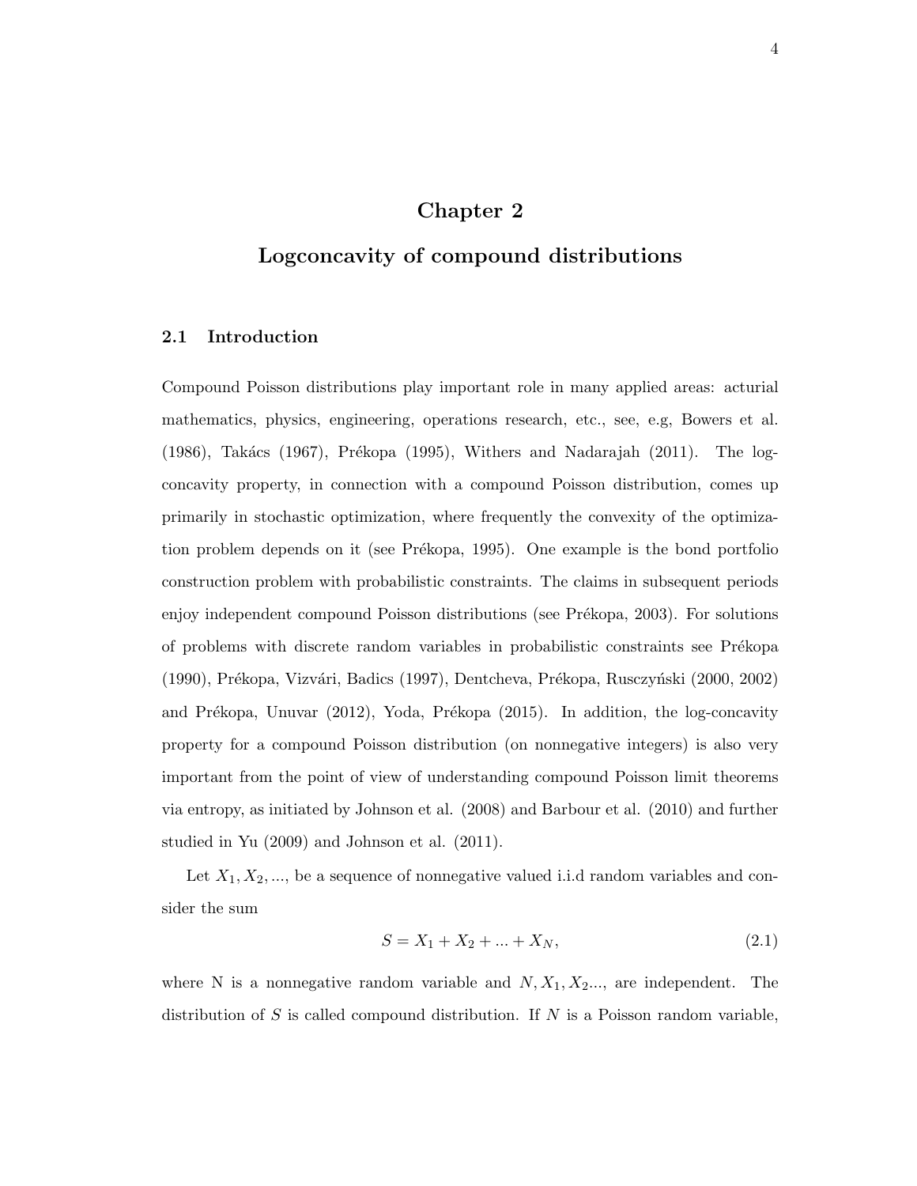# Chapter 2

# Logconcavity of compound distributions

## 2.1 Introduction

Compound Poisson distributions play important role in many applied areas: acturial mathematics, physics, engineering, operations research, etc., see, e.g, Bowers et al. (1986), Takács (1967), Prékopa (1995), Withers and Nadarajah (2011). The log-concavity property, in connection with a compound Poisson distribution, comes up primarily in stochastic optimization, where frequently the convexity of the optimization problem depends on it (see Prékopa, 1995). One example is the bond portfolio construction problem with probabilistic constraints. The claims in subsequent periods enjoy independent compound Poisson distributions (see Prékopa, 2003). For solutions of problems with discrete random variables in probabilistic constraints see Prékopa (1990), Prékopa, Vizvári, Badics (1997), Dentcheva, Prékopa, Rusczyński (2000, 2002) and Prékopa, Unuvar (2012), Yoda, Prékopa (2015). In addition, the log-concavity property for a compound Poisson distribution (on nonnegative integers) is also very important from the point of view of understanding compound Poisson limit theorems via entropy, as initiated by Johnson et al. (2008) and Barbour et al. (2010) and further studied in Yu (2009) and Johnson et al. (2011).

Let $X_1, X_2, ...,$ be a sequence of nonnegative valued i.i.d random variables and consider the sum

$$S = X_1 + X_2 + ... + X_N, \tag{2.1}$$

where N is a nonnegative random variable and $N, X_1, X_2...,$ are independent. The distribution of $S$ is called compound distribution. If $N$ is a Poisson random variable,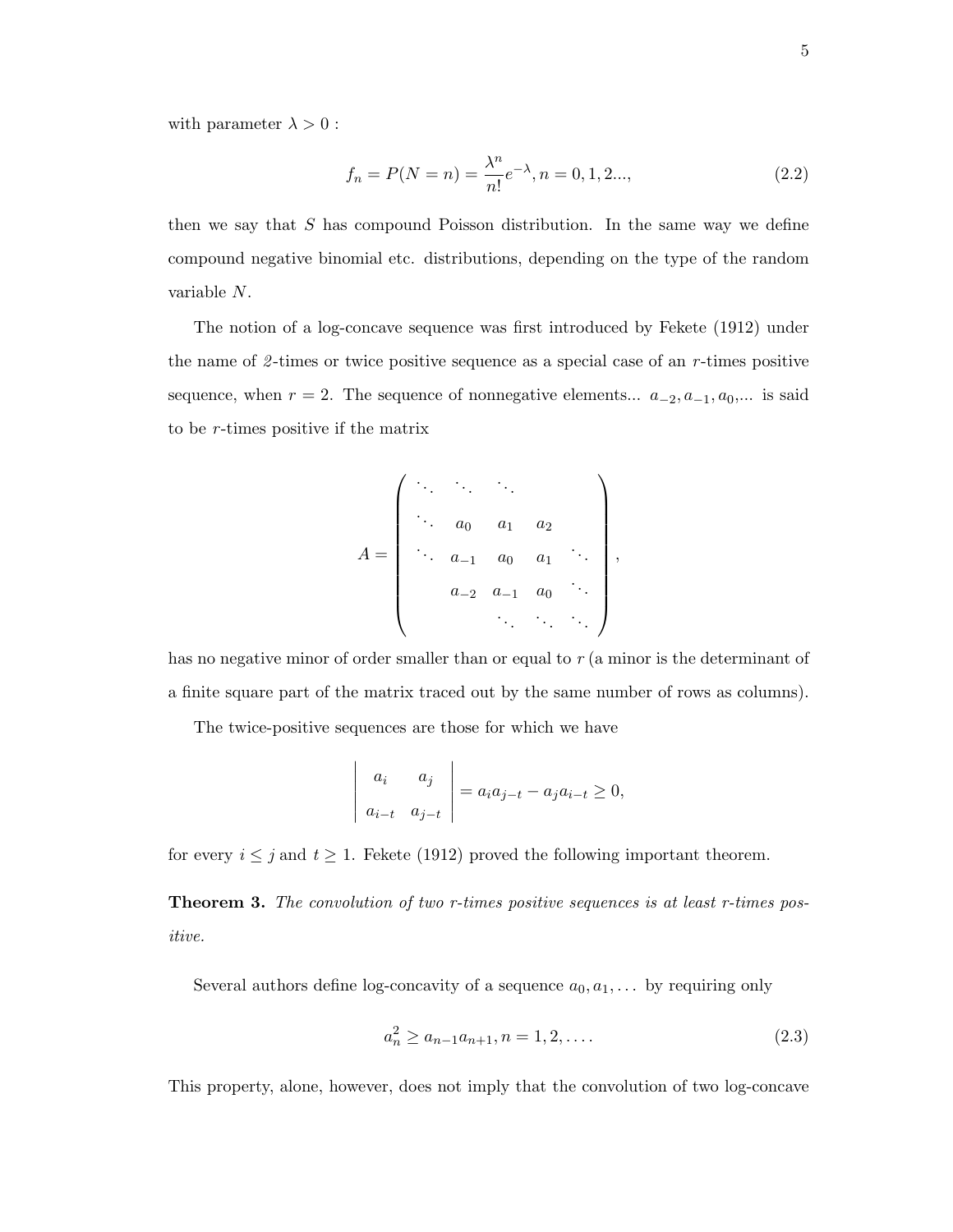with parameter $\lambda > 0$ :

$$f_n = P(N = n) = \frac{\lambda^n}{n!} e^{-\lambda}, n = 0, 1, 2..., \tag{2.2}$$

then we say that $S$ has compound Poisson distribution. In the same way we define compound negative binomial etc. distributions, depending on the type of the random variable $N$.

The notion of a log-concave sequence was first introduced by Fekete (1912) under the name of *2*-times or twice positive sequence as a special case of an $r$-times positive sequence, when $r = 2$. The sequence of nonnegative elements... $a_{-2}, a_{-1}, a_0$,... is said to be $r$-times positive if the matrix

$$A = \begin{pmatrix} \ddots & \ddots & \ddots & & \\ \ddots & a_0 & a_1 & a_2 & \\ \ddots & a_{-1} & a_0 & a_1 & \ddots \\ & a_{-2} & a_{-1} & a_0 & \ddots \\ & & \ddots & \ddots & \ddots \end{pmatrix},$$

has no negative minor of order smaller than or equal to $r$ (a minor is the determinant of a finite square part of the matrix traced out by the same number of rows as columns).

The twice-positive sequences are those for which we have

$$\begin{vmatrix} a_i & a_j \\ a_{i-t} & a_{j-t} \end{vmatrix} = a_i a_{j-t} - a_j a_{i-t} \geq 0,$$

for every $i \leq j$ and $t \geq 1$. Fekete (1912) proved the following important theorem.

**Theorem 3.** *The convolution of two r-times positive sequences is at least r-times positive.*

Several authors define log-concavity of a sequence $a_0, a_1, \ldots$ by requiring only

$$a_n^2 \geq a_{n-1} a_{n+1}, n = 1, 2, \ldots. \tag{2.3}$$

This property, alone, however, does not imply that the convolution of two log-concave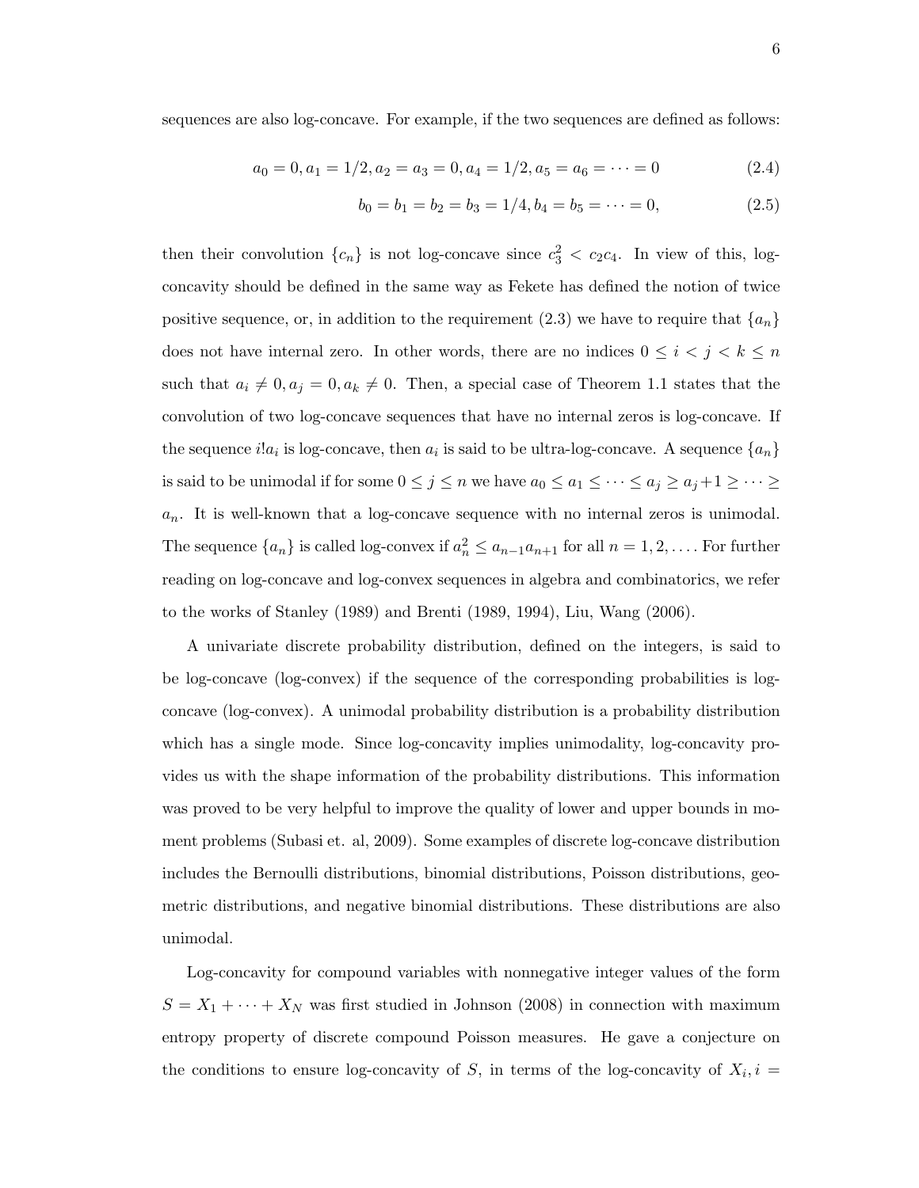sequences are also log-concave. For example, if the two sequences are defined as follows:

$$a_0 = 0, a_1 = 1/2, a_2 = a_3 = 0, a_4 = 1/2, a_5 = a_6 = \cdots = 0 \tag{2.4}$$

$$b_0 = b_1 = b_2 = b_3 = 1/4, b_4 = b_5 = \cdots = 0, \tag{2.5}$$

then their convolution $\{c_n\}$ is not log-concave since $c_3^2 < c_2c_4$. In view of this, log-concavity should be defined in the same way as Fekete has defined the notion of twice positive sequence, or, in addition to the requirement (2.3) we have to require that $\{a_n\}$ does not have internal zero. In other words, there are no indices $0 \leq i < j < k \leq n$ such that $a_i \neq 0, a_j = 0, a_k \neq 0$. Then, a special case of Theorem 1.1 states that the convolution of two log-concave sequences that have no internal zeros is log-concave. If the sequence $i!a_i$ is log-concave, then $a_i$ is said to be ultra-log-concave. A sequence $\{a_n\}$ is said to be unimodal if for some $0 \leq j \leq n$ we have $a_0 \leq a_1 \leq \cdots \leq a_j \geq a_j + 1 \geq \cdots \geq a_n$. It is well-known that a log-concave sequence with no internal zeros is unimodal. The sequence $\{a_n\}$ is called log-convex if $a_n^2 \leq a_{n-1}a_{n+1}$ for all $n = 1, 2, \ldots$. For further reading on log-concave and log-convex sequences in algebra and combinatorics, we refer to the works of Stanley (1989) and Brenti (1989, 1994), Liu, Wang (2006).

A univariate discrete probability distribution, defined on the integers, is said to be log-concave (log-convex) if the sequence of the corresponding probabilities is log-concave (log-convex). A unimodal probability distribution is a probability distribution which has a single mode. Since log-concavity implies unimodality, log-concavity provides us with the shape information of the probability distributions. This information was proved to be very helpful to improve the quality of lower and upper bounds in moment problems (Subasi et. al, 2009). Some examples of discrete log-concave distribution includes the Bernoulli distributions, binomial distributions, Poisson distributions, geometric distributions, and negative binomial distributions. These distributions are also unimodal.

Log-concavity for compound variables with nonnegative integer values of the form $S = X_1 + \cdots + X_N$ was first studied in Johnson (2008) in connection with maximum entropy property of discrete compound Poisson measures. He gave a conjecture on the conditions to ensure log-concavity of $S$, in terms of the log-concavity of $X_i, i =$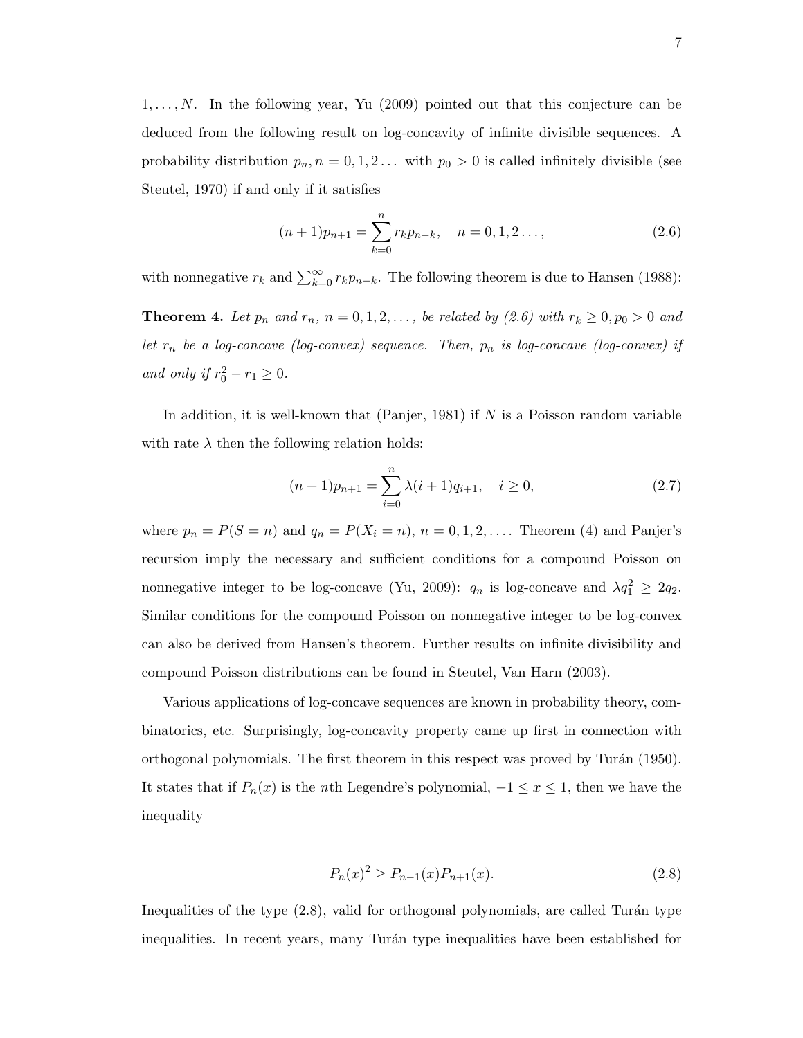$1, \ldots, N$. In the following year, Yu (2009) pointed out that this conjecture can be deduced from the following result on log-concavity of infinite divisible sequences. A probability distribution $p_n, n = 0, 1, 2 \ldots$ with $p_0 > 0$ is called infinitely divisible (see Steutel, 1970) if and only if it satisfies

$$(n+1)p_{n+1} = \sum_{k=0}^{n} r_k p_{n-k}, \quad n = 0, 1, 2 \ldots, \tag{2.6}$$

with nonnegative $r_k$ and $\sum_{k=0}^{\infty} r_k p_{n-k}$. The following theorem is due to Hansen (1988):

**Theorem 4.** *Let $p_n$ and $r_n$, $n = 0, 1, 2, \ldots,$ be related by (2.6) with $r_k \geq 0, p_0 > 0$ and let $r_n$ be a log-concave (log-convex) sequence. Then, $p_n$ is log-concave (log-convex) if and only if $r_0^2 - r_1 \geq 0$.*

In addition, it is well-known that (Panjer, 1981) if $N$ is a Poisson random variable with rate $\lambda$ then the following relation holds:

$$(n+1)p_{n+1} = \sum_{i=0}^{n} \lambda(i+1)q_{i+1}, \quad i \geq 0, \tag{2.7}$$

where $p_n = P(S = n)$ and $q_n = P(X_i = n)$, $n = 0, 1, 2, \ldots$. Theorem (4) and Panjer's recursion imply the necessary and sufficient conditions for a compound Poisson on nonnegative integer to be log-concave (Yu, 2009): $q_n$ is log-concave and $\lambda q_1^2 \geq 2q_2$. Similar conditions for the compound Poisson on nonnegative integer to be log-convex can also be derived from Hansen's theorem. Further results on infinite divisibility and compound Poisson distributions can be found in Steutel, Van Harn (2003).

Various applications of log-concave sequences are known in probability theory, combinatorics, etc. Surprisingly, log-concavity property came up first in connection with orthogonal polynomials. The first theorem in this respect was proved by Turán (1950). It states that if $P_n(x)$ is the $n$th Legendre's polynomial, $-1 \leq x \leq 1$, then we have the inequality

$$P_n(x)^2 \geq P_{n-1}(x)P_{n+1}(x). \tag{2.8}$$

Inequalities of the type (2.8), valid for orthogonal polynomials, are called Turán type inequalities. In recent years, many Turán type inequalities have been established for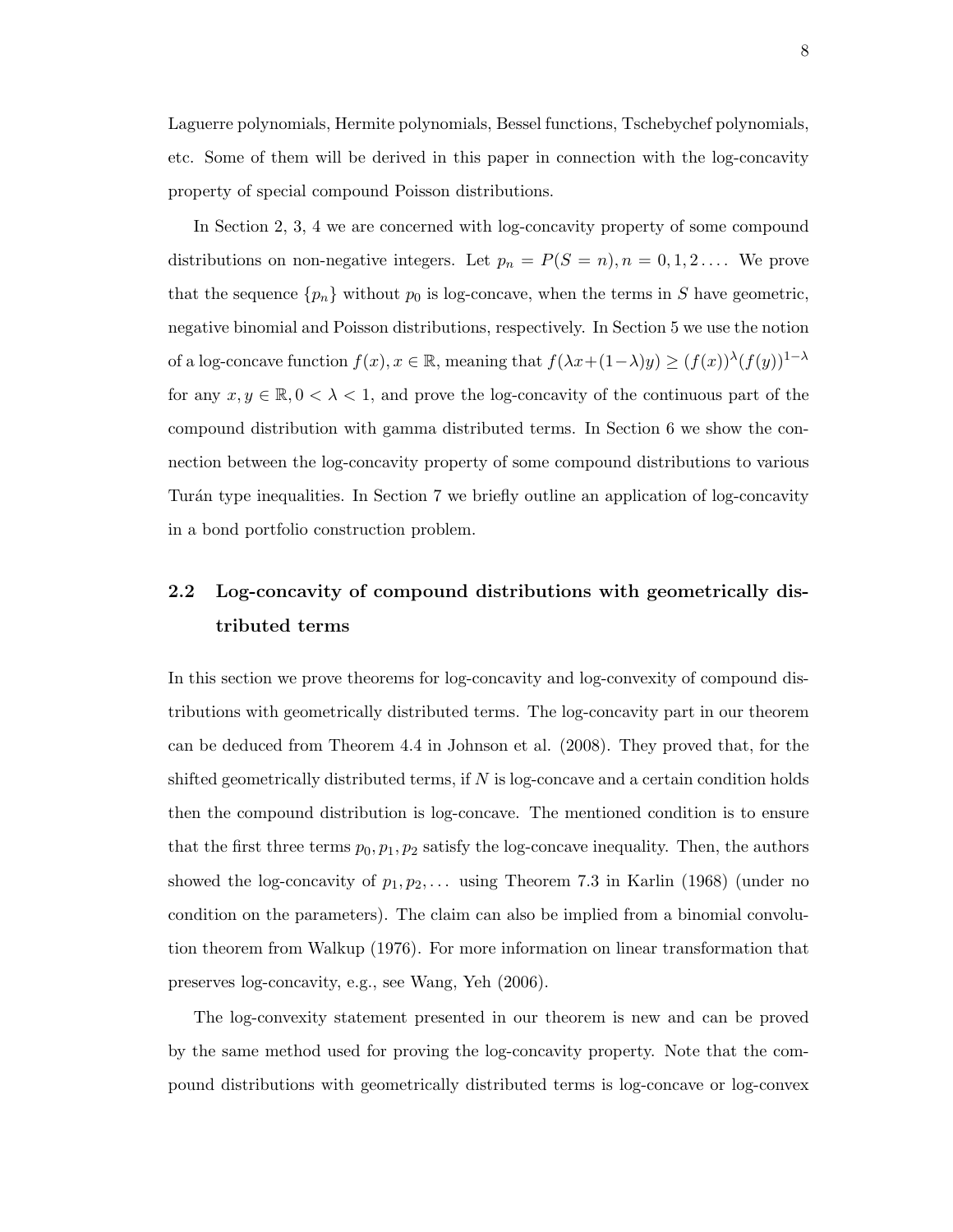Laguerre polynomials, Hermite polynomials, Bessel functions, Tschebychef polynomials, etc. Some of them will be derived in this paper in connection with the log-concavity property of special compound Poisson distributions.

In Section 2, 3, 4 we are concerned with log-concavity property of some compound distributions on non-negative integers. Let $p_n = P(S = n), n = 0, 1, 2 \ldots$. We prove that the sequence $\{p_n\}$ without $p_0$ is log-concave, when the terms in $S$ have geometric, negative binomial and Poisson distributions, respectively. In Section 5 we use the notion of a log-concave function $f(x), x \in \mathbb{R}$, meaning that $f(\lambda x + (1-\lambda)y) \geq (f(x))^{\lambda}(f(y))^{1-\lambda}$ for any $x, y \in \mathbb{R}, 0 < \lambda < 1$, and prove the log-concavity of the continuous part of the compound distribution with gamma distributed terms. In Section 6 we show the connection between the log-concavity property of some compound distributions to various Turán type inequalities. In Section 7 we briefly outline an application of log-concavity in a bond portfolio construction problem.

## 2.2 Log-concavity of compound distributions with geometrically distributed terms

In this section we prove theorems for log-concavity and log-convexity of compound distributions with geometrically distributed terms. The log-concavity part in our theorem can be deduced from Theorem 4.4 in Johnson et al. (2008). They proved that, for the shifted geometrically distributed terms, if $N$ is log-concave and a certain condition holds then the compound distribution is log-concave. The mentioned condition is to ensure that the first three terms $p_0, p_1, p_2$ satisfy the log-concave inequality. Then, the authors showed the log-concavity of $p_1, p_2, \ldots$ using Theorem 7.3 in Karlin (1968) (under no condition on the parameters). The claim can also be implied from a binomial convolution theorem from Walkup (1976). For more information on linear transformation that preserves log-concavity, e.g., see Wang, Yeh (2006).

The log-convexity statement presented in our theorem is new and can be proved by the same method used for proving the log-concavity property. Note that the compound distributions with geometrically distributed terms is log-concave or log-convex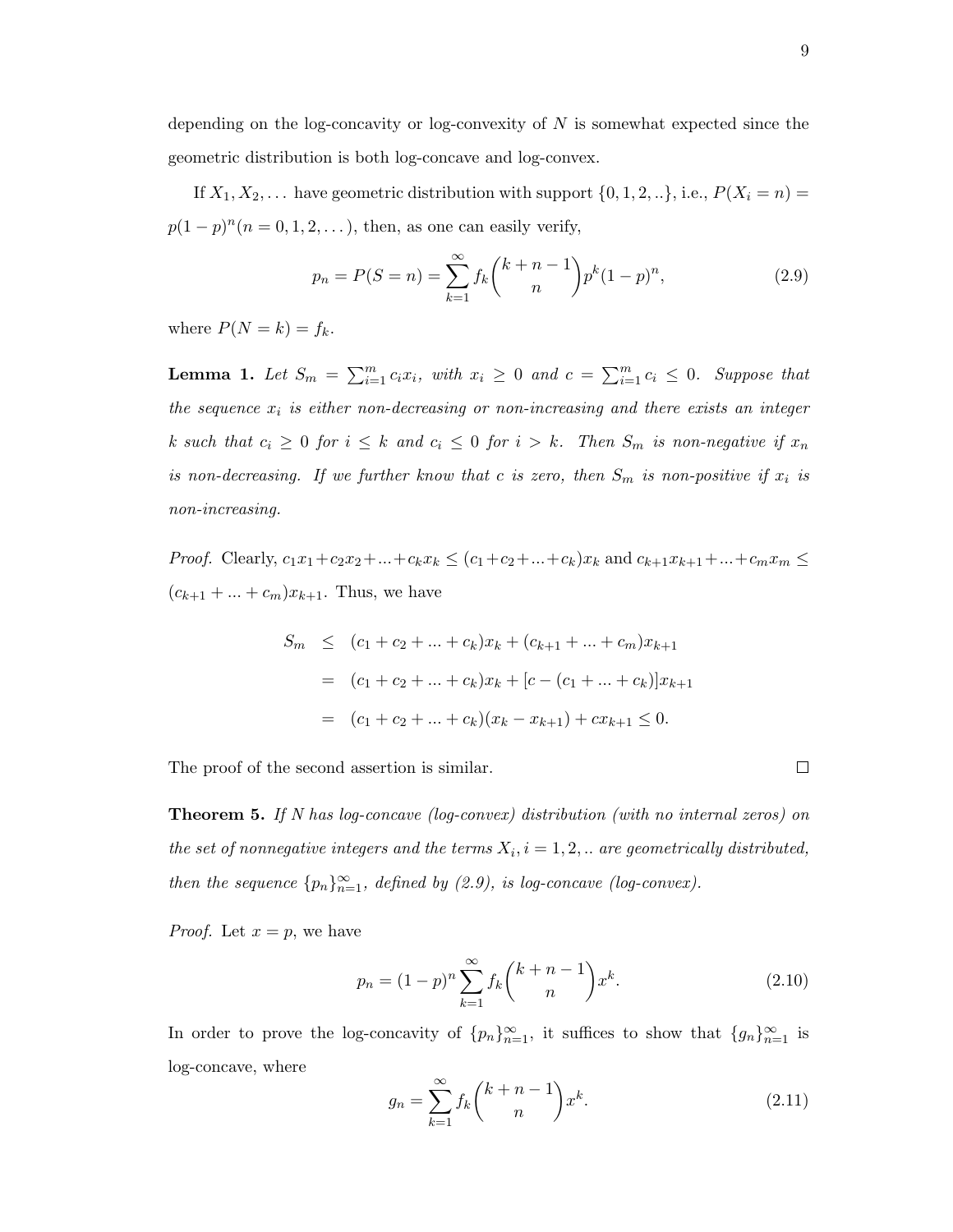depending on the log-concavity or log-convexity of $N$ is somewhat expected since the geometric distribution is both log-concave and log-convex.

If $X_1, X_2, \dots$ have geometric distribution with support $\{0, 1, 2, ..\}$, i.e., $P(X_i = n) = p(1-p)^n (n = 0, 1, 2, \dots)$, then, as one can easily verify,

$$p_n = P(S = n) = \sum_{k=1}^{\infty} f_k \binom{k+n-1}{n} p^k (1-p)^n, \tag{2.9}$$

where $P(N = k) = f_k$.

**Lemma 1.** *Let $S_m = \sum_{i=1}^{m} c_i x_i$, with $x_i \geq 0$ and $c = \sum_{i=1}^{m} c_i \leq 0$. Suppose that the sequence $x_i$ is either non-decreasing or non-increasing and there exists an integer $k$ such that $c_i \geq 0$ for $i \leq k$ and $c_i \leq 0$ for $i > k$. Then $S_m$ is non-negative if $x_n$ is non-decreasing. If we further know that $c$ is zero, then $S_m$ is non-positive if $x_i$ is non-increasing.*

*Proof.* Clearly, $c_1x_1 + c_2x_2 + ... + c_kx_k \leq (c_1 + c_2 + ... + c_k)x_k$ and $c_{k+1}x_{k+1} + ... + c_mx_m \leq (c_{k+1} + ... + c_m)x_{k+1}$. Thus, we have

$$\begin{aligned}
S_m &\leq (c_1 + c_2 + ... + c_k)x_k + (c_{k+1} + ... + c_m)x_{k+1} \\
&= (c_1 + c_2 + ... + c_k)x_k + [c - (c_1 + ... + c_k)]x_{k+1} \\
&= (c_1 + c_2 + ... + c_k)(x_k - x_{k+1}) + cx_{k+1} \leq 0.
\end{aligned}$$

The proof of the second assertion is similar. $\square$

**Theorem 5.** *If $N$ has log-concave (log-convex) distribution (with no internal zeros) on the set of nonnegative integers and the terms $X_i, i = 1, 2, ..$ are geometrically distributed, then the sequence $\{p_n\}_{n=1}^{\infty}$, defined by (2.9), is log-concave (log-convex).*

*Proof.* Let $x = p$, we have

$$p_n = (1-p)^n \sum_{k=1}^{\infty} f_k \binom{k+n-1}{n} x^k. \tag{2.10}$$

In order to prove the log-concavity of $\{p_n\}_{n=1}^{\infty}$, it suffices to show that $\{g_n\}_{n=1}^{\infty}$ is log-concave, where

$$g_n = \sum_{k=1}^{\infty} f_k \binom{k+n-1}{n} x^k. \tag{2.11}$$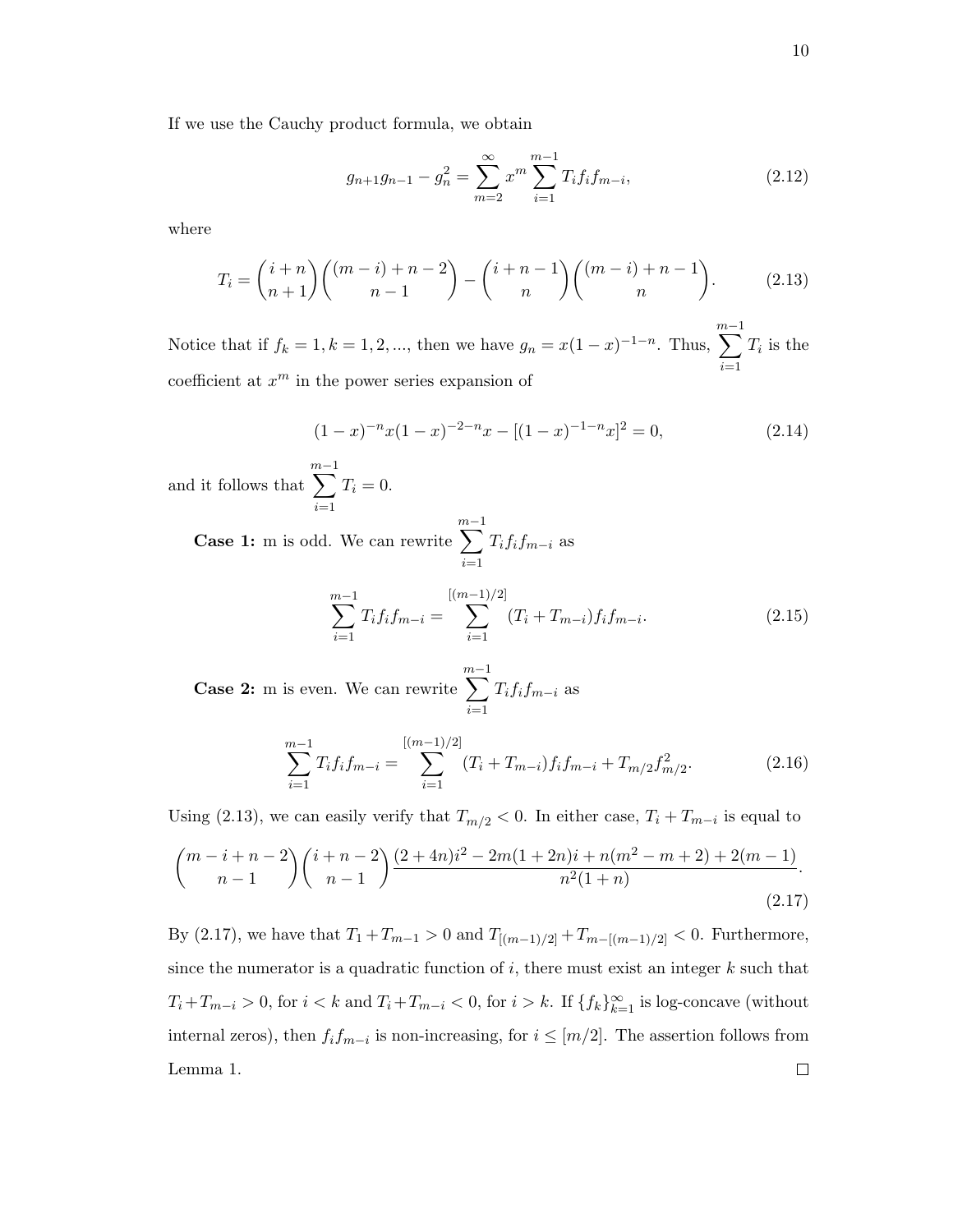If we use the Cauchy product formula, we obtain

$$g_{n+1}g_{n-1} - g_n^2 = \sum_{m=2}^{\infty} x^m \sum_{i=1}^{m-1} T_i f_i f_{m-i}, \tag{2.12}$$

where

$$T_i = \binom{i+n}{n+1}\binom{(m-i)+n-2}{n-1} - \binom{i+n-1}{n}\binom{(m-i)+n-1}{n}. \tag{2.13}$$

Notice that if $f_k = 1, k = 1, 2, ...,$ then we have $g_n = x(1-x)^{-1-n}$. Thus, $\sum_{i=1}^{m-1} T_i$ is the coefficient at $x^m$ in the power series expansion of

$$(1-x)^{-n}x(1-x)^{-2-n}x - [(1-x)^{-1-n}x]^2 = 0, \tag{2.14}$$

and it follows that $\sum_{i=1}^{m-1} T_i = 0$.

**Case 1:** m is odd. We can rewrite $\sum_{i=1}^{m-1} T_i f_i f_{m-i}$ as

$$\sum_{i=1}^{m-1} T_i f_i f_{m-i} = \sum_{i=1}^{[(m-1)/2]} (T_i + T_{m-i}) f_i f_{m-i}. \tag{2.15}$$

**Case 2:** m is even. We can rewrite $\sum_{i=1}^{m-1} T_i f_i f_{m-i}$ as

$$\sum_{i=1}^{m-1} T_i f_i f_{m-i} = \sum_{i=1}^{[(m-1)/2]} (T_i + T_{m-i}) f_i f_{m-i} + T_{m/2} f_{m/2}^2. \tag{2.16}$$

Using (2.13), we can easily verify that $T_{m/2} < 0$. In either case, $T_i + T_{m-i}$ is equal to

$$\binom{m-i+n-2}{n-1}\binom{i+n-2}{n-1}\frac{(2+4n)i^2 - 2m(1+2n)i + n(m^2-m+2) + 2(m-1)}{n^2(1+n)}. \tag{2.17}$$

By (2.17), we have that $T_1 + T_{m-1} > 0$ and $T_{[(m-1)/2]} + T_{m-[(m-1)/2]} < 0$. Furthermore, since the numerator is a quadratic function of $i$, there must exist an integer $k$ such that $T_i + T_{m-i} > 0$, for $i < k$ and $T_i + T_{m-i} < 0$, for $i > k$. If $\{f_k\}_{k=1}^{\infty}$ is log-concave (without internal zeros), then $f_i f_{m-i}$ is non-increasing, for $i \leq [m/2]$. The assertion follows from Lemma 1. □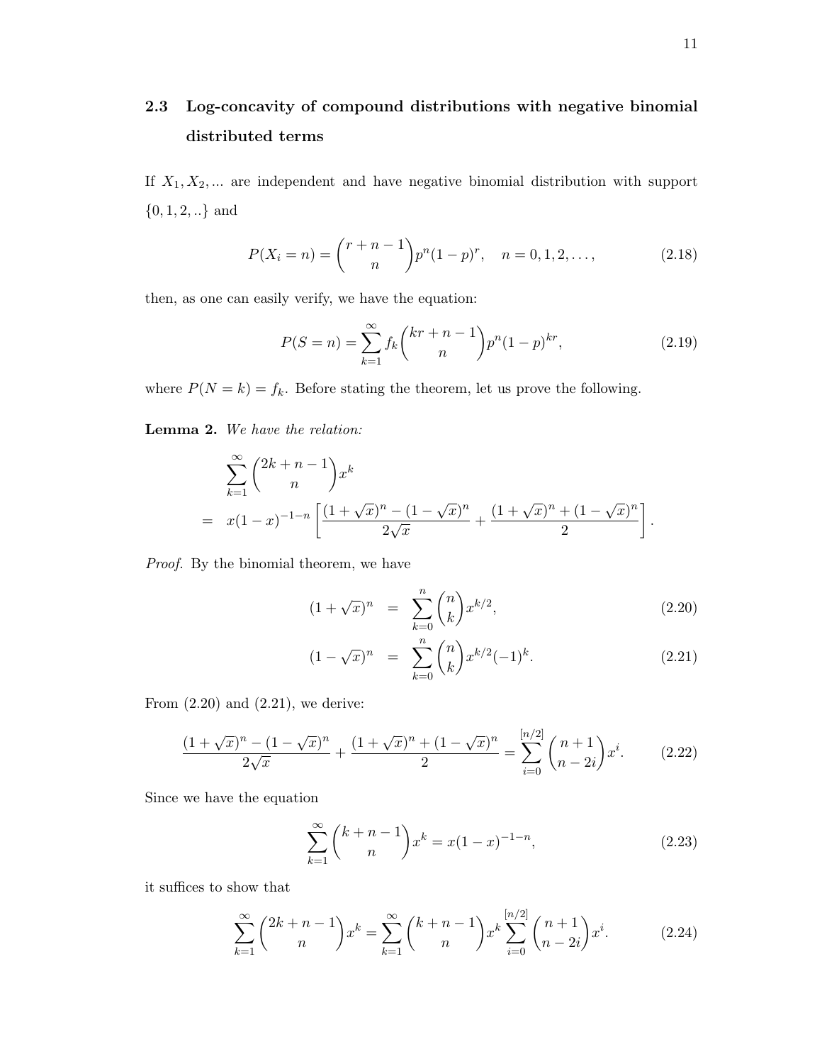## 2.3 Log-concavity of compound distributions with negative binomial distributed terms

If $X_1, X_2, ...$ are independent and have negative binomial distribution with support $\{0, 1, 2, ..\}$ and

$$P(X_i = n) = \binom{r+n-1}{n} p^n (1-p)^r, \quad n = 0, 1, 2, \dots, \tag{2.18}$$

then, as one can easily verify, we have the equation:

$$P(S = n) = \sum_{k=1}^{\infty} f_k \binom{kr+n-1}{n} p^n (1-p)^{kr}, \tag{2.19}$$

where $P(N = k) = f_k$. Before stating the theorem, let us prove the following.

**Lemma 2.** *We have the relation:*

$$\begin{aligned} &\sum_{k=1}^{\infty} \binom{2k+n-1}{n} x^k \\ = \;& x(1-x)^{-1-n} \left[ \frac{(1+\sqrt{x})^n - (1-\sqrt{x})^n}{2\sqrt{x}} + \frac{(1+\sqrt{x})^n + (1-\sqrt{x})^n}{2} \right]. \end{aligned}$$

*Proof.* By the binomial theorem, we have

$$(1+\sqrt{x})^n = \sum_{k=0}^{n} \binom{n}{k} x^{k/2}, \tag{2.20}$$

$$(1-\sqrt{x})^n = \sum_{k=0}^{n} \binom{n}{k} x^{k/2} (-1)^k. \tag{2.21}$$

From (2.20) and (2.21), we derive:

$$\frac{(1+\sqrt{x})^n - (1-\sqrt{x})^n}{2\sqrt{x}} + \frac{(1+\sqrt{x})^n + (1-\sqrt{x})^n}{2} = \sum_{i=0}^{[n/2]} \binom{n+1}{n-2i} x^i. \tag{2.22}$$

Since we have the equation

$$\sum_{k=1}^{\infty} \binom{k+n-1}{n} x^k = x(1-x)^{-1-n}, \tag{2.23}$$

it suffices to show that

$$\sum_{k=1}^{\infty} \binom{2k+n-1}{n} x^k = \sum_{k=1}^{\infty} \binom{k+n-1}{n} x^k \sum_{i=0}^{[n/2]} \binom{n+1}{n-2i} x^i. \tag{2.24}$$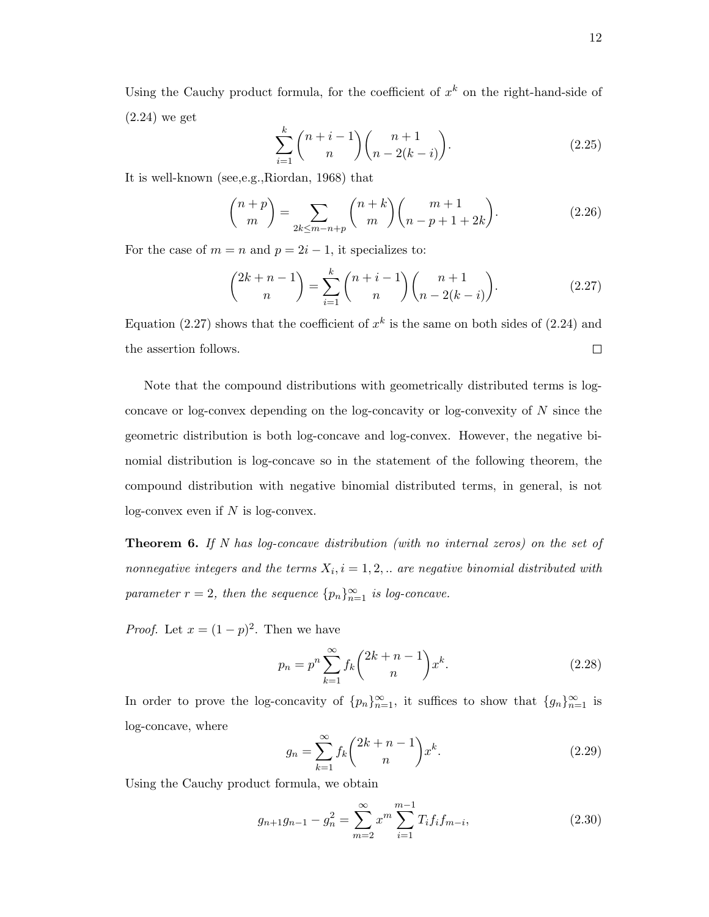Using the Cauchy product formula, for the coefficient of $x^k$ on the right-hand-side of (2.24) we get

$$\sum_{i=1}^{k} \binom{n+i-1}{n} \binom{n+1}{n-2(k-i)}. \tag{2.25}$$

It is well-known (see,e.g.,Riordan, 1968) that

$$\binom{n+p}{m} = \sum_{2k \leq m-n+p} \binom{n+k}{m} \binom{m+1}{n-p+1+2k}. \tag{2.26}$$

For the case of $m = n$ and $p = 2i - 1$, it specializes to:

$$\binom{2k+n-1}{n} = \sum_{i=1}^{k} \binom{n+i-1}{n} \binom{n+1}{n-2(k-i)}. \tag{2.27}$$

Equation (2.27) shows that the coefficient of $x^k$ is the same on both sides of (2.24) and the assertion follows. □

Note that the compound distributions with geometrically distributed terms is log-concave or log-convex depending on the log-concavity or log-convexity of $N$ since the geometric distribution is both log-concave and log-convex. However, the negative binomial distribution is log-concave so in the statement of the following theorem, the compound distribution with negative binomial distributed terms, in general, is not log-convex even if $N$ is log-convex.

**Theorem 6.** *If $N$ has log-concave distribution (with no internal zeros) on the set of nonnegative integers and the terms $X_i, i = 1, 2, ..$ are negative binomial distributed with parameter $r = 2$, then the sequence $\{p_n\}_{n=1}^{\infty}$ is log-concave.*

*Proof.* Let $x = (1-p)^2$. Then we have

$$p_n = p^n \sum_{k=1}^{\infty} f_k \binom{2k+n-1}{n} x^k. \tag{2.28}$$

In order to prove the log-concavity of $\{p_n\}_{n=1}^{\infty}$, it suffices to show that $\{g_n\}_{n=1}^{\infty}$ is log-concave, where

$$g_n = \sum_{k=1}^{\infty} f_k \binom{2k+n-1}{n} x^k. \tag{2.29}$$

Using the Cauchy product formula, we obtain

$$g_{n+1}g_{n-1} - g_n^2 = \sum_{m=2}^{\infty} x^m \sum_{i=1}^{m-1} T_i f_i f_{m-i}, \tag{2.30}$$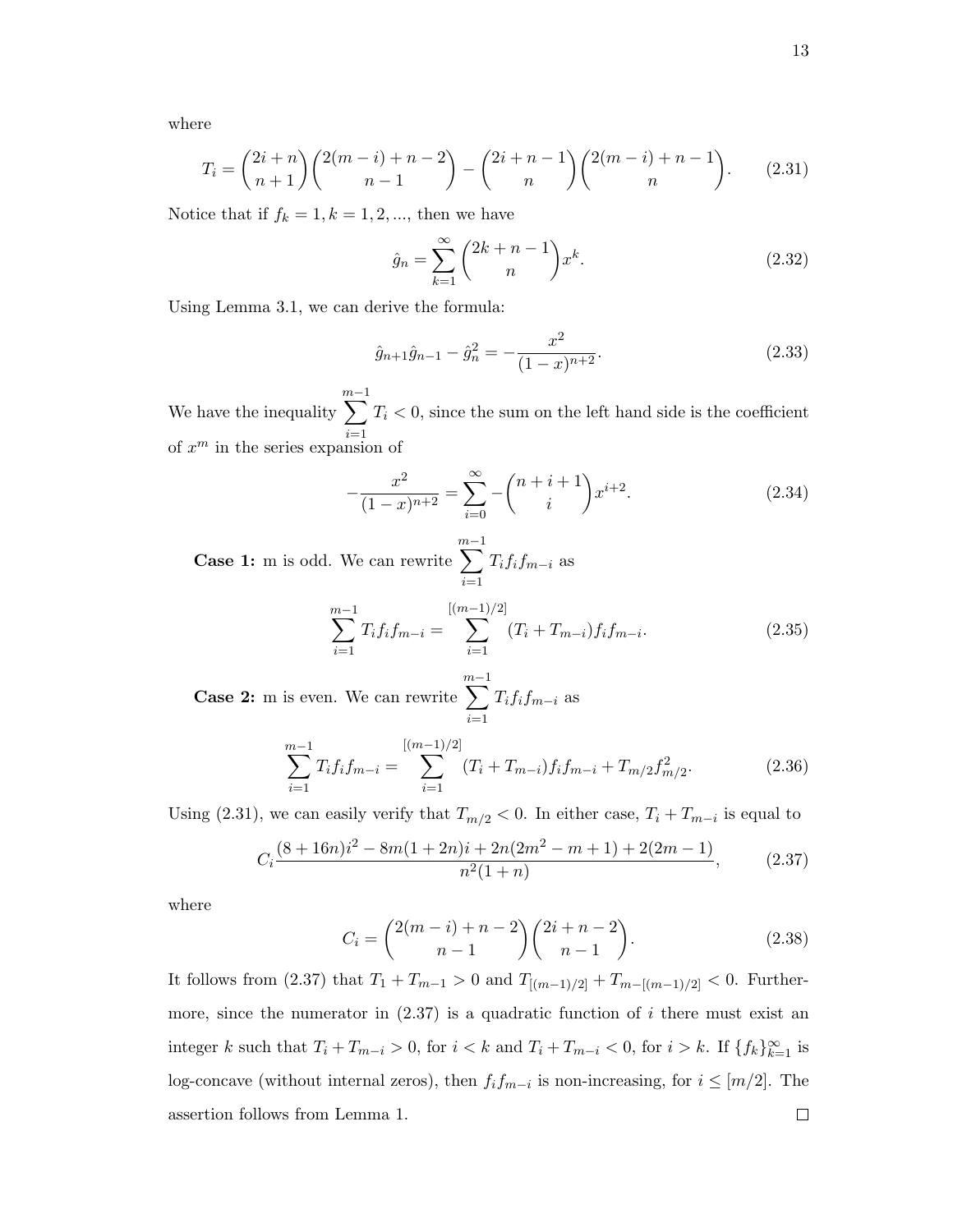where

$$T_i = \binom{2i+n}{n+1}\binom{2(m-i)+n-2}{n-1} - \binom{2i+n-1}{n}\binom{2(m-i)+n-1}{n}. \tag{2.31}$$

Notice that if $f_k = 1, k = 1, 2, ...$, then we have

$$\hat{g}_n = \sum_{k=1}^{\infty} \binom{2k+n-1}{n} x^k. \tag{2.32}$$

Using Lemma 3.1, we can derive the formula:

$$\hat{g}_{n+1}\hat{g}_{n-1} - \hat{g}_n^2 = -\frac{x^2}{(1-x)^{n+2}}. \tag{2.33}$$

We have the inequality $\sum_{i=1}^{m-1} T_i < 0$, since the sum on the left hand side is the coefficient of $x^m$ in the series expansion of

$$-\frac{x^2}{(1-x)^{n+2}} = \sum_{i=0}^{\infty} -\binom{n+i+1}{i} x^{i+2}. \tag{2.34}$$

**Case 1:** m is odd. We can rewrite $\sum_{i=1}^{m-1} T_i f_i f_{m-i}$ as

$$\sum_{i=1}^{m-1} T_i f_i f_{m-i} = \sum_{i=1}^{[(m-1)/2]} (T_i + T_{m-i}) f_i f_{m-i}. \tag{2.35}$$

**Case 2:** m is even. We can rewrite $\sum_{i=1}^{m-1} T_i f_i f_{m-i}$ as

$$\sum_{i=1}^{m-1} T_i f_i f_{m-i} = \sum_{i=1}^{[(m-1)/2]} (T_i + T_{m-i}) f_i f_{m-i} + T_{m/2} f_{m/2}^2. \tag{2.36}$$

Using (2.31), we can easily verify that $T_{m/2} < 0$. In either case, $T_i + T_{m-i}$ is equal to

$$C_i \frac{(8+16n)i^2 - 8m(1+2n)i + 2n(2m^2 - m + 1) + 2(2m-1)}{n^2(1+n)}, \tag{2.37}$$

where

$$C_i = \binom{2(m-i)+n-2}{n-1}\binom{2i+n-2}{n-1}. \tag{2.38}$$

It follows from (2.37) that $T_1 + T_{m-1} > 0$ and $T_{[(m-1)/2]} + T_{m-[(m-1)/2]} < 0$. Furthermore, since the numerator in (2.37) is a quadratic function of $i$ there must exist an integer $k$ such that $T_i + T_{m-i} > 0$, for $i < k$ and $T_i + T_{m-i} < 0$, for $i > k$. If $\{f_k\}_{k=1}^{\infty}$ is log-concave (without internal zeros), then $f_i f_{m-i}$ is non-increasing, for $i \leq [m/2]$. The assertion follows from Lemma 1. □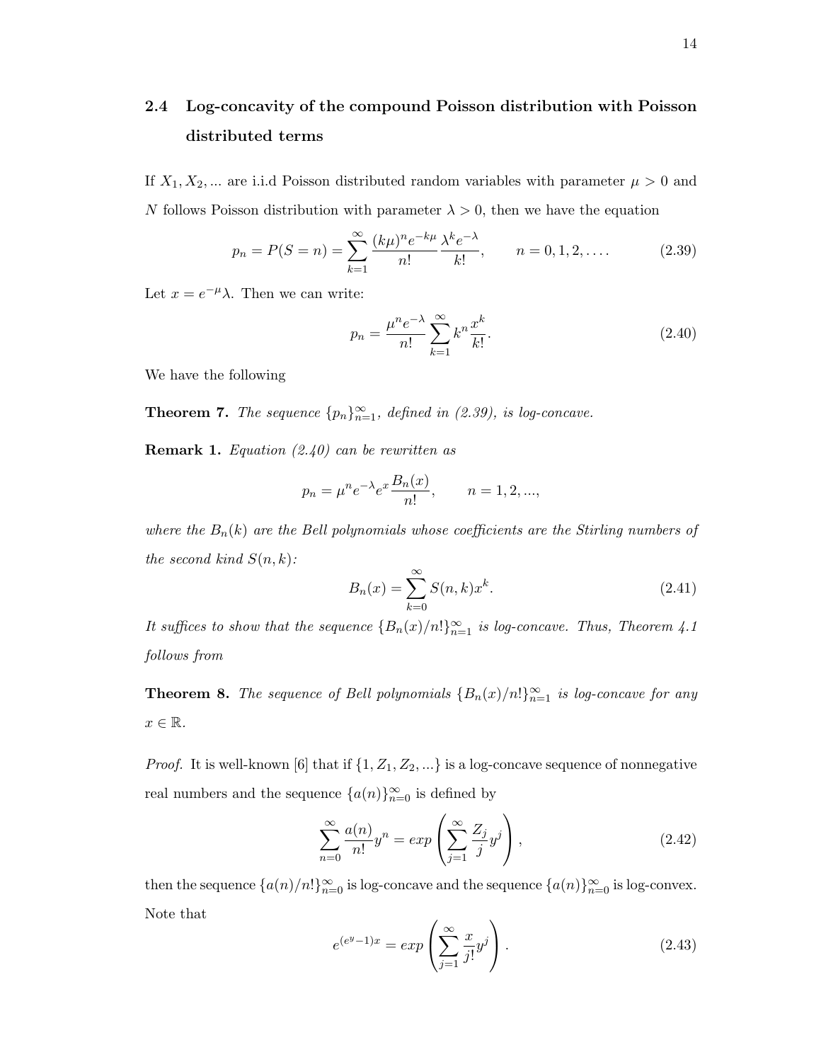## 2.4 Log-concavity of the compound Poisson distribution with Poisson distributed terms

If $X_1, X_2, ...$ are i.i.d Poisson distributed random variables with parameter $\mu > 0$ and $N$ follows Poisson distribution with parameter $\lambda > 0$, then we have the equation

$$p_n = P(S = n) = \sum_{k=1}^{\infty} \frac{(k\mu)^n e^{-k\mu}}{n!} \frac{\lambda^k e^{-\lambda}}{k!}, \qquad n = 0, 1, 2, \ldots. \tag{2.39}$$

Let $x = e^{-\mu}\lambda$. Then we can write:

$$p_n = \frac{\mu^n e^{-\lambda}}{n!} \sum_{k=1}^{\infty} k^n \frac{x^k}{k!}. \tag{2.40}$$

We have the following

**Theorem 7.** *The sequence $\{p_n\}_{n=1}^{\infty}$, defined in (2.39), is log-concave.*

**Remark 1.** *Equation (2.40) can be rewritten as*

$$p_n = \mu^n e^{-\lambda} e^x \frac{B_n(x)}{n!}, \qquad n = 1, 2, ...,$$

*where the $B_n(k)$ are the Bell polynomials whose coefficients are the Stirling numbers of the second kind $S(n, k)$:*

$$B_n(x) = \sum_{k=0}^{\infty} S(n, k) x^k. \tag{2.41}$$

*It suffices to show that the sequence $\{B_n(x)/n!\}_{n=1}^{\infty}$ is log-concave. Thus, Theorem 4.1 follows from*

**Theorem 8.** *The sequence of Bell polynomials $\{B_n(x)/n!\}_{n=1}^{\infty}$ is log-concave for any $x \in \mathbb{R}$.*

*Proof.* It is well-known [6] that if $\{1, Z_1, Z_2, ...\}$ is a log-concave sequence of nonnegative real numbers and the sequence $\{a(n)\}_{n=0}^{\infty}$ is defined by

$$\sum_{n=0}^{\infty} \frac{a(n)}{n!} y^n = exp\left(\sum_{j=1}^{\infty} \frac{Z_j}{j} y^j\right), \tag{2.42}$$

then the sequence $\{a(n)/n!\}_{n=0}^{\infty}$ is log-concave and the sequence $\{a(n)\}_{n=0}^{\infty}$ is log-convex.

Note that

$$e^{(e^y - 1)x} = exp\left(\sum_{j=1}^{\infty} \frac{x}{j!} y^j\right). \tag{2.43}$$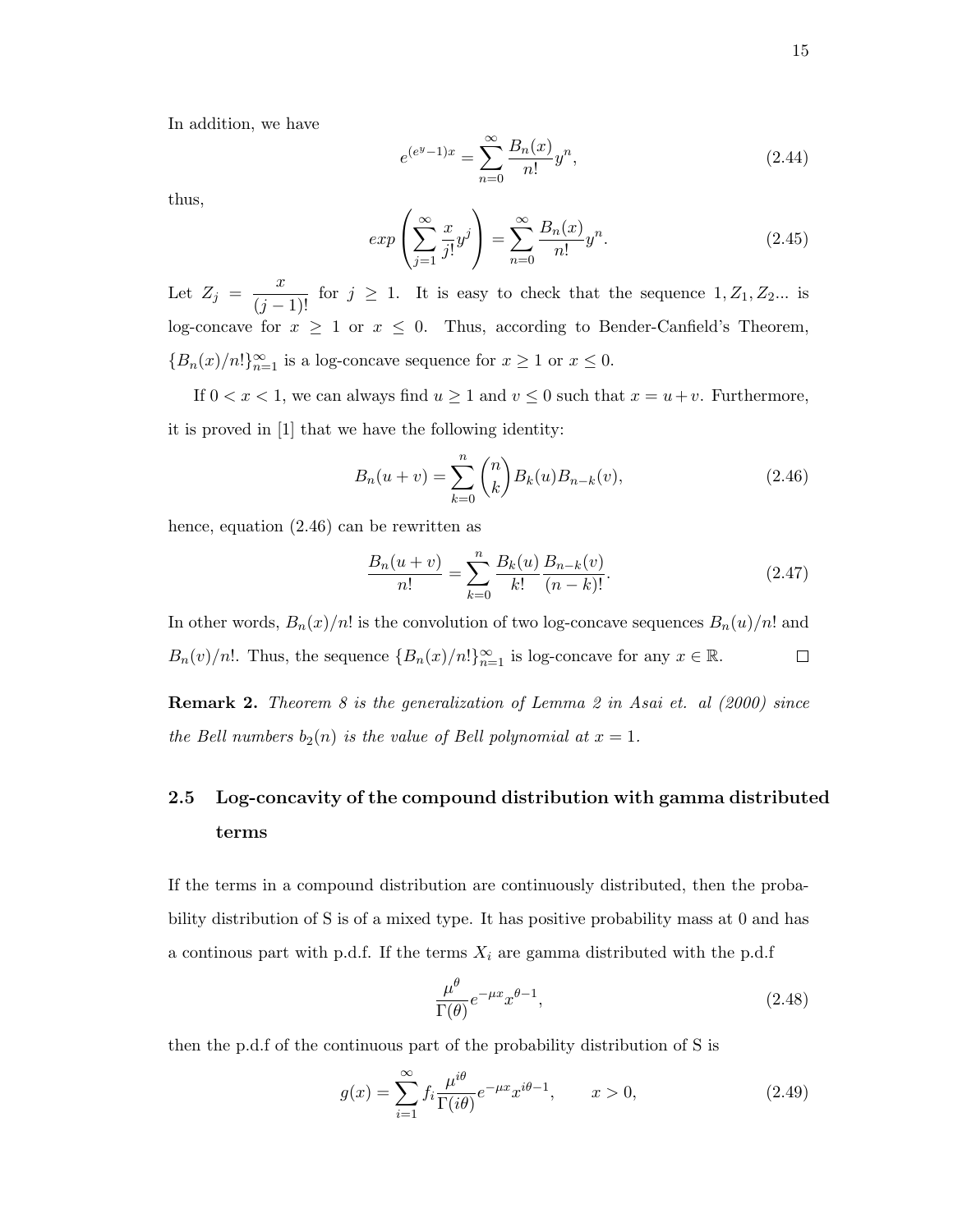In addition, we have

$$e^{(e^y-1)x} = \sum_{n=0}^{\infty} \frac{B_n(x)}{n!} y^n, \tag{2.44}$$

thus,

$$exp\left(\sum_{j=1}^{\infty} \frac{x}{j!} y^j\right) = \sum_{n=0}^{\infty} \frac{B_n(x)}{n!} y^n. \tag{2.45}$$

Let $Z_j = \dfrac{x}{(j-1)!}$ for $j \geq 1$. It is easy to check that the sequence $1, Z_1, Z_2 ...$ is log-concave for $x \geq 1$ or $x \leq 0$. Thus, according to Bender-Canfield's Theorem, $\{B_n(x)/n!\}_{n=1}^{\infty}$ is a log-concave sequence for $x \geq 1$ or $x \leq 0$.

If $0 < x < 1$, we can always find $u \geq 1$ and $v \leq 0$ such that $x = u + v$. Furthermore, it is proved in [1] that we have the following identity:

$$B_n(u+v) = \sum_{k=0}^{n} \binom{n}{k} B_k(u) B_{n-k}(v), \tag{2.46}$$

hence, equation (2.46) can be rewritten as

$$\frac{B_n(u+v)}{n!} = \sum_{k=0}^{n} \frac{B_k(u)}{k!} \frac{B_{n-k}(v)}{(n-k)!}. \tag{2.47}$$

In other words, $B_n(x)/n!$ is the convolution of two log-concave sequences $B_n(u)/n!$ and $B_n(v)/n!$. Thus, the sequence $\{B_n(x)/n!\}_{n=1}^{\infty}$ is log-concave for any $x \in \mathbb{R}$. $\square$

**Remark 2.** *Theorem 8 is the generalization of Lemma 2 in Asai et. al (2000) since the Bell numbers $b_2(n)$ is the value of Bell polynomial at $x = 1$.*

## 2.5 Log-concavity of the compound distribution with gamma distributed terms

If the terms in a compound distribution are continuously distributed, then the probability distribution of S is of a mixed type. It has positive probability mass at 0 and has a continous part with p.d.f. If the terms $X_i$ are gamma distributed with the p.d.f

$$\frac{\mu^{\theta}}{\Gamma(\theta)} e^{-\mu x} x^{\theta-1}, \tag{2.48}$$

then the p.d.f of the continuous part of the probability distribution of S is

$$g(x) = \sum_{i=1}^{\infty} f_i \frac{\mu^{i\theta}}{\Gamma(i\theta)} e^{-\mu x} x^{i\theta-1}, \qquad x > 0, \tag{2.49}$$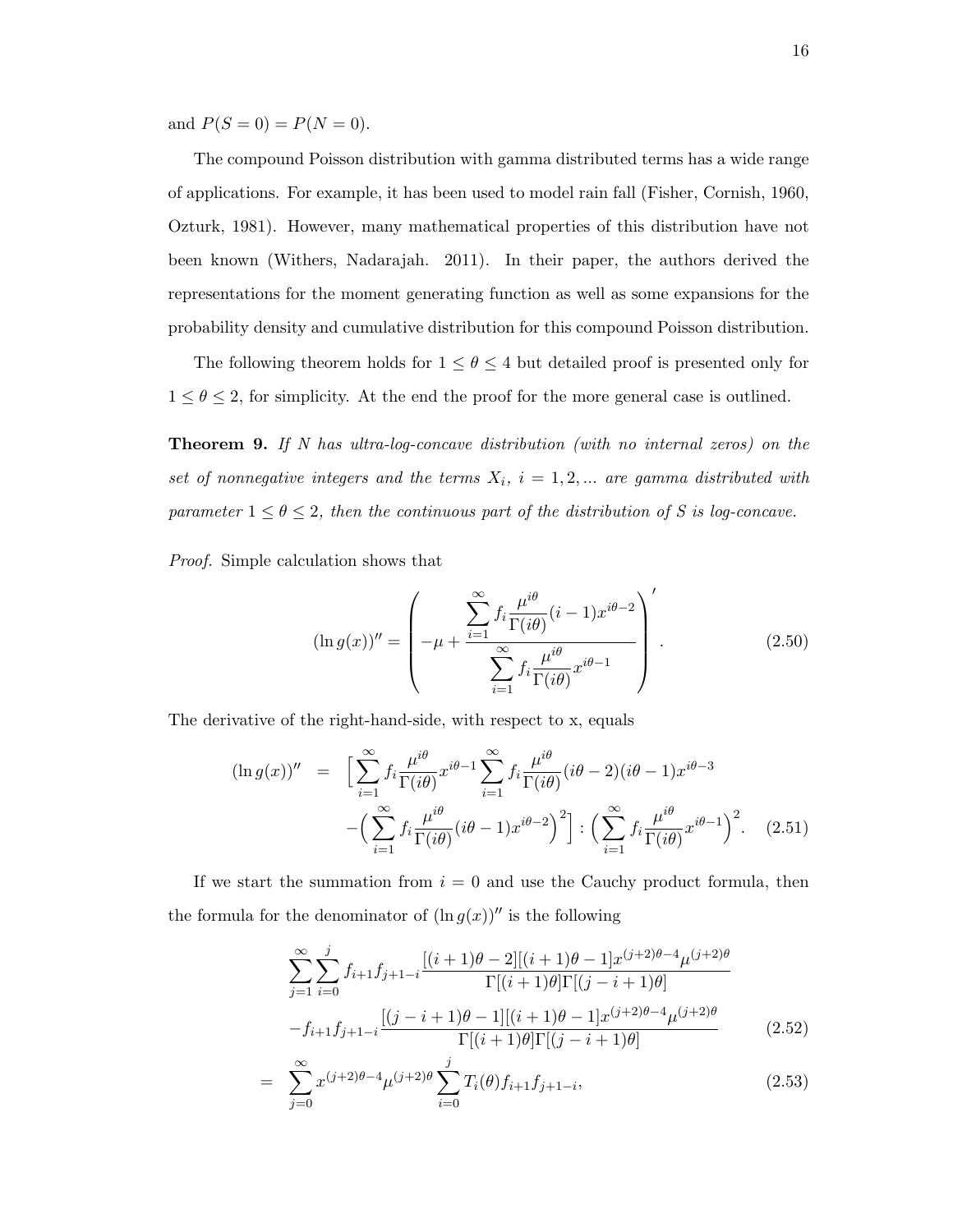and $P(S = 0) = P(N = 0)$.

The compound Poisson distribution with gamma distributed terms has a wide range of applications. For example, it has been used to model rain fall (Fisher, Cornish, 1960, Ozturk, 1981). However, many mathematical properties of this distribution have not been known (Withers, Nadarajah. 2011). In their paper, the authors derived the representations for the moment generating function as well as some expansions for the probability density and cumulative distribution for this compound Poisson distribution.

The following theorem holds for $1 \leq \theta \leq 4$ but detailed proof is presented only for $1 \leq \theta \leq 2$, for simplicity. At the end the proof for the more general case is outlined.

**Theorem 9.** *If $N$ has ultra-log-concave distribution (with no internal zeros) on the set of nonnegative integers and the terms $X_i$, $i = 1, 2, ...$ are gamma distributed with parameter $1 \leq \theta \leq 2$, then the continuous part of the distribution of $S$ is log-concave.*

*Proof.* Simple calculation shows that

$$(\ln g(x))'' = \left( -\mu + \frac{\sum_{i=1}^{\infty} f_i \frac{\mu^{i\theta}}{\Gamma(i\theta)}(i-1)x^{i\theta-2}}{\sum_{i=1}^{\infty} f_i \frac{\mu^{i\theta}}{\Gamma(i\theta)} x^{i\theta-1}} \right)'. \tag{2.50}$$

The derivative of the right-hand-side, with respect to x, equals

$$\begin{aligned}(\ln g(x))'' &= \Big[ \sum_{i=1}^{\infty} f_i \frac{\mu^{i\theta}}{\Gamma(i\theta)} x^{i\theta-1} \sum_{i=1}^{\infty} f_i \frac{\mu^{i\theta}}{\Gamma(i\theta)}(i\theta-2)(i\theta-1)x^{i\theta-3} \\ &\quad - \Big( \sum_{i=1}^{\infty} f_i \frac{\mu^{i\theta}}{\Gamma(i\theta)}(i\theta-1)x^{i\theta-2}\Big)^2 \Big] : \Big( \sum_{i=1}^{\infty} f_i \frac{\mu^{i\theta}}{\Gamma(i\theta)} x^{i\theta-1}\Big)^2. \end{aligned} \tag{2.51}$$

If we start the summation from $i = 0$ and use the Cauchy product formula, then the formula for the denominator of $(\ln g(x))''$ is the following

$$\begin{aligned} & \sum_{j=1}^{\infty} \sum_{i=0}^{j} f_{i+1} f_{j+1-i} \frac{[(i+1)\theta - 2][(i+1)\theta - 1] x^{(j+2)\theta-4} \mu^{(j+2)\theta}}{\Gamma[(i+1)\theta]\Gamma[(j-i+1)\theta]} \\ & - f_{i+1} f_{j+1-i} \frac{[(j-i+1)\theta - 1][(i+1)\theta - 1] x^{(j+2)\theta-4} \mu^{(j+2)\theta}}{\Gamma[(i+1)\theta]\Gamma[(j-i+1)\theta]} \end{aligned} \tag{2.52}$$

$$= \sum_{j=0}^{\infty} x^{(j+2)\theta-4} \mu^{(j+2)\theta} \sum_{i=0}^{j} T_i(\theta) f_{i+1} f_{j+1-i}, \tag{2.53}$$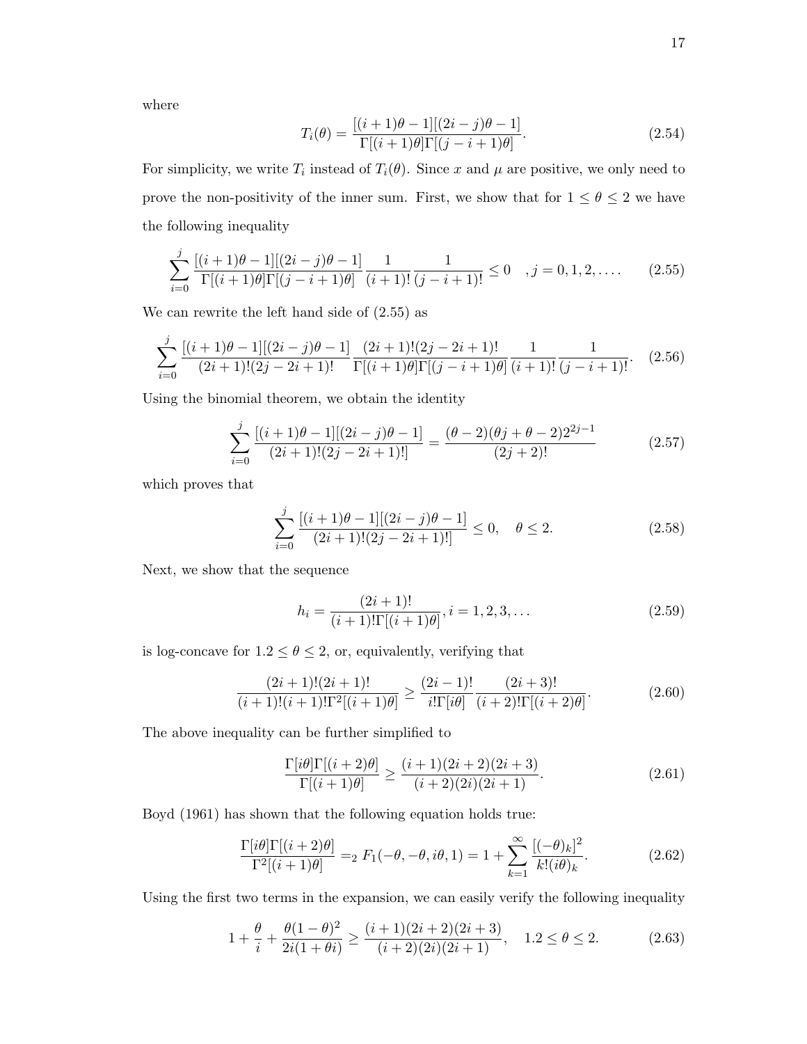where

$$T_i(\theta) = \frac{[(i+1)\theta - 1][(2i-j)\theta - 1]}{\Gamma[(i+1)\theta]\Gamma[(j-i+1)\theta]}. \tag{2.54}$$

For simplicity, we write $T_i$ instead of $T_i(\theta)$. Since $x$ and $\mu$ are positive, we only need to prove the non-positivity of the inner sum. First, we show that for $1 \leq \theta \leq 2$ we have the following inequality

$$\sum_{i=0}^{j} \frac{[(i+1)\theta - 1][(2i-j)\theta - 1]}{\Gamma[(i+1)\theta]\Gamma[(j-i+1)\theta]} \frac{1}{(i+1)!} \frac{1}{(j-i+1)!} \leq 0 \quad , j = 0, 1, 2, \ldots. \tag{2.55}$$

We can rewrite the left hand side of (2.55) as

$$\sum_{i=0}^{j} \frac{[(i+1)\theta - 1][(2i-j)\theta - 1]}{(2i+1)!(2j-2i+1)!} \frac{(2i+1)!(2j-2i+1)!}{\Gamma[(i+1)\theta]\Gamma[(j-i+1)\theta]} \frac{1}{(i+1)!} \frac{1}{(j-i+1)!}. \tag{2.56}$$

Using the binomial theorem, we obtain the identity

$$\sum_{i=0}^{j} \frac{[(i+1)\theta - 1][(2i-j)\theta - 1]}{(2i+1)!(2j-2i+1)!]} = \frac{(\theta - 2)(\theta j + \theta - 2)2^{2j-1}}{(2j+2)!} \tag{2.57}$$

which proves that

$$\sum_{i=0}^{j} \frac{[(i+1)\theta - 1][(2i-j)\theta - 1]}{(2i+1)!(2j-2i+1)!]} \leq 0, \quad \theta \leq 2. \tag{2.58}$$

Next, we show that the sequence

$$h_i = \frac{(2i+1)!}{(i+1)!\Gamma[(i+1)\theta]}, i = 1, 2, 3, \ldots \tag{2.59}$$

is log-concave for $1.2 \leq \theta \leq 2$, or, equivalently, verifying that

$$\frac{(2i+1)!(2i+1)!}{(i+1)!(i+1)!\Gamma^2[(i+1)\theta]} \geq \frac{(2i-1)!}{i!\Gamma[i\theta]} \frac{(2i+3)!}{(i+2)!\Gamma[(i+2)\theta]}. \tag{2.60}$$

The above inequality can be further simplified to

$$\frac{\Gamma[i\theta]\Gamma[(i+2)\theta]}{\Gamma[(i+1)\theta]} \geq \frac{(i+1)(2i+2)(2i+3)}{(i+2)(2i)(2i+1)}. \tag{2.61}$$

Boyd (1961) has shown that the following equation holds true:

$$\frac{\Gamma[i\theta]\Gamma[(i+2)\theta]}{\Gamma^2[(i+1)\theta]} = {}_2F_1(-\theta, -\theta, i\theta, 1) = 1 + \sum_{k=1}^{\infty} \frac{[(-\theta)_k]^2}{k!(i\theta)_k}. \tag{2.62}$$

Using the first two terms in the expansion, we can easily verify the following inequality

$$1 + \frac{\theta}{i} + \frac{\theta(1-\theta)^2}{2i(1+\theta i)} \geq \frac{(i+1)(2i+2)(2i+3)}{(i+2)(2i)(2i+1)}, \quad 1.2 \leq \theta \leq 2. \tag{2.63}$$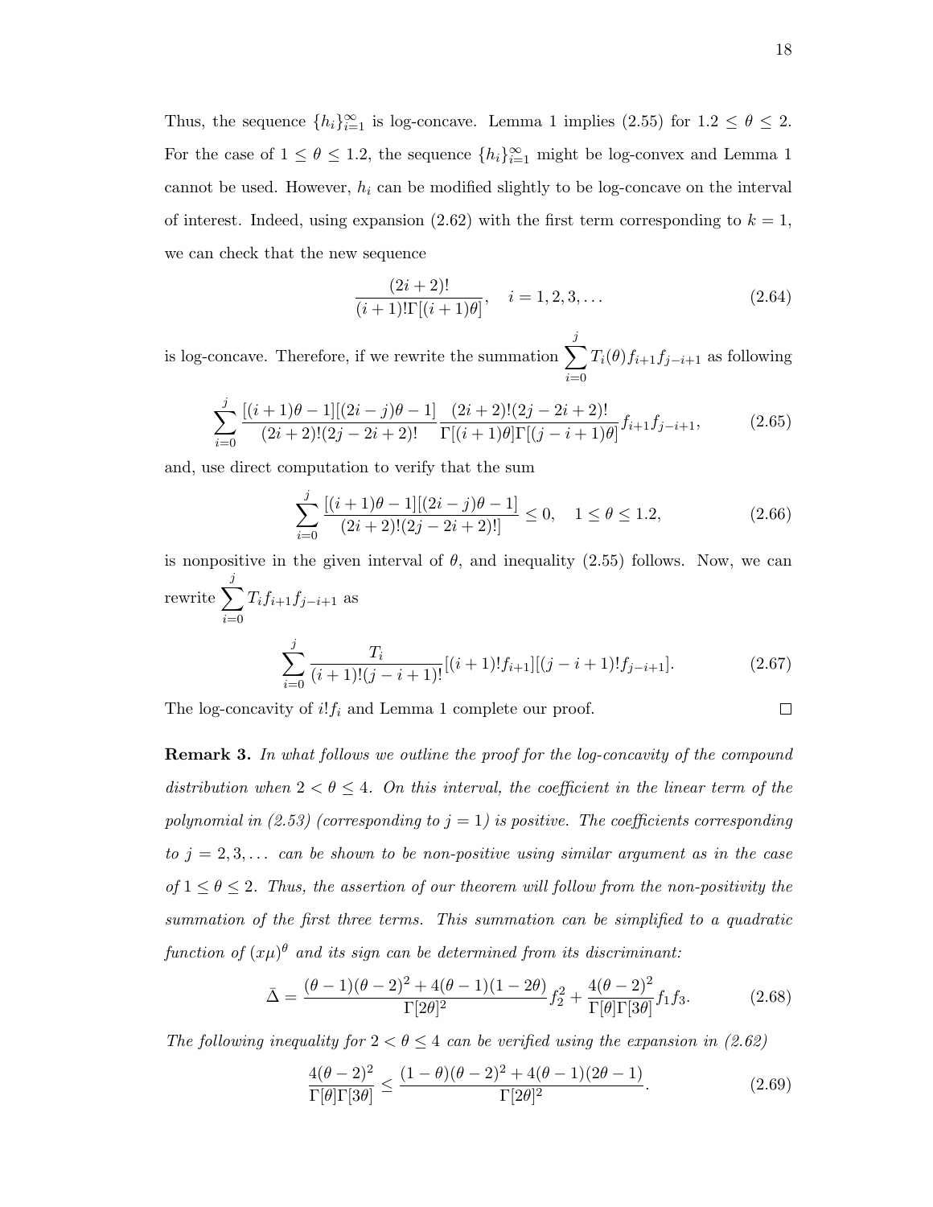Thus, the sequence $\{h_i\}_{i=1}^{\infty}$ is log-concave. Lemma 1 implies (2.55) for $1.2 \leq \theta \leq 2$. For the case of $1 \leq \theta \leq 1.2$, the sequence $\{h_i\}_{i=1}^{\infty}$ might be log-convex and Lemma 1 cannot be used. However, $h_i$ can be modified slightly to be log-concave on the interval of interest. Indeed, using expansion (2.62) with the first term corresponding to $k = 1$, we can check that the new sequence

$$\frac{(2i+2)!}{(i+1)!\Gamma[(i+1)\theta]}, \quad i = 1, 2, 3, \ldots \tag{2.64}$$

is log-concave. Therefore, if we rewrite the summation $\sum_{i=0}^{j} T_i(\theta) f_{i+1} f_{j-i+1}$ as following

$$\sum_{i=0}^{j} \frac{[(i+1)\theta - 1][(2i-j)\theta - 1]}{(2i+2)!(2j-2i+2)!} \frac{(2i+2)!(2j-2i+2)!}{\Gamma[(i+1)\theta]\Gamma[(j-i+1)\theta]} f_{i+1} f_{j-i+1}, \tag{2.65}$$

and, use direct computation to verify that the sum

$$\sum_{i=0}^{j} \frac{[(i+1)\theta - 1][(2i-j)\theta - 1]}{(2i+2)!(2j-2i+2)!]} \leq 0, \quad 1 \leq \theta \leq 1.2, \tag{2.66}$$

is nonpositive in the given interval of $\theta$, and inequality (2.55) follows. Now, we can rewrite $\sum_{i=0}^{j} T_i f_{i+1} f_{j-i+1}$ as

$$\sum_{i=0}^{j} \frac{T_i}{(i+1)!(j-i+1)!} [(i+1)! f_{i+1}][(j-i+1)! f_{j-i+1}]. \tag{2.67}$$

The log-concavity of $i! f_i$ and Lemma 1 complete our proof. $\square$

**Remark 3.** *In what follows we outline the proof for the log-concavity of the compound distribution when $2 < \theta \leq 4$. On this interval, the coefficient in the linear term of the polynomial in (2.53) (corresponding to $j = 1$) is positive. The coefficients corresponding to $j = 2, 3, \ldots$ can be shown to be non-positive using similar argument as in the case of $1 \leq \theta \leq 2$. Thus, the assertion of our theorem will follow from the non-positivity the summation of the first three terms. This summation can be simplified to a quadratic function of $(x\mu)^\theta$ and its sign can be determined from its discriminant:*

$$\bar{\Delta} = \frac{(\theta-1)(\theta-2)^2 + 4(\theta-1)(1-2\theta)}{\Gamma[2\theta]^2} f_2^2 + \frac{4(\theta-2)^2}{\Gamma[\theta]\Gamma[3\theta]} f_1 f_3. \tag{2.68}$$

*The following inequality for $2 < \theta \leq 4$ can be verified using the expansion in (2.62)*

$$\frac{4(\theta-2)^2}{\Gamma[\theta]\Gamma[3\theta]} \leq \frac{(1-\theta)(\theta-2)^2 + 4(\theta-1)(2\theta-1)}{\Gamma[2\theta]^2}. \tag{2.69}$$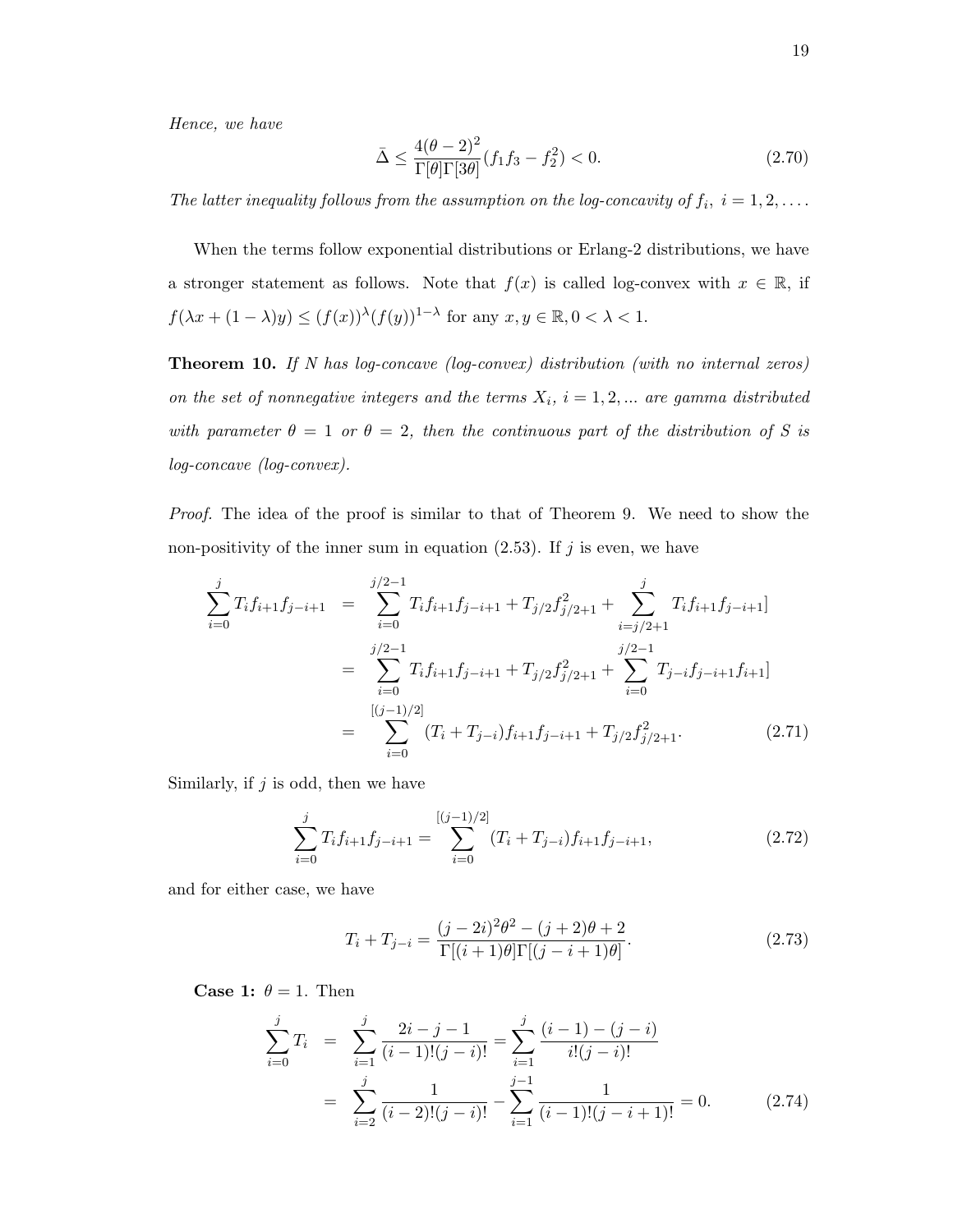*Hence, we have*

$$\bar{\Delta} \leq \frac{4(\theta-2)^2}{\Gamma[\theta]\Gamma[3\theta]}(f_1 f_3 - f_2^2) < 0. \tag{2.70}$$

*The latter inequality follows from the assumption on the log-concavity of* $f_i,\ i = 1, 2, \ldots$.

When the terms follow exponential distributions or Erlang-2 distributions, we have a stronger statement as follows. Note that $f(x)$ is called log-convex with $x \in \mathbb{R}$, if $f(\lambda x + (1-\lambda)y) \leq (f(x))^{\lambda}(f(y))^{1-\lambda}$ for any $x, y \in \mathbb{R}, 0 < \lambda < 1$.

**Theorem 10.** *If N has log-concave (log-convex) distribution (with no internal zeros) on the set of nonnegative integers and the terms* $X_i,\ i = 1, 2, \ldots$ *are gamma distributed with parameter* $\theta = 1$ *or* $\theta = 2$*, then the continuous part of the distribution of S is log-concave (log-convex).*

*Proof.* The idea of the proof is similar to that of Theorem 9. We need to show the non-positivity of the inner sum in equation (2.53). If $j$ is even, we have

$$\begin{aligned}
\sum_{i=0}^{j} T_i f_{i+1} f_{j-i+1} &= \sum_{i=0}^{j/2-1} T_i f_{i+1} f_{j-i+1} + T_{j/2} f_{j/2+1}^2 + \sum_{i=j/2+1}^{j} T_i f_{i+1} f_{j-i+1}] \\
&= \sum_{i=0}^{j/2-1} T_i f_{i+1} f_{j-i+1} + T_{j/2} f_{j/2+1}^2 + \sum_{i=0}^{j/2-1} T_{j-i} f_{j-i+1} f_{i+1}] \\
&= \sum_{i=0}^{[(j-1)/2]} (T_i + T_{j-i}) f_{i+1} f_{j-i+1} + T_{j/2} f_{j/2+1}^2. \qquad (2.71)
\end{aligned}$$

Similarly, if $j$ is odd, then we have

$$\sum_{i=0}^{j} T_i f_{i+1} f_{j-i+1} = \sum_{i=0}^{[(j-1)/2]} (T_i + T_{j-i}) f_{i+1} f_{j-i+1}, \tag{2.72}$$

and for either case, we have

$$T_i + T_{j-i} = \frac{(j-2i)^2\theta^2 - (j+2)\theta + 2}{\Gamma[(i+1)\theta]\Gamma[(j-i+1)\theta]}. \tag{2.73}$$

**Case 1:** $\theta = 1$. Then

$$\begin{aligned}
\sum_{i=0}^{j} T_i &= \sum_{i=1}^{j} \frac{2i-j-1}{(i-1)!(j-i)!} = \sum_{i=1}^{j} \frac{(i-1)-(j-i)}{i!(j-i)!} \\
&= \sum_{i=2}^{j} \frac{1}{(i-2)!(j-i)!} - \sum_{i=1}^{j-1} \frac{1}{(i-1)!(j-i+1)!} = 0. \qquad (2.74)
\end{aligned}$$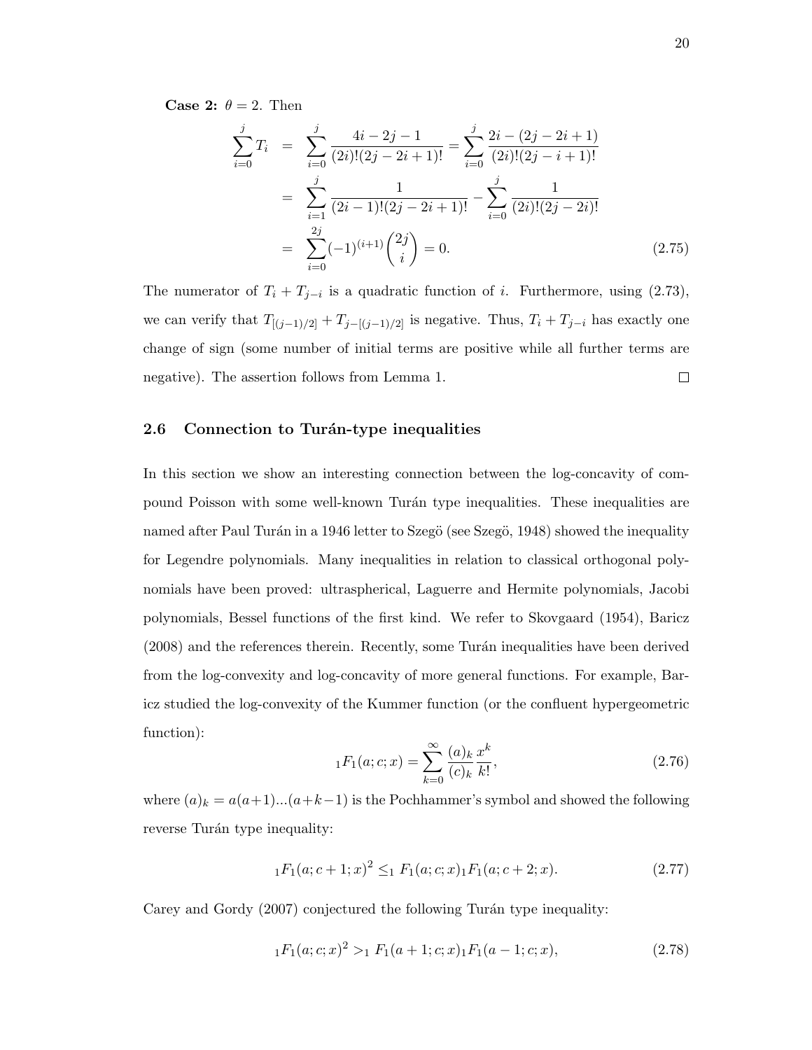**Case 2:** $\theta = 2$. Then

$$
\begin{aligned}
\sum_{i=0}^{j} T_i &= \sum_{i=0}^{j} \frac{4i-2j-1}{(2i)!(2j-2i+1)!} = \sum_{i=0}^{j} \frac{2i-(2j-2i+1)}{(2i)!(2j-i+1)!} \\
&= \sum_{i=1}^{j} \frac{1}{(2i-1)!(2j-2i+1)!} - \sum_{i=0}^{j} \frac{1}{(2i)!(2j-2i)!} \\
&= \sum_{i=0}^{2j} (-1)^{(i+1)} \binom{2j}{i} = 0. \qquad (2.75)
\end{aligned}
$$

The numerator of $T_i + T_{j-i}$ is a quadratic function of $i$. Furthermore, using (2.73), we can verify that $T_{[(j-1)/2]} + T_{j-[(j-1)/2]}$ is negative. Thus, $T_i + T_{j-i}$ has exactly one change of sign (some number of initial terms are positive while all further terms are negative). The assertion follows from Lemma 1. □

## 2.6 Connection to Turán-type inequalities

In this section we show an interesting connection between the log-concavity of compound Poisson with some well-known Turán type inequalities. These inequalities are named after Paul Turán in a 1946 letter to Szegö (see Szegö, 1948) showed the inequality for Legendre polynomials. Many inequalities in relation to classical orthogonal polynomials have been proved: ultraspherical, Laguerre and Hermite polynomials, Jacobi polynomials, Bessel functions of the first kind. We refer to Skovgaard (1954), Baricz (2008) and the references therein. Recently, some Turán inequalities have been derived from the log-convexity and log-concavity of more general functions. For example, Baricz studied the log-convexity of the Kummer function (or the confluent hypergeometric function):

$$
{}_1F_1(a;c;x) = \sum_{k=0}^{\infty} \frac{(a)_k}{(c)_k} \frac{x^k}{k!}, \qquad (2.76)
$$

where $(a)_k = a(a+1)...(a+k-1)$ is the Pochhammer's symbol and showed the following reverse Turán type inequality:

$$
{}_1F_1(a;c+1;x)^2 \leq {}_1F_1(a;c;x)\,{}_1F_1(a;c+2;x). \qquad (2.77)
$$

Carey and Gordy (2007) conjectured the following Turán type inequality:

$$
{}_1F_1(a;c;x)^2 > {}_1F_1(a+1;c;x)\,{}_1F_1(a-1;c;x), \qquad (2.78)
$$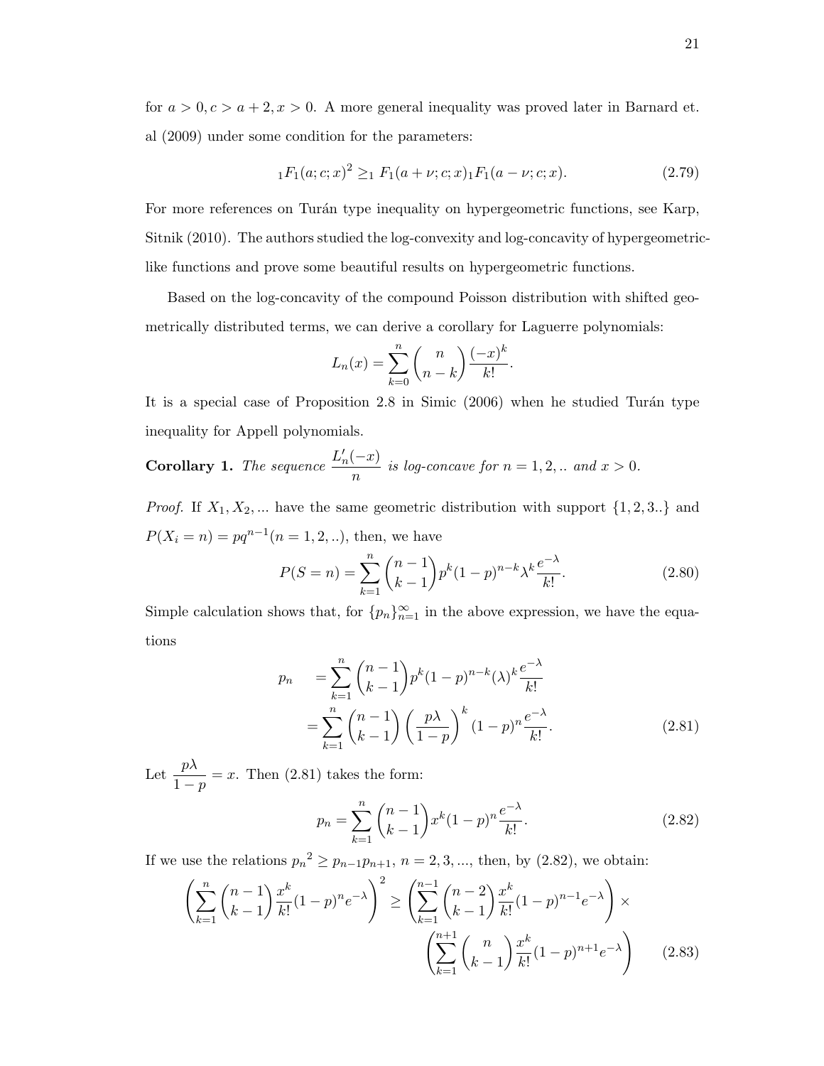for $a > 0, c > a + 2, x > 0$. A more general inequality was proved later in Barnard et. al (2009) under some condition for the parameters:

$$ {}_1F_1(a;c;x)^2 \geq {}_1F_1(a+\nu;c;x) {}_1F_1(a-\nu;c;x). \tag{2.79} $$

For more references on Turán type inequality on hypergeometric functions, see Karp, Sitnik (2010). The authors studied the log-convexity and log-concavity of hypergeometric-like functions and prove some beautiful results on hypergeometric functions.

Based on the log-concavity of the compound Poisson distribution with shifted geometrically distributed terms, we can derive a corollary for Laguerre polynomials:

$$ L_n(x) = \sum_{k=0}^{n} \binom{n}{n-k} \frac{(-x)^k}{k!}. $$

It is a special case of Proposition 2.8 in Simic (2006) when he studied Turán type inequality for Appell polynomials.

**Corollary 1.** *The sequence* $\dfrac{L_n'(-x)}{n}$ *is log-concave for* $n = 1, 2, ..$ *and* $x > 0$.

*Proof.* If $X_1, X_2, ...$ have the same geometric distribution with support $\{1, 2, 3..\}$ and $P(X_i = n) = pq^{n-1} (n = 1, 2, ..)$, then, we have

$$ P(S = n) = \sum_{k=1}^{n} \binom{n-1}{k-1} p^k (1-p)^{n-k} \lambda^k \frac{e^{-\lambda}}{k!}. \tag{2.80} $$

Simple calculation shows that, for $\{p_n\}_{n=1}^{\infty}$ in the above expression, we have the equations

$$ \begin{aligned} p_n \quad &= \sum_{k=1}^{n} \binom{n-1}{k-1} p^k (1-p)^{n-k} (\lambda)^k \frac{e^{-\lambda}}{k!} \\ &= \sum_{k=1}^{n} \binom{n-1}{k-1} \left(\frac{p\lambda}{1-p}\right)^k (1-p)^n \frac{e^{-\lambda}}{k!}. \end{aligned} \tag{2.81} $$

Let $\dfrac{p\lambda}{1-p} = x$. Then (2.81) takes the form:

$$ p_n = \sum_{k=1}^{n} \binom{n-1}{k-1} x^k (1-p)^n \frac{e^{-\lambda}}{k!}. \tag{2.82} $$

If we use the relations ${p_n}^2 \geq p_{n-1}p_{n+1}$, $n = 2, 3, ...$, then, by (2.82), we obtain:

$$ \left( \sum_{k=1}^{n} \binom{n-1}{k-1} \frac{x^k}{k!} (1-p)^n e^{-\lambda} \right)^2 \geq \left( \sum_{k=1}^{n-1} \binom{n-2}{k-1} \frac{x^k}{k!} (1-p)^{n-1} e^{-\lambda} \right) \times \left( \sum_{k=1}^{n+1} \binom{n}{k-1} \frac{x^k}{k!} (1-p)^{n+1} e^{-\lambda} \right) \tag{2.83} $$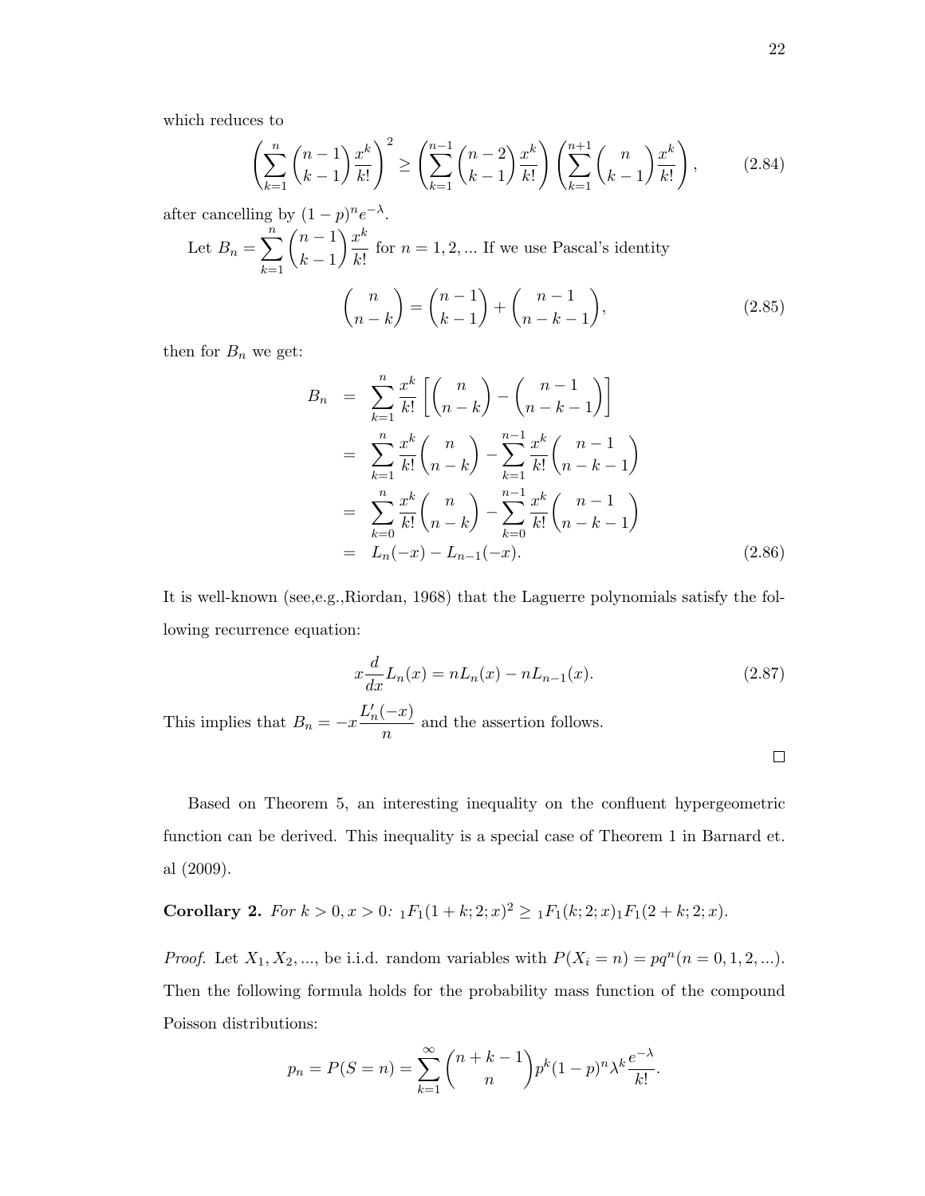which reduces to

$$\left(\sum_{k=1}^{n}\binom{n-1}{k-1}\frac{x^k}{k!}\right)^2 \geq \left(\sum_{k=1}^{n-1}\binom{n-2}{k-1}\frac{x^k}{k!}\right)\left(\sum_{k=1}^{n+1}\binom{n}{k-1}\frac{x^k}{k!}\right), \tag{2.84}$$

after cancelling by $(1-p)^n e^{-\lambda}$.

Let $B_n = \sum_{k=1}^{n}\binom{n-1}{k-1}\frac{x^k}{k!}$ for $n = 1, 2, ...$ If we use Pascal's identity

$$\binom{n}{n-k} = \binom{n-1}{k-1} + \binom{n-1}{n-k-1}, \tag{2.85}$$

then for $B_n$ we get:

$$\begin{aligned}
B_n &= \sum_{k=1}^{n}\frac{x^k}{k!}\left[\binom{n}{n-k} - \binom{n-1}{n-k-1}\right] \\
&= \sum_{k=1}^{n}\frac{x^k}{k!}\binom{n}{n-k} - \sum_{k=1}^{n-1}\frac{x^k}{k!}\binom{n-1}{n-k-1} \\
&= \sum_{k=0}^{n}\frac{x^k}{k!}\binom{n}{n-k} - \sum_{k=0}^{n-1}\frac{x^k}{k!}\binom{n-1}{n-k-1} \\
&= L_n(-x) - L_{n-1}(-x).
\end{aligned} \tag{2.86}$$

It is well-known (see,e.g.,Riordan, 1968) that the Laguerre polynomials satisfy the following recurrence equation:

$$x\frac{d}{dx}L_n(x) = nL_n(x) - nL_{n-1}(x). \tag{2.87}$$

This implies that $B_n = -x\frac{L'_n(-x)}{n}$ and the assertion follows.

$\square$

Based on Theorem 5, an interesting inequality on the confluent hypergeometric function can be derived. This inequality is a special case of Theorem 1 in Barnard et. al (2009).

**Corollary 2.** *For* $k > 0, x > 0$*:* ${}_1F_1(1+k;2;x)^2 \geq {}_1F_1(k;2;x){}_1F_1(2+k;2;x)$.

*Proof.* Let $X_1, X_2, ...,$ be i.i.d. random variables with $P(X_i = n) = pq^n (n = 0, 1, 2, ...)$. Then the following formula holds for the probability mass function of the compound Poisson distributions:

$$p_n = P(S = n) = \sum_{k=1}^{\infty}\binom{n+k-1}{n}p^k(1-p)^n\lambda^k\frac{e^{-\lambda}}{k!}.$$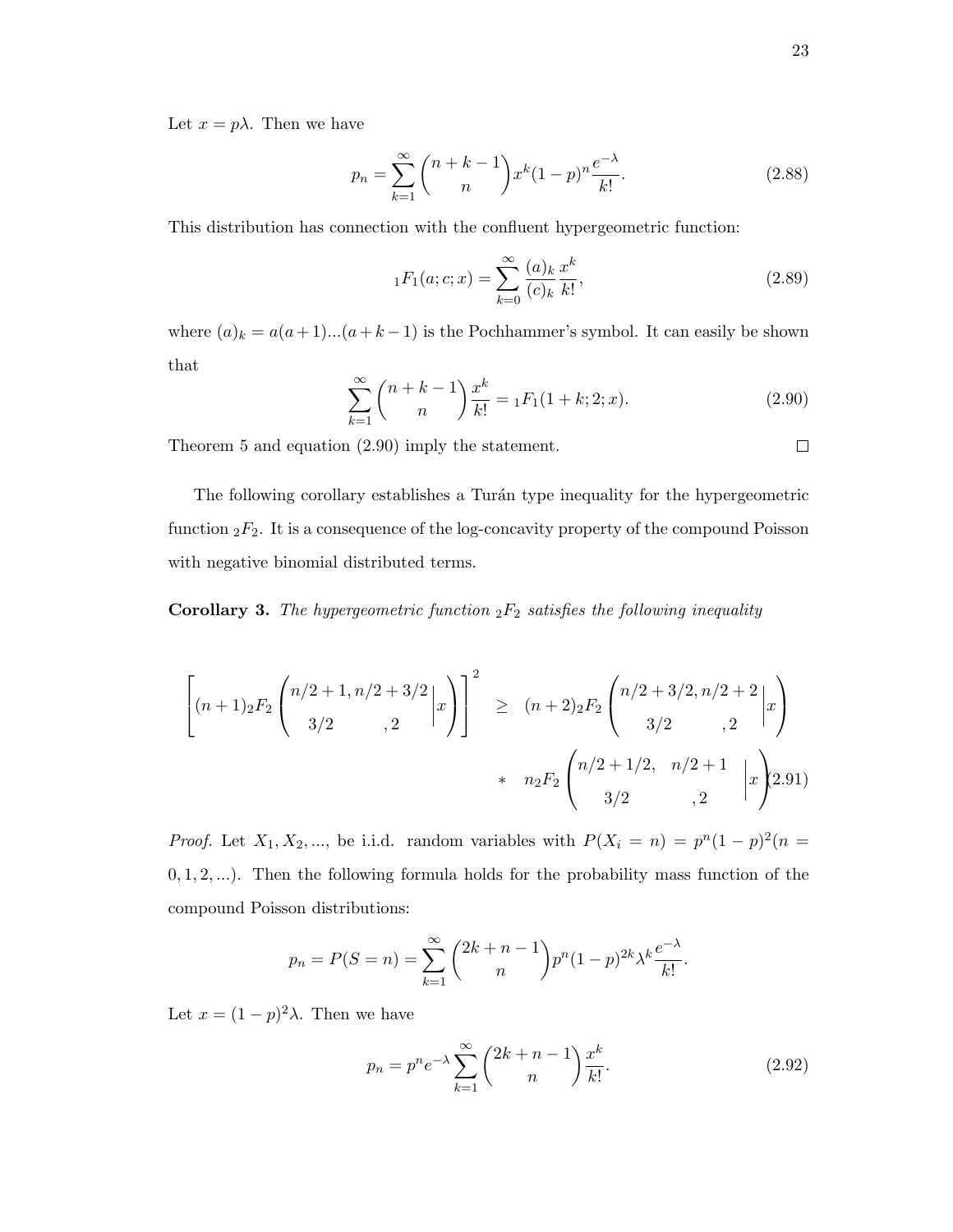Let $x = p\lambda$. Then we have

$$p_n = \sum_{k=1}^{\infty} \binom{n+k-1}{n} x^k (1-p)^n \frac{e^{-\lambda}}{k!}. \tag{2.88}$$

This distribution has connection with the confluent hypergeometric function:

$${}_1F_1(a;c;x) = \sum_{k=0}^{\infty} \frac{(a)_k}{(c)_k} \frac{x^k}{k!}, \tag{2.89}$$

where $(a)_k = a(a+1)...(a+k-1)$ is the Pochhammer's symbol. It can easily be shown that

$$\sum_{k=1}^{\infty} \binom{n+k-1}{n} \frac{x^k}{k!} = {}_1F_1(1+k;2;x). \tag{2.90}$$

Theorem 5 and equation (2.90) imply the statement. $\square$

The following corollary establishes a Turán type inequality for the hypergeometric function ${}_2F_2$. It is a consequence of the log-concavity property of the compound Poisson with negative binomial distributed terms.

**Corollary 3.** *The hypergeometric function ${}_2F_2$ satisfies the following inequality*

$$\begin{aligned}
\left[(n+1){}_2F_2\left(\begin{matrix} n/2+1, n/2+3/2 \\ 3/2 \quad\quad ,2 \end{matrix}\middle| x\right)\right]^2 \quad &\geq \quad (n+2){}_2F_2\left(\begin{matrix} n/2+3/2, n/2+2 \\ 3/2 \quad\quad ,2 \end{matrix}\middle| x\right) \\
&* \quad n{}_2F_2\left(\begin{matrix} n/2+1/2, \quad n/2+1 \\ 3/2 \quad\quad ,2 \end{matrix}\middle| x\right)
\end{aligned} \tag{2.91}$$

*Proof.* Let $X_1, X_2, ...,$ be i.i.d. random variables with $P(X_i = n) = p^n(1-p)^2(n = 0, 1, 2, ...)$. Then the following formula holds for the probability mass function of the compound Poisson distributions:

$$p_n = P(S = n) = \sum_{k=1}^{\infty} \binom{2k+n-1}{n} p^n (1-p)^{2k} \lambda^k \frac{e^{-\lambda}}{k!}.$$

Let $x = (1-p)^2\lambda$. Then we have

$$p_n = p^n e^{-\lambda} \sum_{k=1}^{\infty} \binom{2k+n-1}{n} \frac{x^k}{k!}. \tag{2.92}$$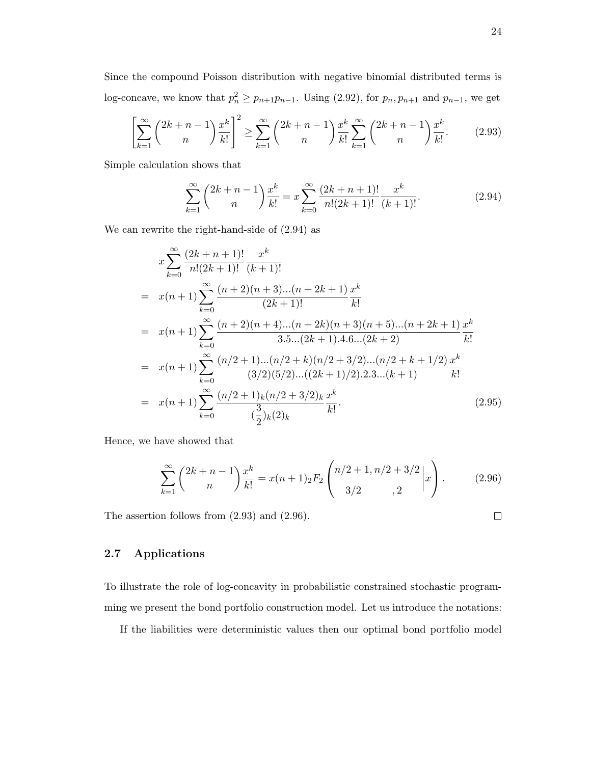Since the compound Poisson distribution with negative binomial distributed terms is log-concave, we know that $p_n^2 \geq p_{n+1}p_{n-1}$. Using (2.92), for $p_n, p_{n+1}$ and $p_{n-1}$, we get

$$\left[\sum_{k=1}^{\infty} \binom{2k+n-1}{n} \frac{x^k}{k!}\right]^2 \geq \sum_{k=1}^{\infty} \binom{2k+n-1}{n} \frac{x^k}{k!} \sum_{k=1}^{\infty} \binom{2k+n-1}{n} \frac{x^k}{k!}. \tag{2.93}$$

Simple calculation shows that

$$\sum_{k=1}^{\infty} \binom{2k+n-1}{n} \frac{x^k}{k!} = x \sum_{k=0}^{\infty} \frac{(2k+n+1)!}{n!(2k+1)!} \frac{x^k}{(k+1)!}. \tag{2.94}$$

We can rewrite the right-hand-side of (2.94) as

$$\begin{aligned}
& x \sum_{k=0}^{\infty} \frac{(2k+n+1)!}{n!(2k+1)!} \frac{x^k}{(k+1)!} \\
= \;& x(n+1) \sum_{k=0}^{\infty} \frac{(n+2)(n+3)...(n+2k+1)}{(2k+1)!} \frac{x^k}{k!} \\
= \;& x(n+1) \sum_{k=0}^{\infty} \frac{(n+2)(n+4)...(n+2k)(n+3)(n+5)...(n+2k+1)}{3.5...(2k+1).4.6...(2k+2)} \frac{x^k}{k!} \\
= \;& x(n+1) \sum_{k=0}^{\infty} \frac{(n/2+1)...(n/2+k)(n/2+3/2)...(n/2+k+1/2)}{(3/2)(5/2)...((2k+1)/2).2.3...(k+1)} \frac{x^k}{k!} \\
= \;& x(n+1) \sum_{k=0}^{\infty} \frac{(n/2+1)_k (n/2+3/2)_k}{(\frac{3}{2})_k (2)_k} \frac{x^k}{k!}.
\end{aligned} \tag{2.95}$$

Hence, we have showed that

$$\sum_{k=1}^{\infty} \binom{2k+n-1}{n} \frac{x^k}{k!} = x(n+1) {}_2F_2 \left( \begin{matrix} n/2+1, n/2+3/2 \\ 3/2 \qquad\quad , 2 \end{matrix} \middle| x \right). \tag{2.96}$$

The assertion follows from (2.93) and (2.96). ◻

## 2.7 Applications

To illustrate the role of log-concavity in probabilistic constrained stochastic programming we present the bond portfolio construction model. Let us introduce the notations:

If the liabilities were deterministic values then our optimal bond portfolio model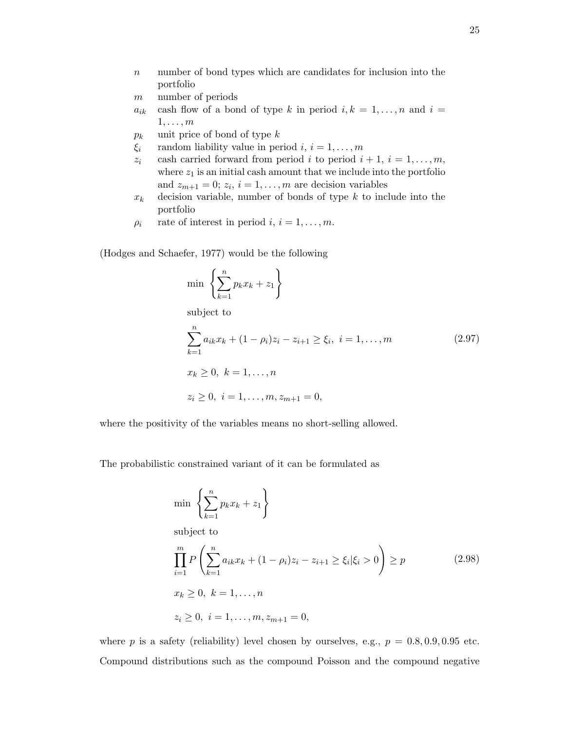| | |
|---|---|
| $n$ | number of bond types which are candidates for inclusion into the portfolio |
| $m$ | number of periods |
| $a_{ik}$ | cash flow of a bond of type $k$ in period $i, k = 1, \ldots, n$ and $i = 1, \ldots, m$ |
| $p_k$ | unit price of bond of type $k$ |
| $\xi_i$ | random liability value in period $i$, $i = 1, \ldots, m$ |
| $z_i$ | cash carried forward from period $i$ to period $i+1$, $i = 1, \ldots, m$, where $z_1$ is an initial cash amount that we include into the portfolio and $z_{m+1} = 0$; $z_i$, $i = 1, \ldots, m$ are decision variables |
| $x_k$ | decision variable, number of bonds of type $k$ to include into the portfolio |
| $\rho_i$ | rate of interest in period $i$, $i = 1, \ldots, m$. |

(Hodges and Schaefer, 1977) would be the following

$$
\begin{aligned}
& \min \left\{ \sum_{k=1}^{n} p_k x_k + z_1 \right\} \\
& \text{subject to} \\
& \sum_{k=1}^{n} a_{ik} x_k + (1 - \rho_i) z_i - z_{i+1} \geq \xi_i, \ i = 1, \ldots, m \\
& x_k \geq 0, \ k = 1, \ldots, n \\
& z_i \geq 0, \ i = 1, \ldots, m, z_{m+1} = 0,
\end{aligned}
\tag{2.97}
$$

where the positivity of the variables means no short-selling allowed.

The probabilistic constrained variant of it can be formulated as

$$
\begin{aligned}
& \min \left\{ \sum_{k=1}^{n} p_k x_k + z_1 \right\} \\
& \text{subject to} \\
& \prod_{i=1}^{m} P\left( \sum_{k=1}^{n} a_{ik} x_k + (1 - \rho_i) z_i - z_{i+1} \geq \xi_i | \xi_i > 0 \right) \geq p \\
& x_k \geq 0, \ k = 1, \ldots, n \\
& z_i \geq 0, \ i = 1, \ldots, m, z_{m+1} = 0,
\end{aligned}
\tag{2.98}
$$

where $p$ is a safety (reliability) level chosen by ourselves, e.g., $p = 0.8, 0.9, 0.95$ etc. Compound distributions such as the compound Poisson and the compound negative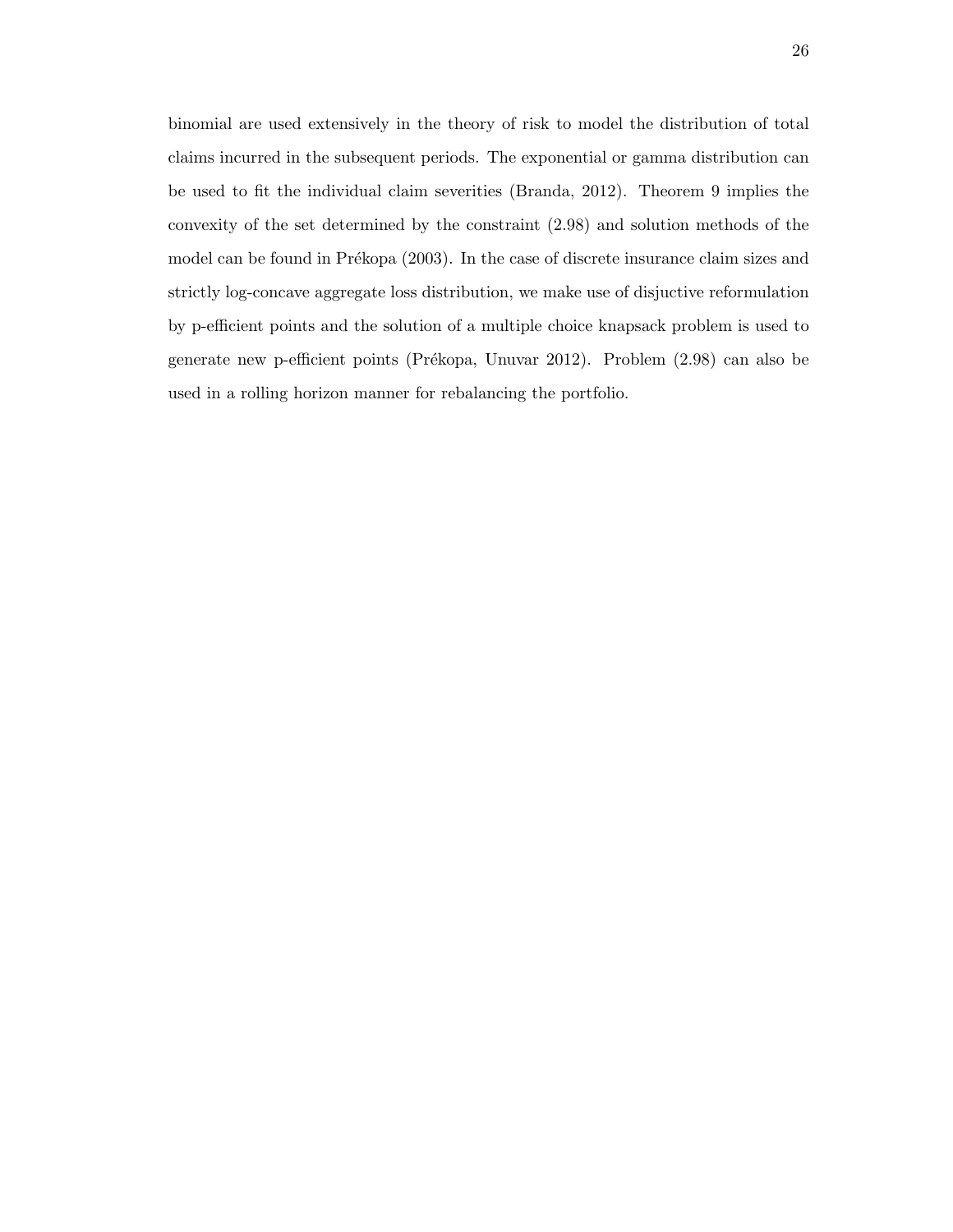binomial are used extensively in the theory of risk to model the distribution of total claims incurred in the subsequent periods. The exponential or gamma distribution can be used to fit the individual claim severities (Branda, 2012). Theorem 9 implies the convexity of the set determined by the constraint (2.98) and solution methods of the model can be found in Prékopa (2003). In the case of discrete insurance claim sizes and strictly log-concave aggregate loss distribution, we make use of disjuctive reformulation by p-efficient points and the solution of a multiple choice knapsack problem is used to generate new p-efficient points (Prékopa, Unuvar 2012). Problem (2.98) can also be used in a rolling horizon manner for rebalancing the portfolio.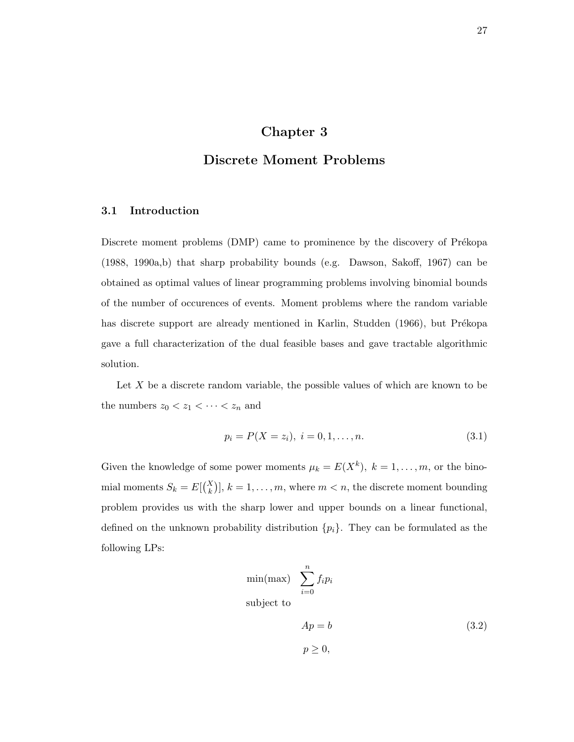# Chapter 3

# Discrete Moment Problems

## 3.1 Introduction

Discrete moment problems (DMP) came to prominence by the discovery of Prékopa (1988, 1990a,b) that sharp probability bounds (e.g. Dawson, Sakoff, 1967) can be obtained as optimal values of linear programming problems involving binomial bounds of the number of occurences of events. Moment problems where the random variable has discrete support are already mentioned in Karlin, Studden (1966), but Prékopa gave a full characterization of the dual feasible bases and gave tractable algorithmic solution.

Let $X$ be a discrete random variable, the possible values of which are known to be the numbers $z_0 < z_1 < \cdots < z_n$ and

$$p_i = P(X = z_i),\ i = 0, 1, \ldots, n. \tag{3.1}$$

Given the knowledge of some power moments $\mu_k = E(X^k),\ k = 1, \ldots, m$, or the binomial moments $S_k = E[\binom{X}{k}]$, $k = 1, \ldots, m$, where $m < n$, the discrete moment bounding problem provides us with the sharp lower and upper bounds on a linear functional, defined on the unknown probability distribution $\{p_i\}$. They can be formulated as the following LPs:

$$\begin{aligned}
&\min(\max) \quad \sum_{i=0}^{n} f_i p_i \\
&\text{subject to} \\
&\qquad\qquad Ap = b \\
&\qquad\qquad p \geq 0,
\end{aligned} \tag{3.2}$$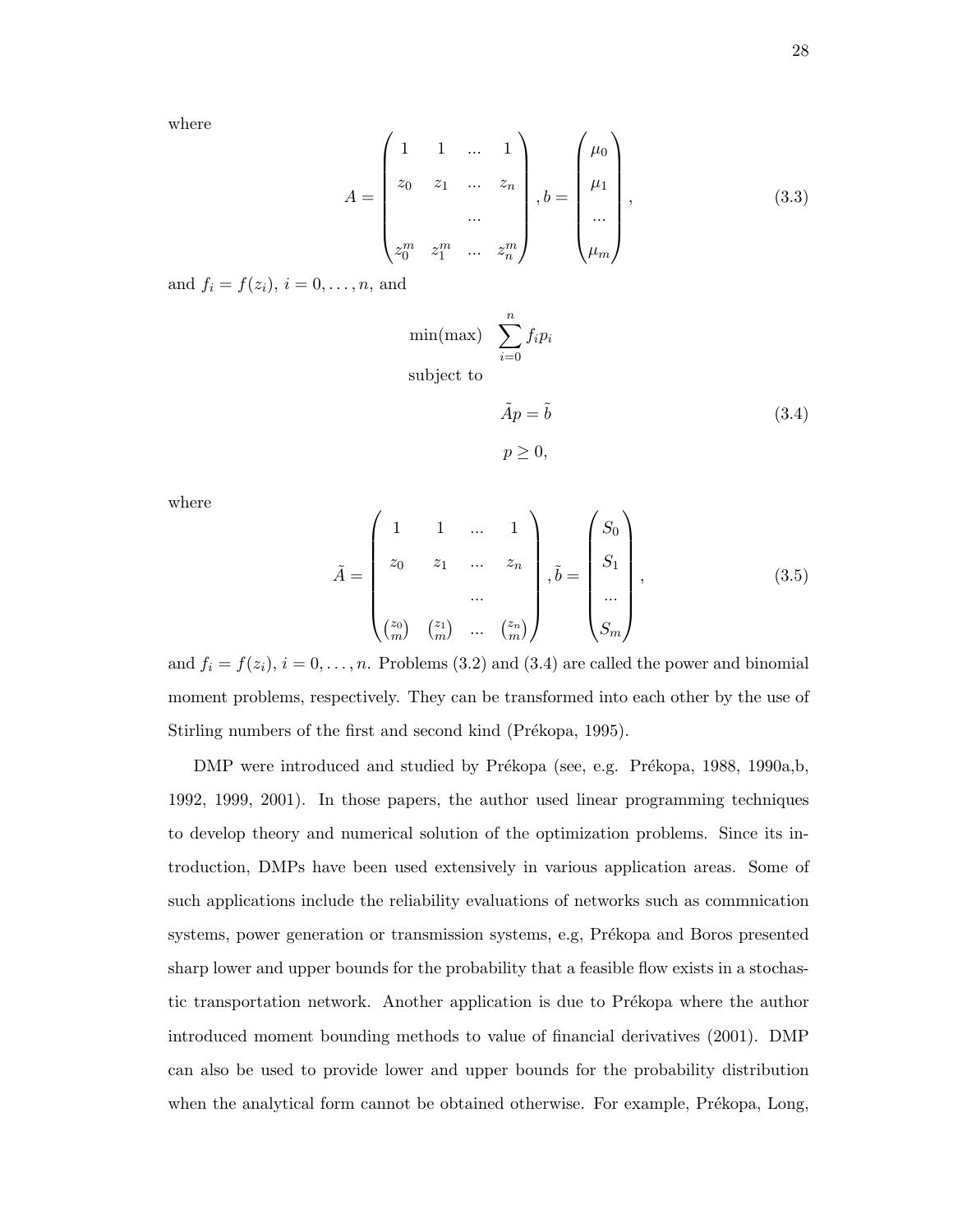where

$$
A = \begin{pmatrix} 1 & 1 & ... & 1 \\ z_0 & z_1 & ... & z_n \\ & & ... & \\ z_0^m & z_1^m & ... & z_n^m \end{pmatrix}, b = \begin{pmatrix} \mu_0 \\ \mu_1 \\ ... \\ \mu_m \end{pmatrix}, \tag{3.3}
$$

and $f_i = f(z_i)$, $i = 0, \ldots, n$, and

$$
\begin{aligned}
\min(\max) \quad & \sum_{i=0}^{n} f_i p_i \\
\text{subject to} \quad & \\
& \tilde{A}p = \tilde{b} \\
& p \geq 0,
\end{aligned} \tag{3.4}
$$

where

$$
\tilde{A} = \begin{pmatrix} 1 & 1 & ... & 1 \\ z_0 & z_1 & ... & z_n \\ & & ... & \\ \binom{z_0}{m} & \binom{z_1}{m} & ... & \binom{z_n}{m} \end{pmatrix}, \tilde{b} = \begin{pmatrix} S_0 \\ S_1 \\ ... \\ S_m \end{pmatrix}, \tag{3.5}
$$

and $f_i = f(z_i)$, $i = 0, \ldots, n$. Problems (3.2) and (3.4) are called the power and binomial moment problems, respectively. They can be transformed into each other by the use of Stirling numbers of the first and second kind (Prékopa, 1995).

DMP were introduced and studied by Prékopa (see, e.g. Prékopa, 1988, 1990a,b, 1992, 1999, 2001). In those papers, the author used linear programming techniques to develop theory and numerical solution of the optimization problems. Since its introduction, DMPs have been used extensively in various application areas. Some of such applications include the reliability evaluations of networks such as commnication systems, power generation or transmission systems, e.g, Prékopa and Boros presented sharp lower and upper bounds for the probability that a feasible flow exists in a stochastic transportation network. Another application is due to Prékopa where the author introduced moment bounding methods to value of financial derivatives (2001). DMP can also be used to provide lower and upper bounds for the probability distribution when the analytical form cannot be obtained otherwise. For example, Prékopa, Long,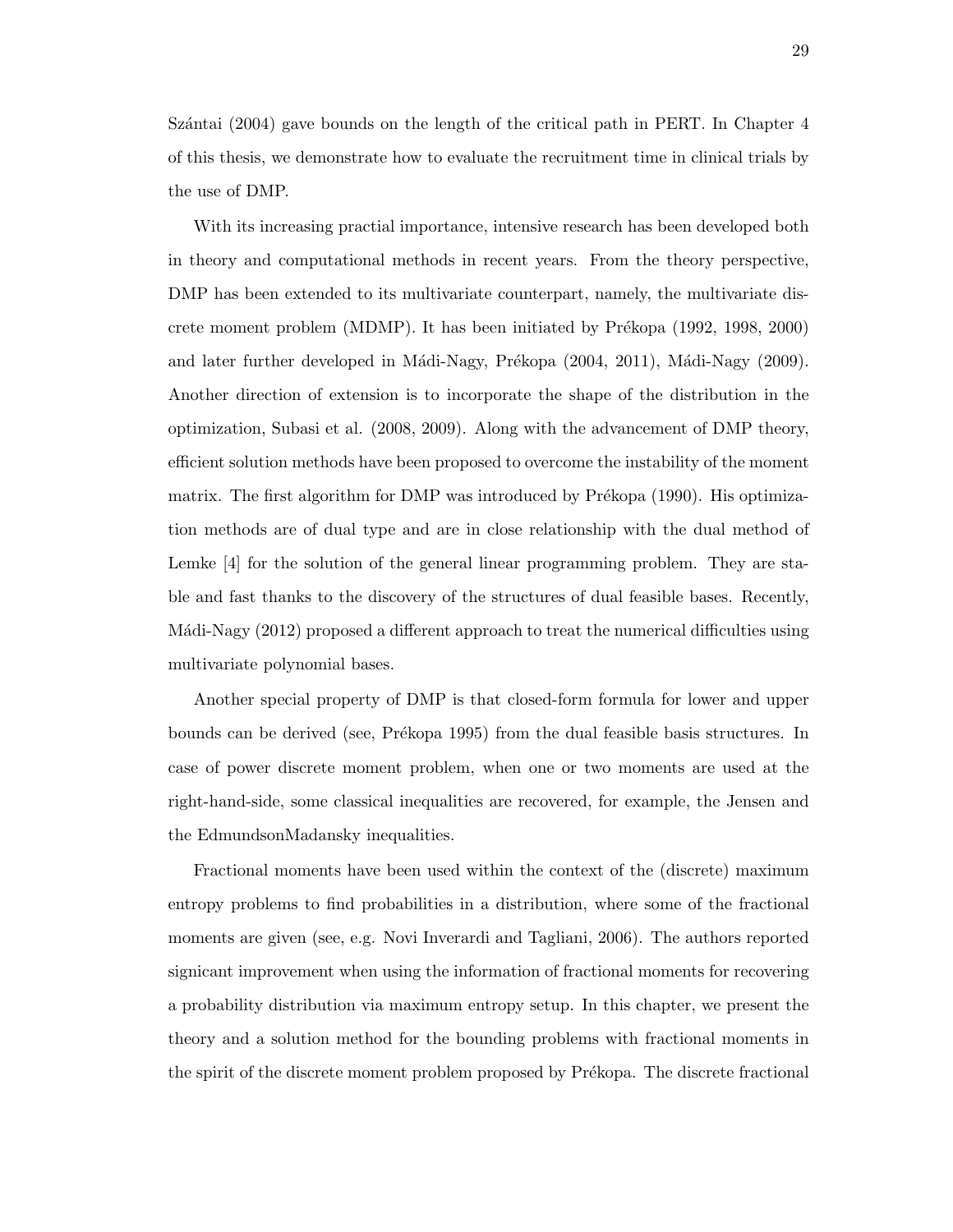Szántai (2004) gave bounds on the length of the critical path in PERT. In Chapter 4 of this thesis, we demonstrate how to evaluate the recruitment time in clinical trials by the use of DMP.

With its increasing practial importance, intensive research has been developed both in theory and computational methods in recent years. From the theory perspective, DMP has been extended to its multivariate counterpart, namely, the multivariate discrete moment problem (MDMP). It has been initiated by Prékopa (1992, 1998, 2000) and later further developed in Mádi-Nagy, Prékopa (2004, 2011), Mádi-Nagy (2009). Another direction of extension is to incorporate the shape of the distribution in the optimization, Subasi et al. (2008, 2009). Along with the advancement of DMP theory, efficient solution methods have been proposed to overcome the instability of the moment matrix. The first algorithm for DMP was introduced by Prékopa (1990). His optimization methods are of dual type and are in close relationship with the dual method of Lemke [4] for the solution of the general linear programming problem. They are stable and fast thanks to the discovery of the structures of dual feasible bases. Recently, Mádi-Nagy (2012) proposed a different approach to treat the numerical difficulties using multivariate polynomial bases.

Another special property of DMP is that closed-form formula for lower and upper bounds can be derived (see, Prékopa 1995) from the dual feasible basis structures. In case of power discrete moment problem, when one or two moments are used at the right-hand-side, some classical inequalities are recovered, for example, the Jensen and the EdmundsonMadansky inequalities.

Fractional moments have been used within the context of the (discrete) maximum entropy problems to find probabilities in a distribution, where some of the fractional moments are given (see, e.g. Novi Inverardi and Tagliani, 2006). The authors reported signicant improvement when using the information of fractional moments for recovering a probability distribution via maximum entropy setup. In this chapter, we present the theory and a solution method for the bounding problems with fractional moments in the spirit of the discrete moment problem proposed by Prékopa. The discrete fractional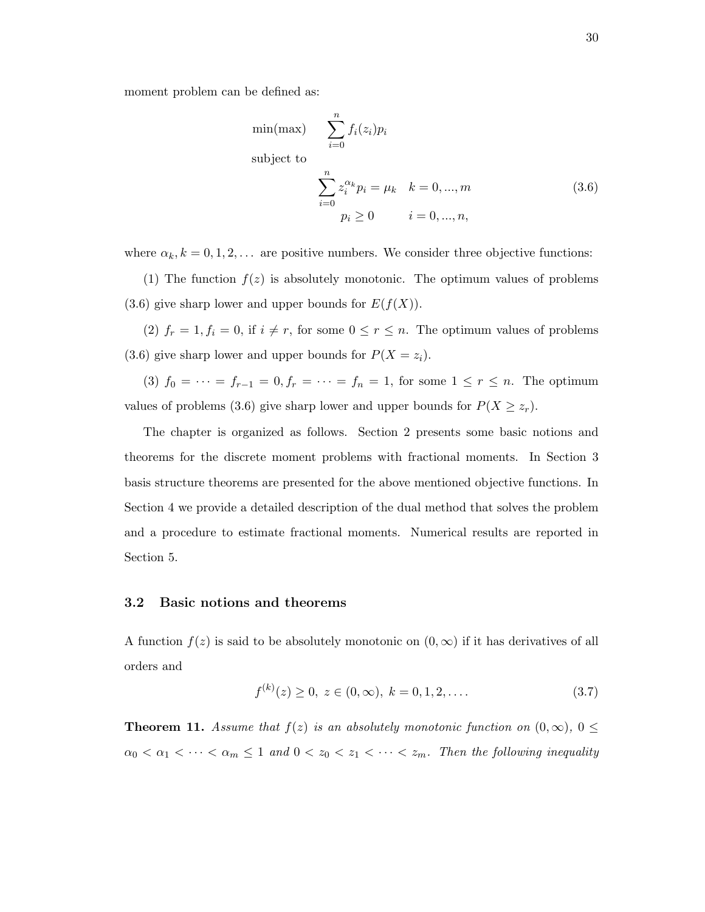moment problem can be defined as:

$$
\begin{aligned}
\min(\max) \quad & \sum_{i=0}^{n} f_i(z_i) p_i \\
\text{subject to} \quad & \\
& \sum_{i=0}^{n} z_i^{\alpha_k} p_i = \mu_k \quad k = 0, ..., m \\
& p_i \geq 0 \qquad i = 0, ..., n,
\end{aligned}
\tag{3.6}
$$

where $\alpha_k, k = 0, 1, 2, \ldots$ are positive numbers. We consider three objective functions:

(1) The function $f(z)$ is absolutely monotonic. The optimum values of problems (3.6) give sharp lower and upper bounds for $E(f(X))$.

(2) $f_r = 1, f_i = 0$, if $i \neq r$, for some $0 \leq r \leq n$. The optimum values of problems (3.6) give sharp lower and upper bounds for $P(X = z_i)$.

(3) $f_0 = \cdots = f_{r-1} = 0, f_r = \cdots = f_n = 1$, for some $1 \leq r \leq n$. The optimum values of problems (3.6) give sharp lower and upper bounds for $P(X \geq z_r)$.

The chapter is organized as follows. Section 2 presents some basic notions and theorems for the discrete moment problems with fractional moments. In Section 3 basis structure theorems are presented for the above mentioned objective functions. In Section 4 we provide a detailed description of the dual method that solves the problem and a procedure to estimate fractional moments. Numerical results are reported in Section 5.

### 3.2 Basic notions and theorems

A function $f(z)$ is said to be absolutely monotonic on $(0, \infty)$ if it has derivatives of all orders and

$$
f^{(k)}(z) \geq 0, \; z \in (0, \infty), \; k = 0, 1, 2, \ldots. \tag{3.7}
$$

**Theorem 11.** *Assume that $f(z)$ is an absolutely monotonic function on $(0, \infty)$, $0 \leq \alpha_0 < \alpha_1 < \cdots < \alpha_m \leq 1$ and $0 < z_0 < z_1 < \cdots < z_m$. Then the following inequality*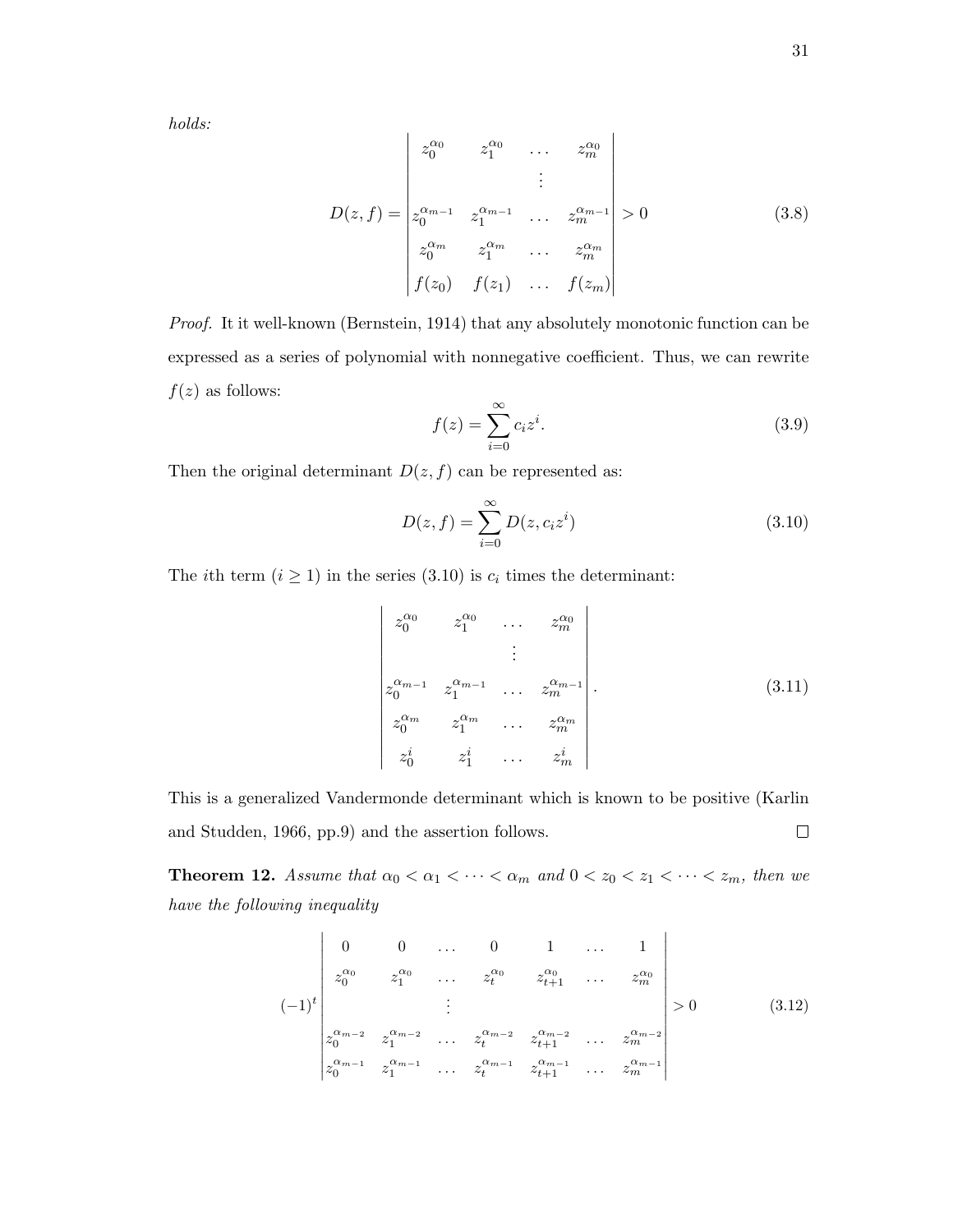*holds:*

$$D(z, f) = \begin{vmatrix} z_0^{\alpha_0} & z_1^{\alpha_0} & \dots & z_m^{\alpha_0} \\ & & \vdots & \\ z_0^{\alpha_{m-1}} & z_1^{\alpha_{m-1}} & \dots & z_m^{\alpha_{m-1}} \\ z_0^{\alpha_m} & z_1^{\alpha_m} & \dots & z_m^{\alpha_m} \\ f(z_0) & f(z_1) & \dots & f(z_m) \end{vmatrix} > 0 \tag{3.8}$$

*Proof.* It it well-known (Bernstein, 1914) that any absolutely monotonic function can be expressed as a series of polynomial with nonnegative coefficient. Thus, we can rewrite $f(z)$ as follows:

$$f(z) = \sum_{i=0}^{\infty} c_i z^i. \tag{3.9}$$

Then the original determinant $D(z, f)$ can be represented as:

$$D(z, f) = \sum_{i=0}^{\infty} D(z, c_i z^i) \tag{3.10}$$

The $i$th term ($i \geq 1$) in the series (3.10) is $c_i$ times the determinant:

$$\begin{vmatrix} z_0^{\alpha_0} & z_1^{\alpha_0} & \dots & z_m^{\alpha_0} \\ & & \vdots & \\ z_0^{\alpha_{m-1}} & z_1^{\alpha_{m-1}} & \dots & z_m^{\alpha_{m-1}} \\ z_0^{\alpha_m} & z_1^{\alpha_m} & \dots & z_m^{\alpha_m} \\ z_0^{i} & z_1^{i} & \dots & z_m^{i} \end{vmatrix}. \tag{3.11}$$

This is a generalized Vandermonde determinant which is known to be positive (Karlin and Studden, 1966, pp.9) and the assertion follows. $\square$

**Theorem 12.** *Assume that $\alpha_0 < \alpha_1 < \cdots < \alpha_m$ and $0 < z_0 < z_1 < \cdots < z_m$, then we have the following inequality*

$$(-1)^t \begin{vmatrix} 0 & 0 & \dots & 0 & 1 & \dots & 1 \\ z_0^{\alpha_0} & z_1^{\alpha_0} & \dots & z_t^{\alpha_0} & z_{t+1}^{\alpha_0} & \dots & z_m^{\alpha_0} \\ & & \vdots & & & & \\ z_0^{\alpha_{m-2}} & z_1^{\alpha_{m-2}} & \dots & z_t^{\alpha_{m-2}} & z_{t+1}^{\alpha_{m-2}} & \dots & z_m^{\alpha_{m-2}} \\ z_0^{\alpha_{m-1}} & z_1^{\alpha_{m-1}} & \dots & z_t^{\alpha_{m-1}} & z_{t+1}^{\alpha_{m-1}} & \dots & z_m^{\alpha_{m-1}} \end{vmatrix} > 0 \tag{3.12}$$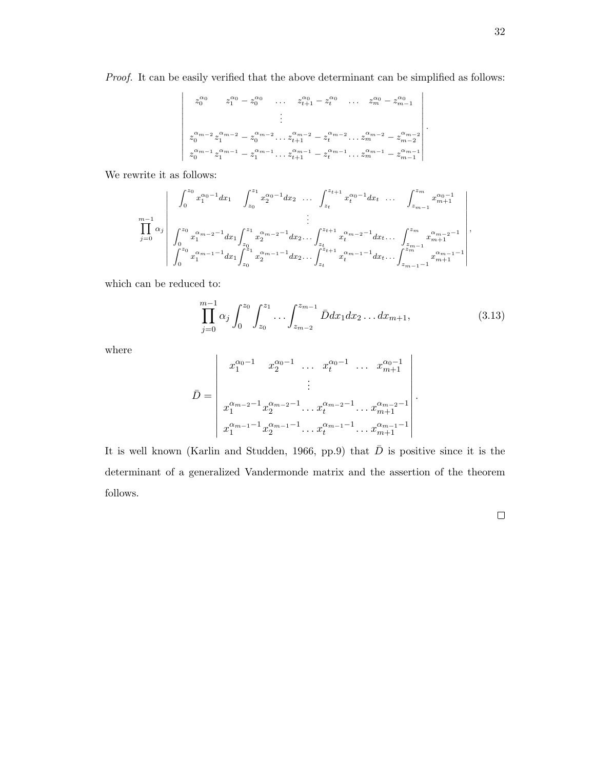*Proof.* It can be easily verified that the above determinant can be simplified as follows:

$$\begin{vmatrix} z_0^{\alpha_0} & z_1^{\alpha_0} - z_0^{\alpha_0} & \dots & z_{t+1}^{\alpha_0} - z_t^{\alpha_0} & \dots & z_m^{\alpha_0} - z_{m-1}^{\alpha_0} \\ & & \vdots & & & \\ z_0^{\alpha_{m-2}} & z_1^{\alpha_{m-2}} - z_0^{\alpha_{m-2}} & \dots & z_{t+1}^{\alpha_{m-2}} - z_t^{\alpha_{m-2}} & \dots & z_m^{\alpha_{m-2}} - z_{m-2}^{\alpha_{m-2}} \\ z_0^{\alpha_{m-1}} & z_1^{\alpha_{m-1}} - z_1^{\alpha_{m-1}} & \dots & z_{t+1}^{\alpha_{m-1}} - z_t^{\alpha_{m-1}} & \dots & z_m^{\alpha_{m-1}} - z_{m-1}^{\alpha_{m-1}} \end{vmatrix}.$$

We rewrite it as follows:

$$\prod_{j=0}^{m-1} \alpha_j \begin{vmatrix} \int_0^{z_0} x_1^{\alpha_0 - 1} dx_1 & \int_{z_0}^{z_1} x_2^{\alpha_0 - 1} dx_2 & \dots & \int_{z_t}^{z_{t+1}} x_t^{\alpha_0 - 1} dx_t & \dots & \int_{z_{m-1}}^{z_m} x_{m+1}^{\alpha_0 - 1} \\ & & \vdots & & & \\ \int_0^{z_0} x_1^{\alpha_{m-2}-1} dx_1 & \int_{z_0}^{z_1} x_2^{\alpha_{m-2}-1} dx_2 & \dots & \int_{z_t}^{z_{t+1}} x_t^{\alpha_{m-2}-1} dx_t & \dots & \int_{z_{m-1}}^{z_m} x_{m+1}^{\alpha_{m-2}-1} \\ \int_0^{z_0} x_1^{\alpha_{m-1}-1} dx_1 & \int_{z_0}^{z_1} x_2^{\alpha_{m-1}-1} dx_2 & \dots & \int_{z_t}^{z_{t+1}} x_t^{\alpha_{m-1}-1} dx_t & \dots & \int_{z_{m-1}-1}^{z_m} x_{m+1}^{\alpha_{m-1}-1} \end{vmatrix},$$

which can be reduced to:

$$\prod_{j=0}^{m-1} \alpha_j \int_0^{z_0} \int_{z_0}^{z_1} \dots \int_{z_{m-2}}^{z_{m-1}} \bar{D} dx_1 dx_2 \dots dx_{m+1}, \tag{3.13}$$

where

$$\bar{D} = \begin{vmatrix} x_1^{\alpha_0 - 1} & x_2^{\alpha_0 - 1} & \dots & x_t^{\alpha_0 - 1} & \dots & x_{m+1}^{\alpha_0 - 1} \\ & & \vdots & & & \\ x_1^{\alpha_{m-2}-1} & x_2^{\alpha_{m-2}-1} & \dots & x_t^{\alpha_{m-2}-1} & \dots & x_{m+1}^{\alpha_{m-2}-1} \\ x_1^{\alpha_{m-1}-1} & x_2^{\alpha_{m-1}-1} & \dots & x_t^{\alpha_{m-1}-1} & \dots & x_{m+1}^{\alpha_{m-1}-1} \end{vmatrix}.$$

It is well known (Karlin and Studden, 1966, pp.9) that $\bar{D}$ is positive since it is the determinant of a generalized Vandermonde matrix and the assertion of the theorem follows.

□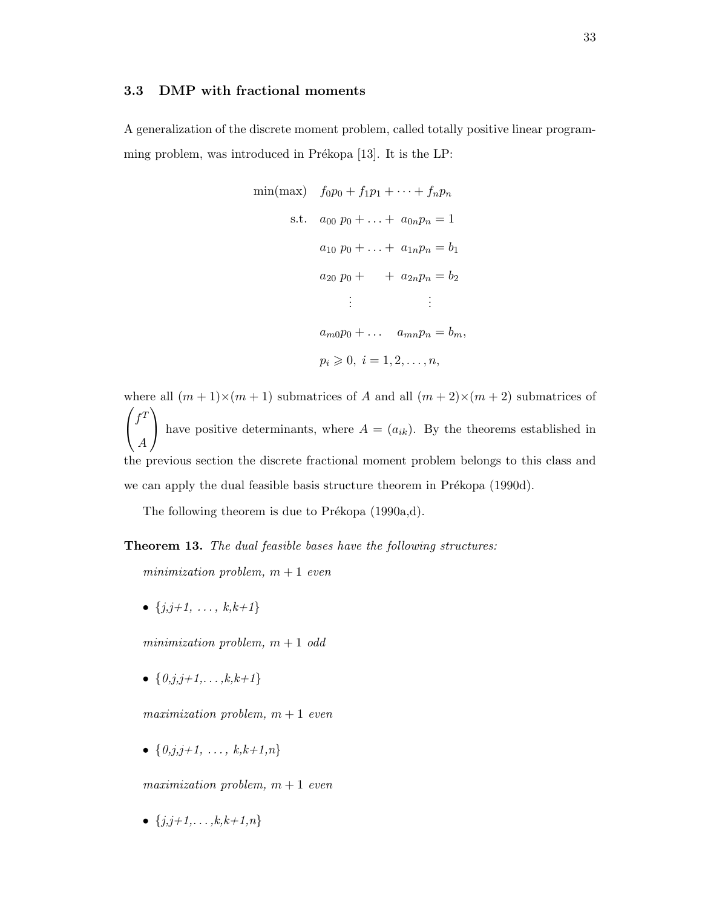### 3.3 DMP with fractional moments

A generalization of the discrete moment problem, called totally positive linear programming problem, was introduced in Prékopa [13]. It is the LP:

$$
\begin{aligned}
\min(\max) \quad & f_0p_0 + f_1p_1 + \cdots + f_np_n \\
\text{s.t.} \quad & a_{00}\ p_0 + \ldots +\ a_{0n}p_n = 1 \\
& a_{10}\ p_0 + \ldots +\ a_{1n}p_n = b_1 \\
& a_{20}\ p_0 + \quad\ +\ a_{2n}p_n = b_2 \\
& \quad \vdots \qquad\qquad\quad \vdots \\
& a_{m0}p_0 + \ldots \quad a_{mn}p_n = b_m, \\
& p_i \geqslant 0,\ i = 1, 2, \ldots, n,
\end{aligned}
$$

where all $(m+1)\times(m+1)$ submatrices of $A$ and all $(m+2)\times(m+2)$ submatrices of $\begin{pmatrix} f^T \\ A \end{pmatrix}$ have positive determinants, where $A = (a_{ik})$. By the theorems established in the previous section the discrete fractional moment problem belongs to this class and we can apply the dual feasible basis structure theorem in Prékopa (1990d).

The following theorem is due to Prékopa (1990a,d).

**Theorem 13.** *The dual feasible bases have the following structures:*

*minimization problem, $m+1$ even*

- $\{j,j+1,\ \ldots,\ k,k+1\}$

*minimization problem, $m+1$ odd*

- $\{0,j,j+1,\ldots,k,k+1\}$

*maximization problem, $m+1$ even*

- $\{0,j,j+1,\ \ldots,\ k,k+1,n\}$

*maximization problem, $m+1$ even*

- $\{j,j+1,\ldots,k,k+1,n\}$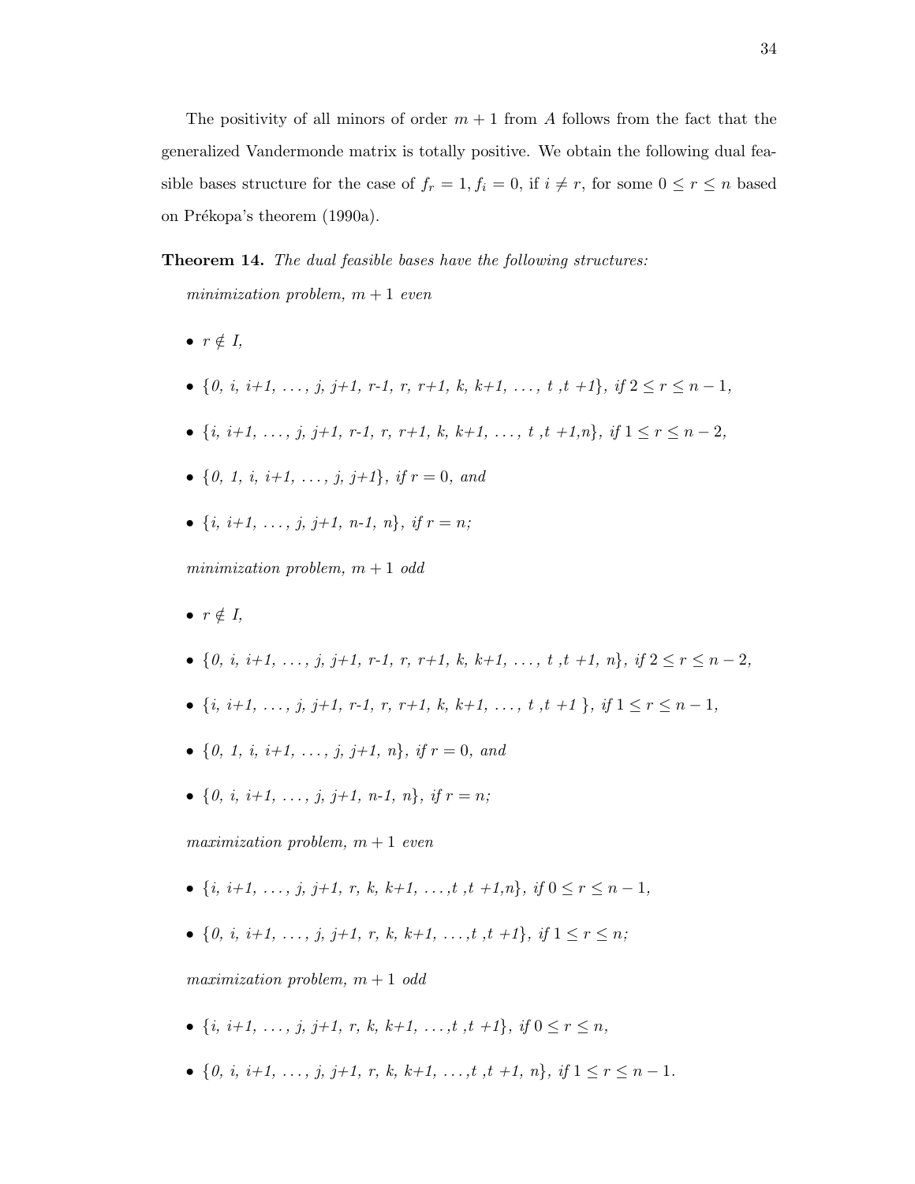The positivity of all minors of order $m+1$ from $A$ follows from the fact that the generalized Vandermonde matrix is totally positive. We obtain the following dual feasible bases structure for the case of $f_r = 1, f_i = 0$, if $i \neq r$, for some $0 \leq r \leq n$ based on Prékopa's theorem (1990a).

**Theorem 14.** *The dual feasible bases have the following structures:*

*minimization problem, $m+1$ even*

- $r \notin I$,
- $\{0, i, i+1, \dots, j, j+1, r-1, r, r+1, k, k+1, \dots, t, t+1\}$, *if* $2 \leq r \leq n-1$,
- $\{i, i+1, \dots, j, j+1, r-1, r, r+1, k, k+1, \dots, t, t+1, n\}$, *if* $1 \leq r \leq n-2$,
- $\{0, 1, i, i+1, \dots, j, j+1\}$, *if* $r = 0$, *and*
- $\{i, i+1, \dots, j, j+1, n-1, n\}$, *if* $r = n$;

*minimization problem, $m+1$ odd*

- $r \notin I$,
- $\{0, i, i+1, \dots, j, j+1, r-1, r, r+1, k, k+1, \dots, t, t+1, n\}$, *if* $2 \leq r \leq n-2$,
- $\{i, i+1, \dots, j, j+1, r-1, r, r+1, k, k+1, \dots, t, t+1\}$, *if* $1 \leq r \leq n-1$,
- $\{0, 1, i, i+1, \dots, j, j+1, n\}$, *if* $r = 0$, *and*
- $\{0, i, i+1, \dots, j, j+1, n-1, n\}$, *if* $r = n$;

*maximization problem, $m+1$ even*

- $\{i, i+1, \dots, j, j+1, r, k, k+1, \dots, t, t+1, n\}$, *if* $0 \leq r \leq n-1$,
- $\{0, i, i+1, \dots, j, j+1, r, k, k+1, \dots, t, t+1\}$, *if* $1 \leq r \leq n$;

*maximization problem, $m+1$ odd*

- $\{i, i+1, \dots, j, j+1, r, k, k+1, \dots, t, t+1\}$, *if* $0 \leq r \leq n$,
- $\{0, i, i+1, \dots, j, j+1, r, k, k+1, \dots, t, t+1, n\}$, *if* $1 \leq r \leq n-1$.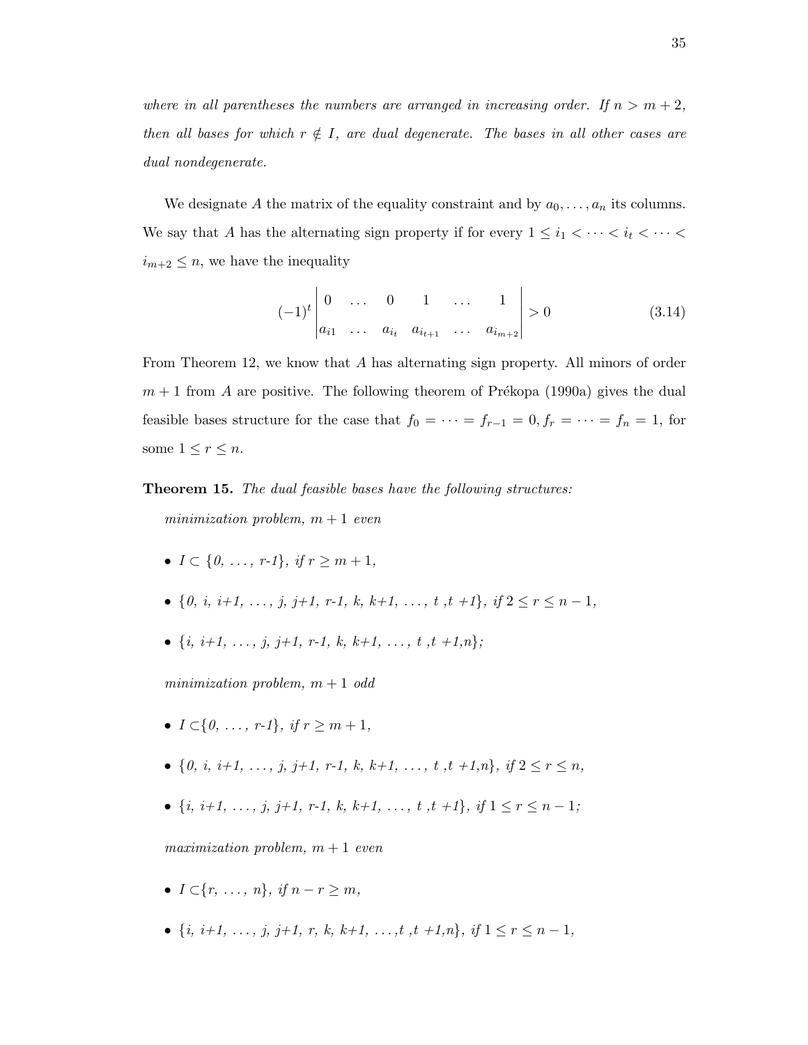*where in all parentheses the numbers are arranged in increasing order. If $n > m+2$, then all bases for which $r \notin I$, are dual degenerate. The bases in all other cases are dual nondegenerate.*

We designate $A$ the matrix of the equality constraint and by $a_0, \dots, a_n$ its columns. We say that $A$ has the alternating sign property if for every $1 \leq i_1 < \cdots < i_t < \cdots < i_{m+2} \leq n$, we have the inequality

$$(-1)^t \begin{vmatrix} 0 & \dots & 0 & 1 & \dots & 1 \\ a_{i1} & \dots & a_{i_t} & a_{i_{t+1}} & \dots & a_{i_{m+2}} \end{vmatrix} > 0 \tag{3.14}$$

From Theorem 12, we know that $A$ has alternating sign property. All minors of order $m+1$ from $A$ are positive. The following theorem of Prékopa (1990a) gives the dual feasible bases structure for the case that $f_0 = \cdots = f_{r-1} = 0, f_r = \cdots = f_n = 1$, for some $1 \leq r \leq n$.

**Theorem 15.** *The dual feasible bases have the following structures:*

*minimization problem, $m+1$ even*

- *$I \subset \{0, \dots, r\text{-}1\}$, if $r \geq m+1$,*
- *$\{0, i, i\text{+}1, \dots, j, j\text{+}1, r\text{-}1, k, k\text{+}1, \dots, t, t\text{+}1\}$, if $2 \leq r \leq n-1$,*
- *$\{i, i\text{+}1, \dots, j, j\text{+}1, r\text{-}1, k, k\text{+}1, \dots, t, t\text{+}1, n\}$;*

*minimization problem, $m+1$ odd*

- *$I \subset \{0, \dots, r\text{-}1\}$, if $r \geq m+1$,*
- *$\{0, i, i\text{+}1, \dots, j, j\text{+}1, r\text{-}1, k, k\text{+}1, \dots, t, t\text{+}1, n\}$, if $2 \leq r \leq n$,*
- *$\{i, i\text{+}1, \dots, j, j\text{+}1, r\text{-}1, k, k\text{+}1, \dots, t, t\text{+}1\}$, if $1 \leq r \leq n-1$;*

*maximization problem, $m+1$ even*

- *$I \subset \{r, \dots, n\}$, if $n-r \geq m$,*
- *$\{i, i\text{+}1, \dots, j, j\text{+}1, r, k, k\text{+}1, \dots, t, t\text{+}1, n\}$, if $1 \leq r \leq n-1$,*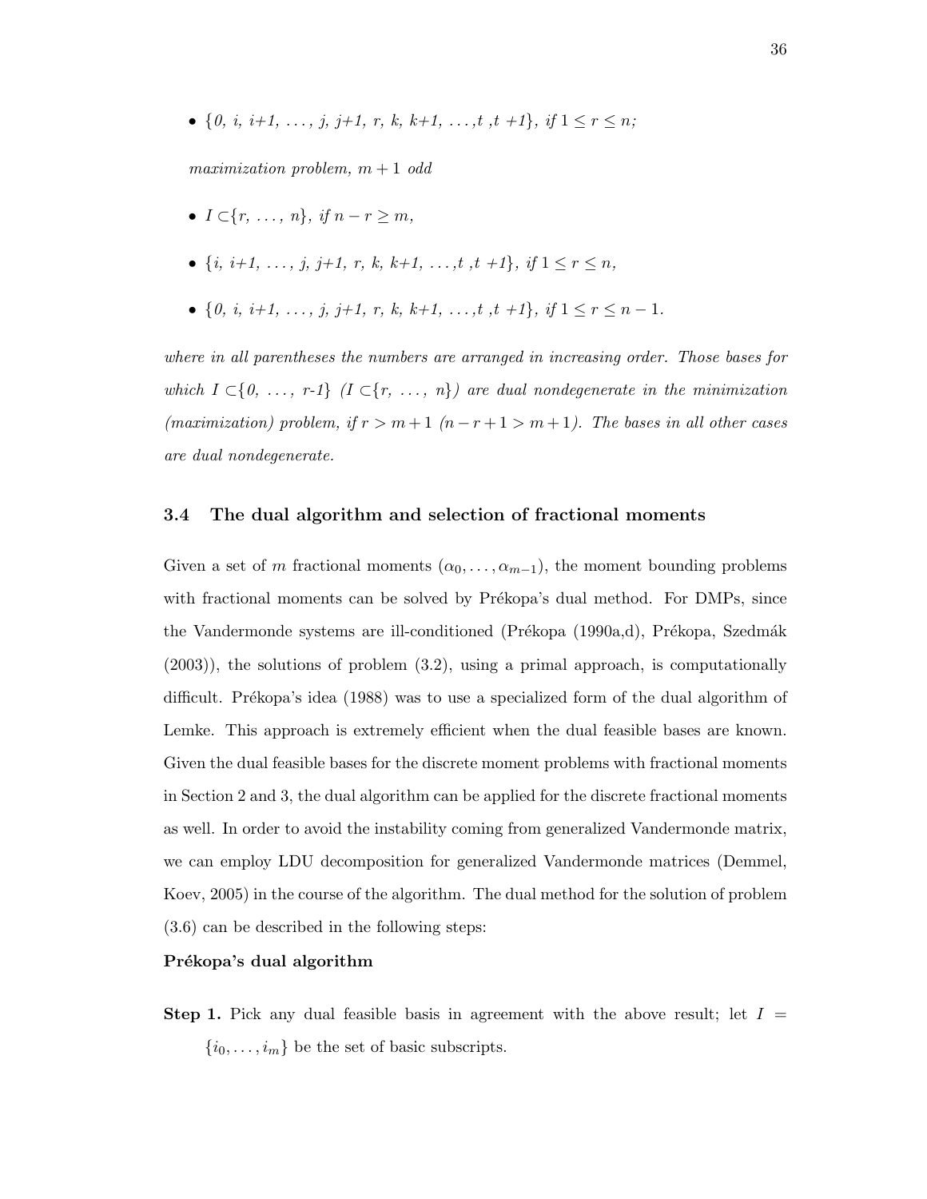- $\{0,\ i,\ i+1,\ \ldots,\ j,\ j+1,\ r,\ k,\ k+1,\ \ldots, t\ ,t\ +1\}$, *if* $1 \le r \le n$;

  *maximization problem,* $m+1$ *odd*

- $I \subset \{r,\ \ldots,\ n\}$, *if* $n - r \ge m$,

- $\{i,\ i+1,\ \ldots,\ j,\ j+1,\ r,\ k,\ k+1,\ \ldots, t\ ,t\ +1\}$, *if* $1 \le r \le n$,

- $\{0,\ i,\ i+1,\ \ldots,\ j,\ j+1,\ r,\ k,\ k+1,\ \ldots, t\ ,t\ +1\}$, *if* $1 \le r \le n-1$.

*where in all parentheses the numbers are arranged in increasing order. Those bases for which* $I \subset \{0,\ \ldots,\ r\text{-}1\}$ *(*$I \subset \{r,\ \ldots,\ n\}$*) are dual nondegenerate in the minimization (maximization) problem, if* $r > m+1$ *(*$n - r + 1 > m + 1$*). The bases in all other cases are dual nondegenerate.*

### 3.4 The dual algorithm and selection of fractional moments

Given a set of $m$ fractional moments $(\alpha_0, \ldots, \alpha_{m-1})$, the moment bounding problems with fractional moments can be solved by Prékopa's dual method. For DMPs, since the Vandermonde systems are ill-conditioned (Prékopa (1990a,d), Prékopa, Szedmák (2003)), the solutions of problem (3.2), using a primal approach, is computationally difficult. Prékopa's idea (1988) was to use a specialized form of the dual algorithm of Lemke. This approach is extremely efficient when the dual feasible bases are known. Given the dual feasible bases for the discrete moment problems with fractional moments in Section 2 and 3, the dual algorithm can be applied for the discrete fractional moments as well. In order to avoid the instability coming from generalized Vandermonde matrix, we can employ LDU decomposition for generalized Vandermonde matrices (Demmel, Koev, 2005) in the course of the algorithm. The dual method for the solution of problem (3.6) can be described in the following steps:

**Prékopa's dual algorithm**

**Step 1.** Pick any dual feasible basis in agreement with the above result; let $I = \{i_0, \ldots, i_m\}$ be the set of basic subscripts.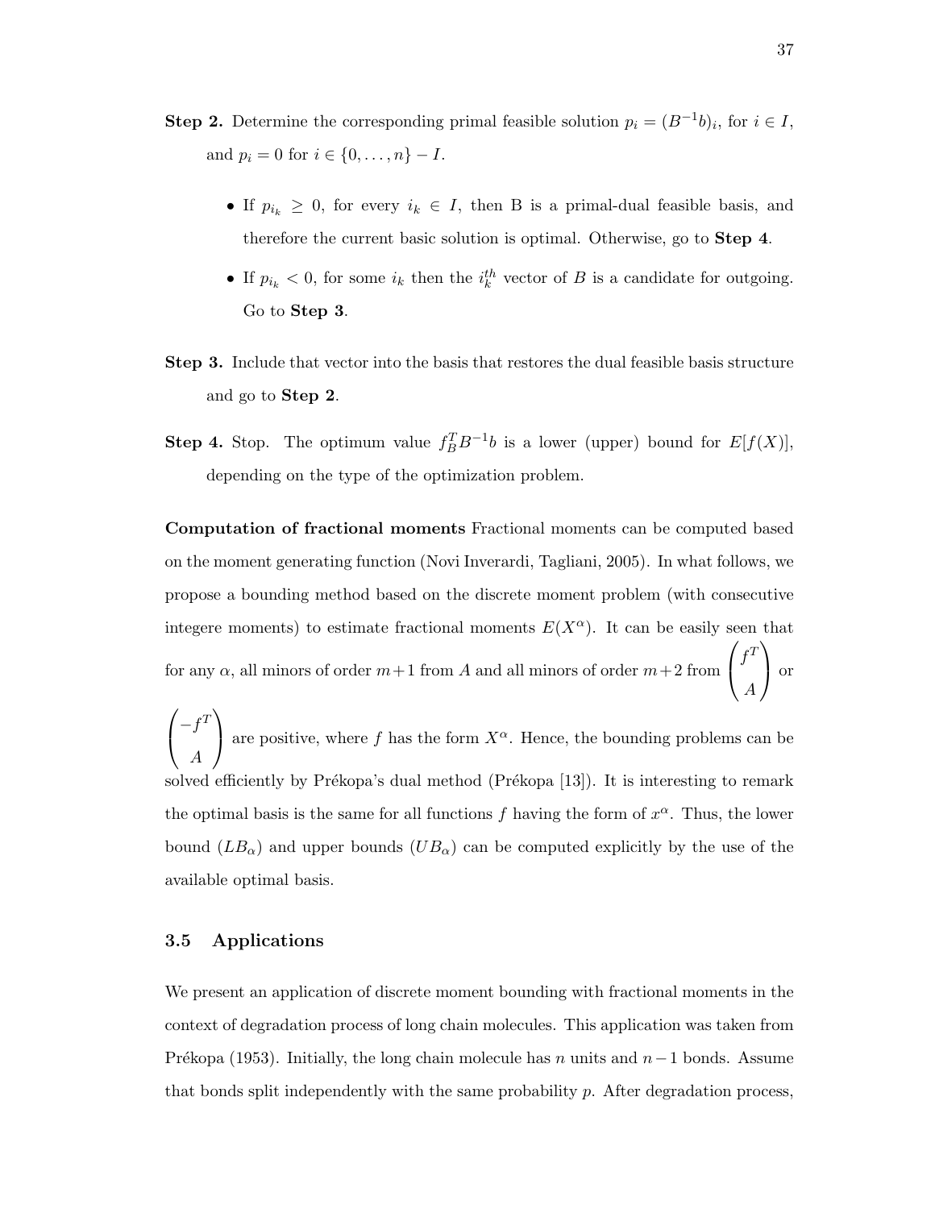**Step 2.** Determine the corresponding primal feasible solution $p_i = (B^{-1}b)_i$, for $i \in I$, and $p_i = 0$ for $i \in \{0, \ldots, n\} - I$.

- If $p_{i_k} \geq 0$, for every $i_k \in I$, then B is a primal-dual feasible basis, and therefore the current basic solution is optimal. Otherwise, go to **Step 4**.
- If $p_{i_k} < 0$, for some $i_k$ then the $i_k^{th}$ vector of $B$ is a candidate for outgoing. Go to **Step 3**.

**Step 3.** Include that vector into the basis that restores the dual feasible basis structure and go to **Step 2**.

**Step 4.** Stop. The optimum value $f_B^T B^{-1} b$ is a lower (upper) bound for $E[f(X)]$, depending on the type of the optimization problem.

**Computation of fractional moments** Fractional moments can be computed based on the moment generating function (Novi Inverardi, Tagliani, 2005). In what follows, we propose a bounding method based on the discrete moment problem (with consecutive integere moments) to estimate fractional moments $E(X^\alpha)$. It can be easily seen that for any $\alpha$, all minors of order $m+1$ from $A$ and all minors of order $m+2$ from $\begin{pmatrix} f^T \\ A \end{pmatrix}$ or $\begin{pmatrix} -f^T \\ A \end{pmatrix}$ are positive, where $f$ has the form $X^\alpha$. Hence, the bounding problems can be solved efficiently by Prékopa's dual method (Prékopa [13]). It is interesting to remark the optimal basis is the same for all functions $f$ having the form of $x^\alpha$. Thus, the lower bound ($LB_\alpha$) and upper bounds ($UB_\alpha$) can be computed explicitly by the use of the available optimal basis.

## 3.5 Applications

We present an application of discrete moment bounding with fractional moments in the context of degradation process of long chain molecules. This application was taken from Prékopa (1953). Initially, the long chain molecule has $n$ units and $n-1$ bonds. Assume that bonds split independently with the same probability $p$. After degradation process,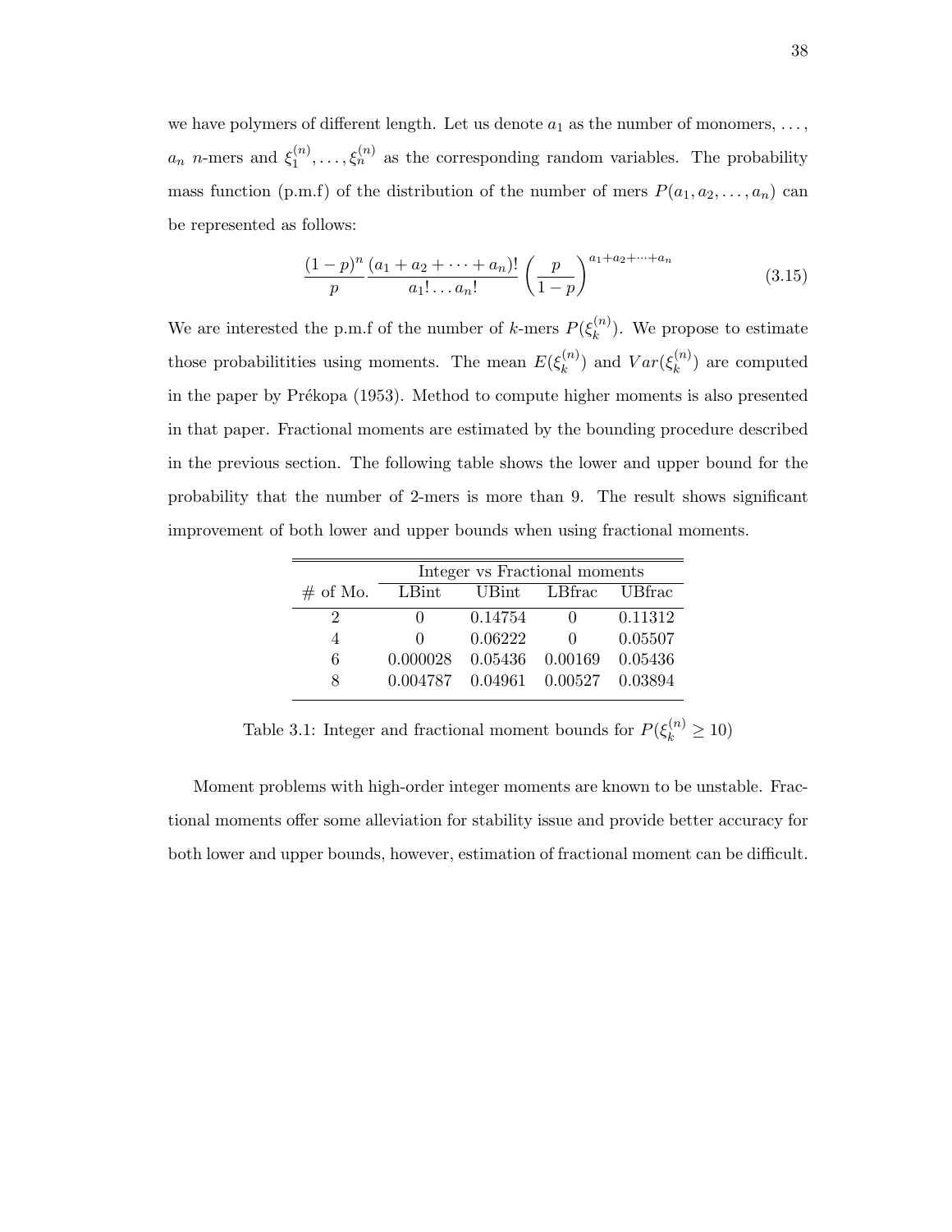we have polymers of different length. Let us denote $a_1$ as the number of monomers, ..., $a_n$ $n$-mers and $\xi_1^{(n)}, \dots, \xi_n^{(n)}$ as the corresponding random variables. The probability mass function (p.m.f) of the distribution of the number of mers $P(a_1, a_2, \dots, a_n)$ can be represented as follows:

$$\frac{(1-p)^n}{p} \frac{(a_1 + a_2 + \cdots + a_n)!}{a_1! \dots a_n!} \left(\frac{p}{1-p}\right)^{a_1+a_2+\cdots+a_n} \tag{3.15}$$

We are interested the p.m.f of the number of $k$-mers $P(\xi_k^{(n)})$. We propose to estimate those probabilitities using moments. The mean $E(\xi_k^{(n)})$ and $Var(\xi_k^{(n)})$ are computed in the paper by Prékopa (1953). Method to compute higher moments is also presented in that paper. Fractional moments are estimated by the bounding procedure described in the previous section. The following table shows the lower and upper bound for the probability that the number of 2-mers is more than 9. The result shows significant improvement of both lower and upper bounds when using fractional moments.

| | Integer vs Fractional moments | | | |
|---|---|---|---|---|
| # of Mo. | LBint | UBint | LBfrac | UBfrac |
| 2 | 0 | 0.14754 | 0 | 0.11312 |
| 4 | 0 | 0.06222 | 0 | 0.05507 |
| 6 | 0.000028 | 0.05436 | 0.00169 | 0.05436 |
| 8 | 0.004787 | 0.04961 | 0.00527 | 0.03894 |

Table 3.1: Integer and fractional moment bounds for $P(\xi_k^{(n)} \geq 10)$

Moment problems with high-order integer moments are known to be unstable. Fractional moments offer some alleviation for stability issue and provide better accuracy for both lower and upper bounds, however, estimation of fractional moment can be difficult.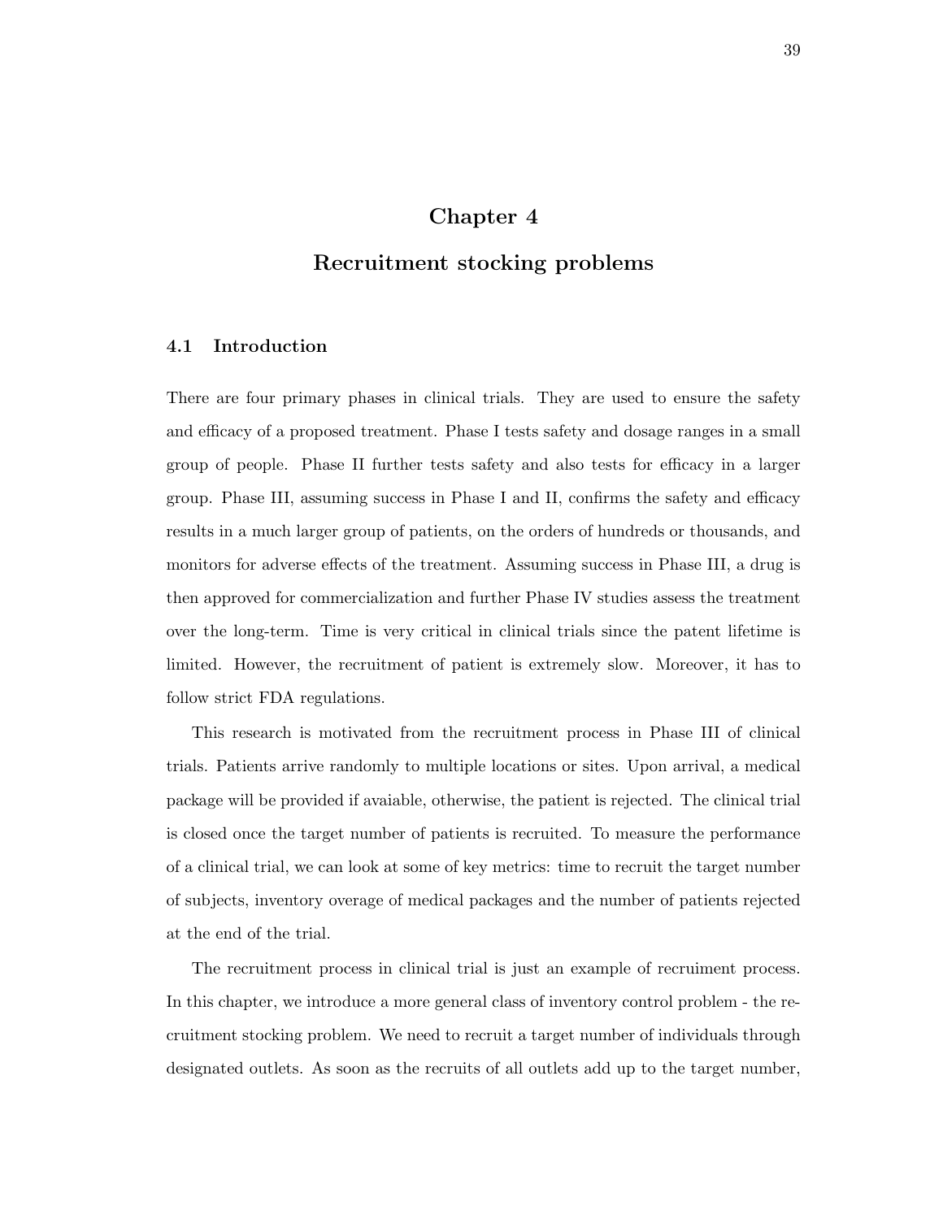# Chapter 4

# Recruitment stocking problems

## 4.1 Introduction

There are four primary phases in clinical trials. They are used to ensure the safety and efficacy of a proposed treatment. Phase I tests safety and dosage ranges in a small group of people. Phase II further tests safety and also tests for efficacy in a larger group. Phase III, assuming success in Phase I and II, confirms the safety and efficacy results in a much larger group of patients, on the orders of hundreds or thousands, and monitors for adverse effects of the treatment. Assuming success in Phase III, a drug is then approved for commercialization and further Phase IV studies assess the treatment over the long-term. Time is very critical in clinical trials since the patent lifetime is limited. However, the recruitment of patient is extremely slow. Moreover, it has to follow strict FDA regulations.

This research is motivated from the recruitment process in Phase III of clinical trials. Patients arrive randomly to multiple locations or sites. Upon arrival, a medical package will be provided if avaiable, otherwise, the patient is rejected. The clinical trial is closed once the target number of patients is recruited. To measure the performance of a clinical trial, we can look at some of key metrics: time to recruit the target number of subjects, inventory overage of medical packages and the number of patients rejected at the end of the trial.

The recruitment process in clinical trial is just an example of recruiment process. In this chapter, we introduce a more general class of inventory control problem - the recruitment stocking problem. We need to recruit a target number of individuals through designated outlets. As soon as the recruits of all outlets add up to the target number,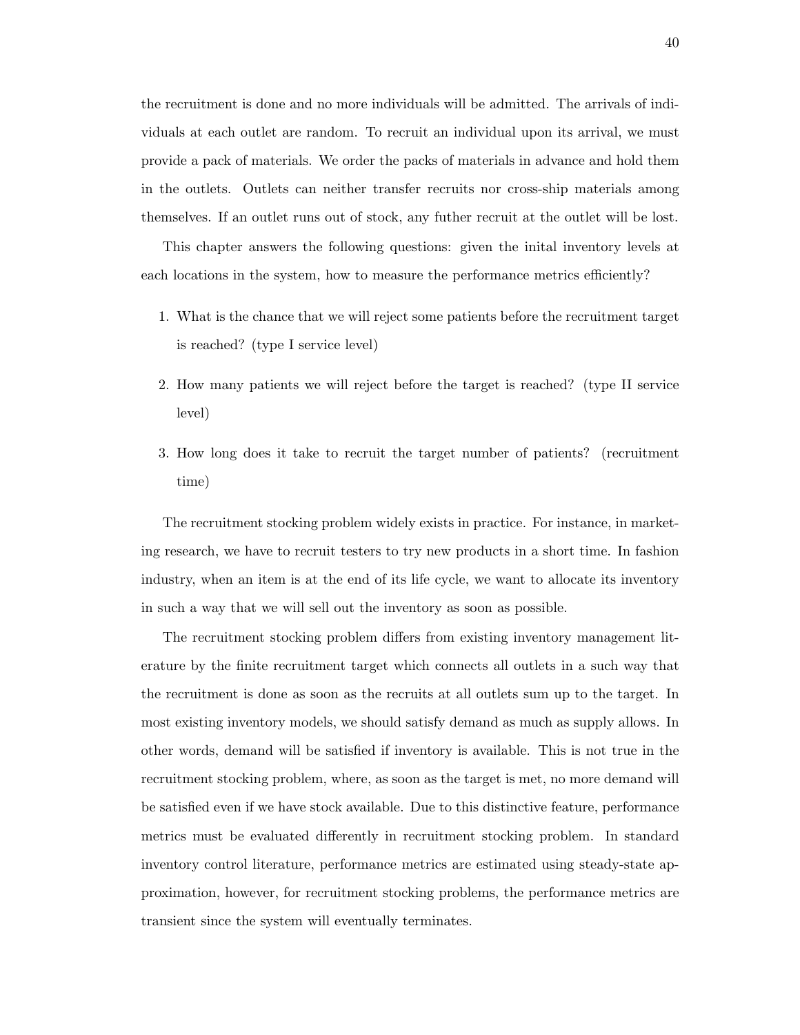the recruitment is done and no more individuals will be admitted. The arrivals of individuals at each outlet are random. To recruit an individual upon its arrival, we must provide a pack of materials. We order the packs of materials in advance and hold them in the outlets. Outlets can neither transfer recruits nor cross-ship materials among themselves. If an outlet runs out of stock, any futher recruit at the outlet will be lost.

This chapter answers the following questions: given the inital inventory levels at each locations in the system, how to measure the performance metrics efficiently?

1. What is the chance that we will reject some patients before the recruitment target is reached? (type I service level)
2. How many patients we will reject before the target is reached? (type II service level)
3. How long does it take to recruit the target number of patients? (recruitment time)

The recruitment stocking problem widely exists in practice. For instance, in marketing research, we have to recruit testers to try new products in a short time. In fashion industry, when an item is at the end of its life cycle, we want to allocate its inventory in such a way that we will sell out the inventory as soon as possible.

The recruitment stocking problem differs from existing inventory management literature by the finite recruitment target which connects all outlets in a such way that the recruitment is done as soon as the recruits at all outlets sum up to the target. In most existing inventory models, we should satisfy demand as much as supply allows. In other words, demand will be satisfied if inventory is available. This is not true in the recruitment stocking problem, where, as soon as the target is met, no more demand will be satisfied even if we have stock available. Due to this distinctive feature, performance metrics must be evaluated differently in recruitment stocking problem. In standard inventory control literature, performance metrics are estimated using steady-state approximation, however, for recruitment stocking problems, the performance metrics are transient since the system will eventually terminates.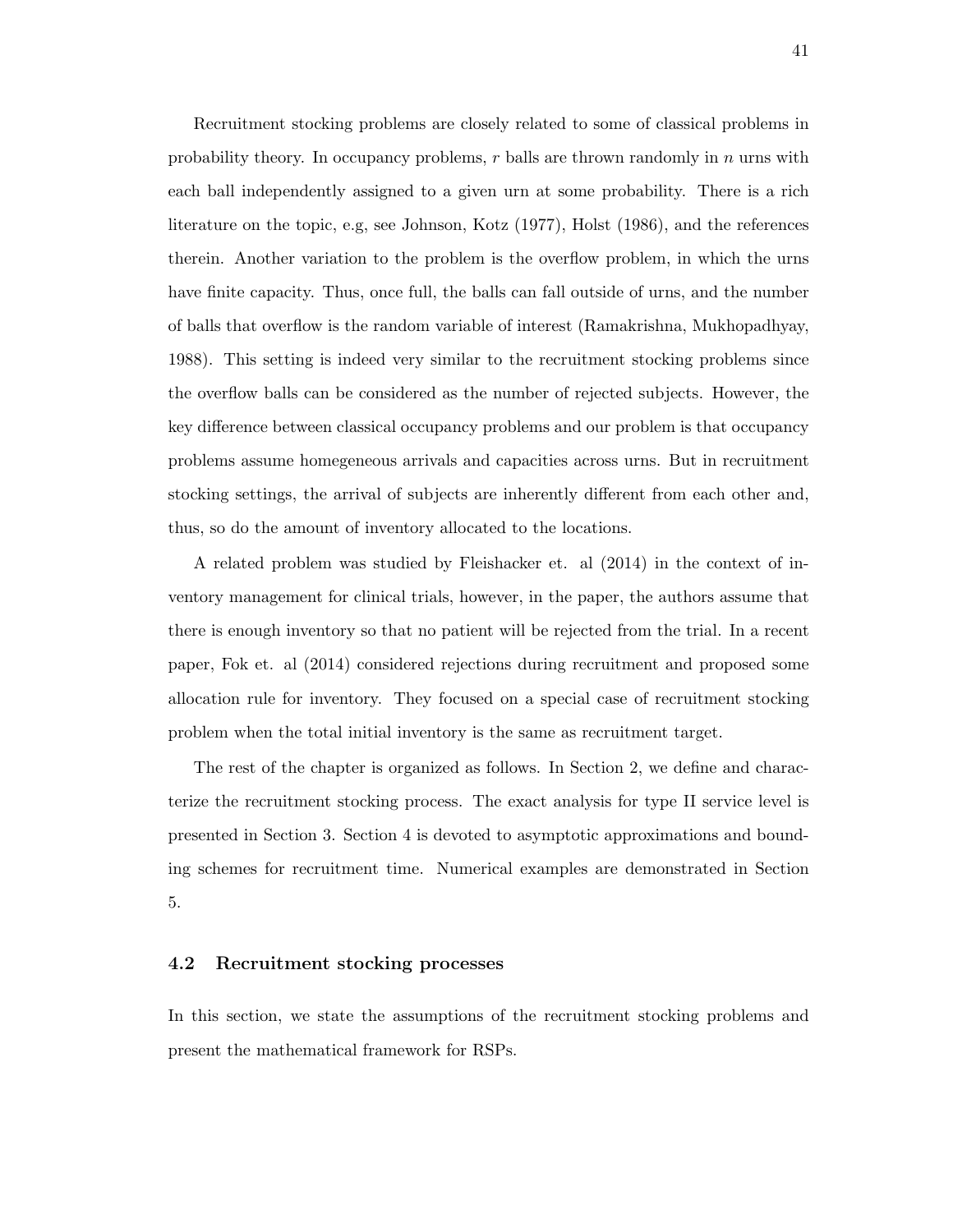Recruitment stocking problems are closely related to some of classical problems in probability theory. In occupancy problems, $r$ balls are thrown randomly in $n$ urns with each ball independently assigned to a given urn at some probability. There is a rich literature on the topic, e.g, see Johnson, Kotz (1977), Holst (1986), and the references therein. Another variation to the problem is the overflow problem, in which the urns have finite capacity. Thus, once full, the balls can fall outside of urns, and the number of balls that overflow is the random variable of interest (Ramakrishna, Mukhopadhyay, 1988). This setting is indeed very similar to the recruitment stocking problems since the overflow balls can be considered as the number of rejected subjects. However, the key difference between classical occupancy problems and our problem is that occupancy problems assume homegeneous arrivals and capacities across urns. But in recruitment stocking settings, the arrival of subjects are inherently different from each other and, thus, so do the amount of inventory allocated to the locations.

A related problem was studied by Fleishacker et. al (2014) in the context of inventory management for clinical trials, however, in the paper, the authors assume that there is enough inventory so that no patient will be rejected from the trial. In a recent paper, Fok et. al (2014) considered rejections during recruitment and proposed some allocation rule for inventory. They focused on a special case of recruitment stocking problem when the total initial inventory is the same as recruitment target.

The rest of the chapter is organized as follows. In Section 2, we define and characterize the recruitment stocking process. The exact analysis for type II service level is presented in Section 3. Section 4 is devoted to asymptotic approximations and bounding schemes for recruitment time. Numerical examples are demonstrated in Section 5.

## 4.2 Recruitment stocking processes

In this section, we state the assumptions of the recruitment stocking problems and present the mathematical framework for RSPs.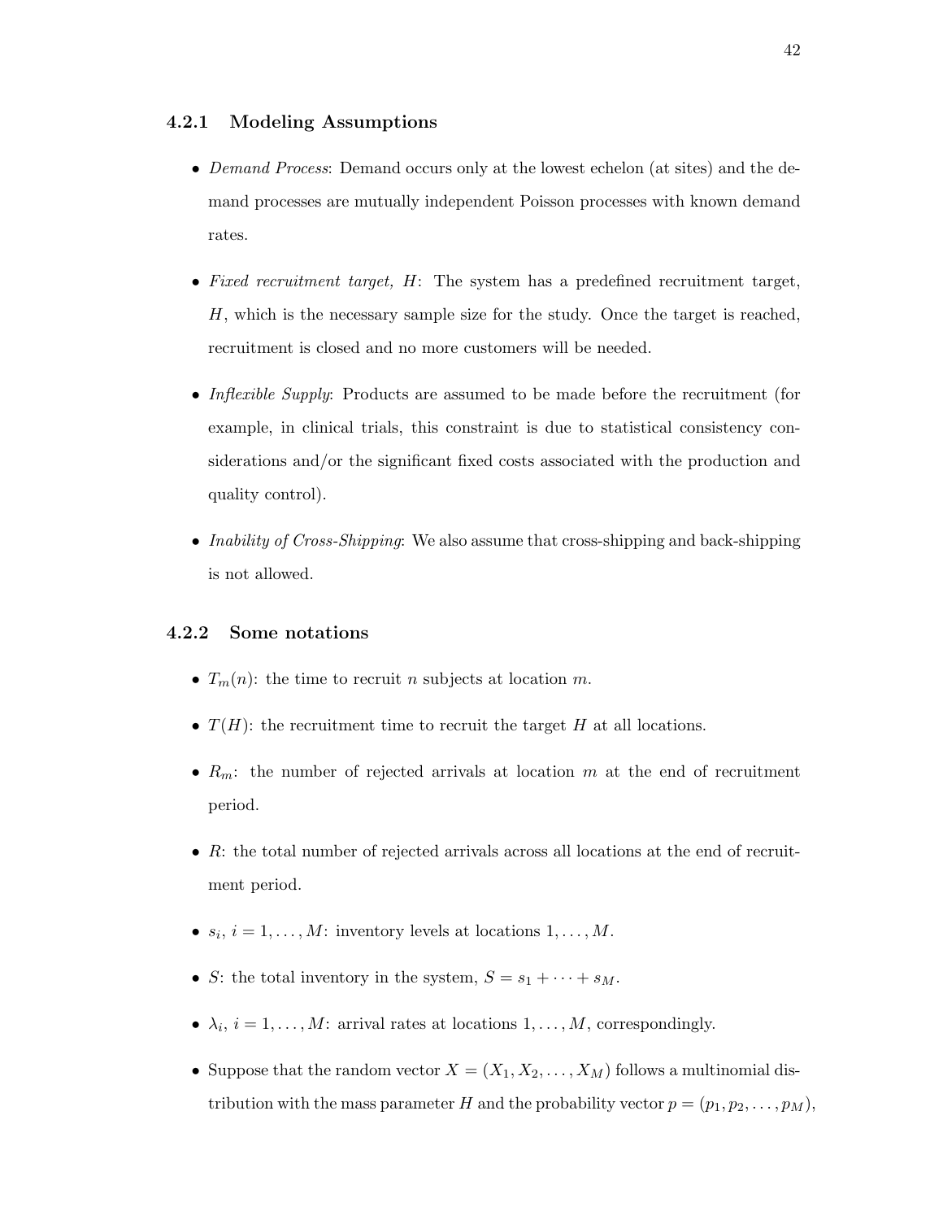### 4.2.1 Modeling Assumptions

- *Demand Process*: Demand occurs only at the lowest echelon (at sites) and the demand processes are mutually independent Poisson processes with known demand rates.
- *Fixed recruitment target, $H$*: The system has a predefined recruitment target, $H$, which is the necessary sample size for the study. Once the target is reached, recruitment is closed and no more customers will be needed.
- *Inflexible Supply*: Products are assumed to be made before the recruitment (for example, in clinical trials, this constraint is due to statistical consistency considerations and/or the significant fixed costs associated with the production and quality control).
- *Inability of Cross-Shipping*: We also assume that cross-shipping and back-shipping is not allowed.

### 4.2.2 Some notations

- $T_m(n)$: the time to recruit $n$ subjects at location $m$.
- $T(H)$: the recruitment time to recruit the target $H$ at all locations.
- $R_m$: the number of rejected arrivals at location $m$ at the end of recruitment period.
- $R$: the total number of rejected arrivals across all locations at the end of recruitment period.
- $s_i$, $i = 1, \ldots, M$: inventory levels at locations $1, \ldots, M$.
- $S$: the total inventory in the system, $S = s_1 + \cdots + s_M$.
- $\lambda_i$, $i = 1, \ldots, M$: arrival rates at locations $1, \ldots, M$, correspondingly.
- Suppose that the random vector $X = (X_1, X_2, \ldots, X_M)$ follows a multinomial distribution with the mass parameter $H$ and the probability vector $p = (p_1, p_2, \ldots, p_M)$,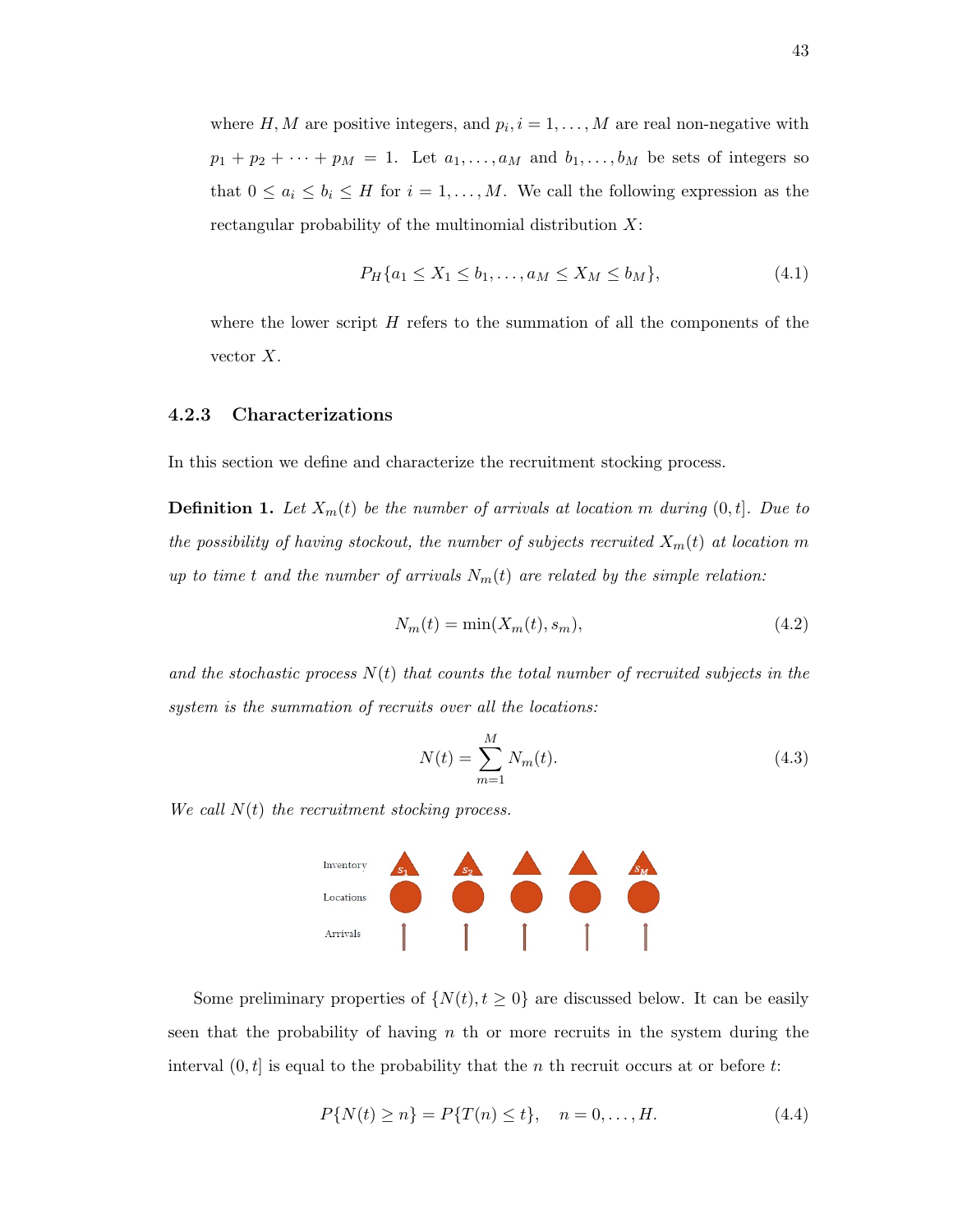where $H, M$ are positive integers, and $p_i, i = 1, \ldots, M$ are real non-negative with $p_1 + p_2 + \cdots + p_M = 1$. Let $a_1, \ldots, a_M$ and $b_1, \ldots, b_M$ be sets of integers so that $0 \leq a_i \leq b_i \leq H$ for $i = 1, \ldots, M$. We call the following expression as the rectangular probability of the multinomial distribution $X$:

$$P_H\{a_1 \leq X_1 \leq b_1, \ldots, a_M \leq X_M \leq b_M\}, \tag{4.1}$$

where the lower script $H$ refers to the summation of all the components of the vector $X$.

### 4.2.3 Characterizations

In this section we define and characterize the recruitment stocking process.

**Definition 1.** *Let $X_m(t)$ be the number of arrivals at location $m$ during $(0, t]$. Due to the possibility of having stockout, the number of subjects recruited $X_m(t)$ at location $m$ up to time $t$ and the number of arrivals $N_m(t)$ are related by the simple relation:*

$$N_m(t) = \min(X_m(t), s_m), \tag{4.2}$$

*and the stochastic process $N(t)$ that counts the total number of recruited subjects in the system is the summation of recruits over all the locations:*

$$N(t) = \sum_{m=1}^{M} N_m(t). \tag{4.3}$$

*We call $N(t)$ the recruitment stocking process.*

Some preliminary properties of $\{N(t), t \geq 0\}$ are discussed below. It can be easily seen that the probability of having $n$ th or more recruits in the system during the interval $(0, t]$ is equal to the probability that the $n$ th recruit occurs at or before $t$:

$$P\{N(t) \geq n\} = P\{T(n) \leq t\}, \quad n = 0, \ldots, H. \tag{4.4}$$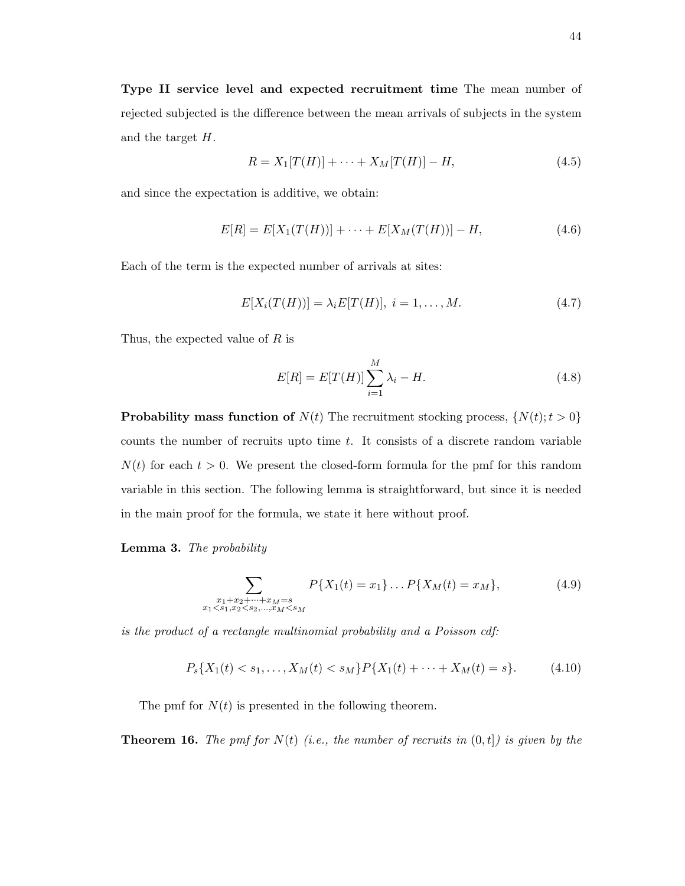**Type II service level and expected recruitment time** The mean number of rejected subjected is the difference between the mean arrivals of subjects in the system and the target $H$.

$$R = X_1[T(H)] + \cdots + X_M[T(H)] - H, \tag{4.5}$$

and since the expectation is additive, we obtain:

$$E[R] = E[X_1(T(H))] + \cdots + E[X_M(T(H))] - H, \tag{4.6}$$

Each of the term is the expected number of arrivals at sites:

$$E[X_i(T(H))] = \lambda_i E[T(H)],\ i = 1, \ldots, M. \tag{4.7}$$

Thus, the expected value of $R$ is

$$E[R] = E[T(H)] \sum_{i=1}^{M} \lambda_i - H. \tag{4.8}$$

**Probability mass function of** $N(t)$ The recruitment stocking process, $\{N(t); t > 0\}$ counts the number of recruits upto time $t$. It consists of a discrete random variable $N(t)$ for each $t > 0$. We present the closed-form formula for the pmf for this random variable in this section. The following lemma is straightforward, but since it is needed in the main proof for the formula, we state it here without proof.

**Lemma 3.** *The probability*

$$\sum_{\substack{x_1+x_2+\cdots+x_M=s \\ x_1<s_1, x_2<s_2, \ldots, x_M<s_M}} P\{X_1(t) = x_1\} \ldots P\{X_M(t) = x_M\}, \tag{4.9}$$

*is the product of a rectangle multinomial probability and a Poisson cdf:*

$$P_s\{X_1(t) < s_1, \ldots, X_M(t) < s_M\} P\{X_1(t) + \cdots + X_M(t) = s\}. \tag{4.10}$$

The pmf for $N(t)$ is presented in the following theorem.

**Theorem 16.** *The pmf for* $N(t)$ *(i.e., the number of recruits in* $(0, t]$*) is given by the*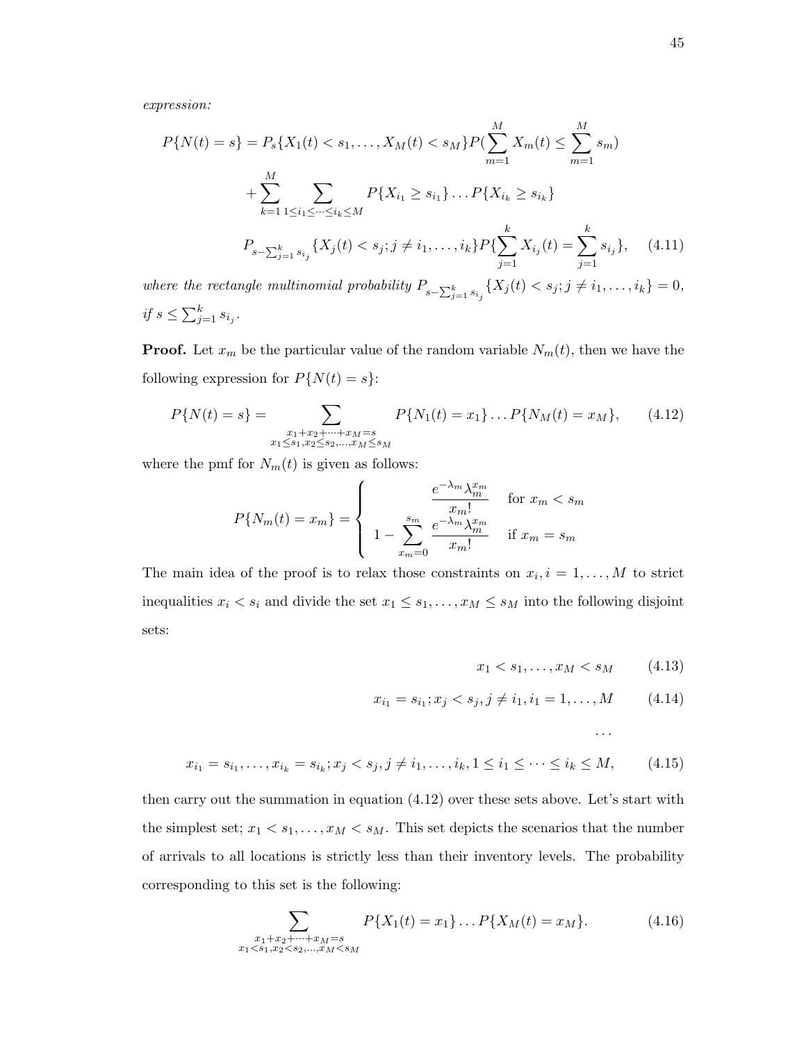*expression:*

$$P\{N(t)=s\} = P_s\{X_1(t) < s_1, \ldots, X_M(t) < s_M\} P(\sum_{m=1}^{M} X_m(t) \le \sum_{m=1}^{M} s_m)$$

$$+ \sum_{k=1}^{M} \sum_{1 \le i_1 \le \cdots \le i_k \le M} P\{X_{i_1} \ge s_{i_1}\} \ldots P\{X_{i_k} \ge s_{i_k}\}$$

$$P_{s-\sum_{j=1}^{k} s_{i_j}}\{X_j(t) < s_j; j \ne i_1, \ldots, i_k\} P\{\sum_{j=1}^{k} X_{i_j}(t) = \sum_{j=1}^{k} s_{i_j}\}, \quad (4.11)$$

*where the rectangle multinomial probability* $P_{s-\sum_{j=1}^{k} s_{i_j}}\{X_j(t) < s_j; j \ne i_1, \ldots, i_k\} = 0$, *if* $s \le \sum_{j=1}^{k} s_{i_j}$.

**Proof.** Let $x_m$ be the particular value of the random variable $N_m(t)$, then we have the following expression for $P\{N(t) = s\}$:

$$P\{N(t)=s\} = \sum_{\substack{x_1+x_2+\cdots+x_M=s \\ x_1 \le s_1, x_2 \le s_2, \ldots, x_M \le s_M}} P\{N_1(t) = x_1\} \ldots P\{N_M(t) = x_M\}, \quad (4.12)$$

where the pmf for $N_m(t)$ is given as follows:

$$P\{N_m(t) = x_m\} = \begin{cases} \dfrac{e^{-\lambda_m}\lambda_m^{x_m}}{x_m!} & \text{for } x_m < s_m \\ 1 - \displaystyle\sum_{x_m=0}^{s_m} \dfrac{e^{-\lambda_m}\lambda_m^{x_m}}{x_m!} & \text{if } x_m = s_m \end{cases}$$

The main idea of the proof is to relax those constraints on $x_i, i = 1, \ldots, M$ to strict inequalities $x_i < s_i$ and divide the set $x_1 \le s_1, \ldots, x_M \le s_M$ into the following disjoint sets:

$$x_1 < s_1, \ldots, x_M < s_M \quad (4.13)$$

$$x_{i_1} = s_{i_1}; x_j < s_j, j \ne i_1, i_1 = 1, \ldots, M \quad (4.14)$$

$$\ldots$$

$$x_{i_1} = s_{i_1}, \ldots, x_{i_k} = s_{i_k}; x_j < s_j, j \ne i_1, \ldots, i_k, 1 \le i_1 \le \cdots \le i_k \le M, \quad (4.15)$$

then carry out the summation in equation (4.12) over these sets above. Let's start with the simplest set; $x_1 < s_1, \ldots, x_M < s_M$. This set depicts the scenarios that the number of arrivals to all locations is strictly less than their inventory levels. The probability corresponding to this set is the following:

$$\sum_{\substack{x_1+x_2+\cdots+x_M=s \\ x_1 < s_1, x_2 < s_2, \ldots, x_M < s_M}} P\{X_1(t) = x_1\} \ldots P\{X_M(t) = x_M\}. \quad (4.16)$$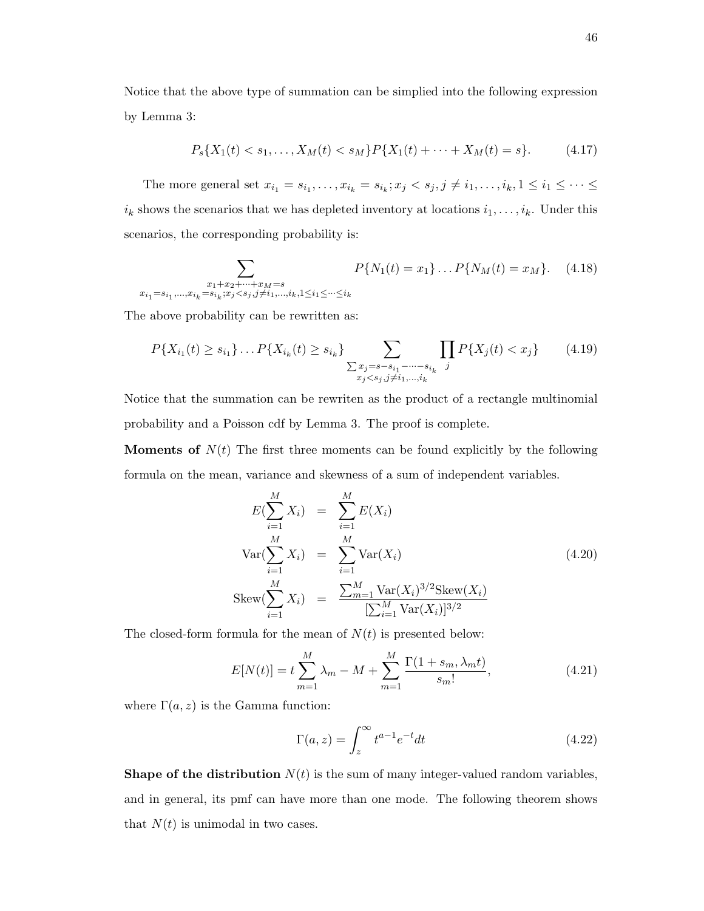Notice that the above type of summation can be simplied into the following expression by Lemma 3:

$$P_s\{X_1(t) < s_1, \ldots, X_M(t) < s_M\} P\{X_1(t) + \cdots + X_M(t) = s\}. \tag{4.17}$$

The more general set $x_{i_1} = s_{i_1}, \ldots, x_{i_k} = s_{i_k}; x_j < s_j, j \neq i_1, \ldots, i_k, 1 \leq i_1 \leq \cdots \leq i_k$ shows the scenarios that we has depleted inventory at locations $i_1, \ldots, i_k$. Under this scenarios, the corresponding probability is:

$$\sum_{\substack{x_1 + x_2 + \cdots + x_M = s \\ x_{i_1} = s_{i_1}, \ldots, x_{i_k} = s_{i_k}; x_j < s_j, j \neq i_1, \ldots, i_k, 1 \leq i_1 \leq \cdots \leq i_k}} P\{N_1(t) = x_1\} \ldots P\{N_M(t) = x_M\}. \tag{4.18}$$

The above probability can be rewritten as:

$$P\{X_{i_1}(t) \geq s_{i_1}\} \ldots P\{X_{i_k}(t) \geq s_{i_k}\} \sum_{\substack{\sum x_j = s - s_{i_1} - \cdots - s_{i_k} \\ x_j < s_j, j \neq i_1, \ldots, i_k}} \prod_j P\{X_j(t) < x_j\} \tag{4.19}$$

Notice that the summation can be rewriten as the product of a rectangle multinomial probability and a Poisson cdf by Lemma 3. The proof is complete.

**Moments of** $N(t)$ The first three moments can be found explicitly by the following formula on the mean, variance and skewness of a sum of independent variables.

$$\begin{aligned}
E(\sum_{i=1}^{M} X_i) &= \sum_{i=1}^{M} E(X_i) \\
\text{Var}(\sum_{i=1}^{M} X_i) &= \sum_{i=1}^{M} \text{Var}(X_i) \\
\text{Skew}(\sum_{i=1}^{M} X_i) &= \frac{\sum_{m=1}^{M} \text{Var}(X_i)^{3/2} \text{Skew}(X_i)}{[\sum_{i=1}^{M} \text{Var}(X_i)]^{3/2}}
\end{aligned} \tag{4.20}$$

The closed-form formula for the mean of $N(t)$ is presented below:

$$E[N(t)] = t \sum_{m=1}^{M} \lambda_m - M + \sum_{m=1}^{M} \frac{\Gamma(1 + s_m, \lambda_m t)}{s_m!}, \tag{4.21}$$

where $\Gamma(a, z)$ is the Gamma function:

$$\Gamma(a, z) = \int_z^{\infty} t^{a-1} e^{-t} dt \tag{4.22}$$

**Shape of the distribution** $N(t)$ is the sum of many integer-valued random variables, and in general, its pmf can have more than one mode. The following theorem shows that $N(t)$ is unimodal in two cases.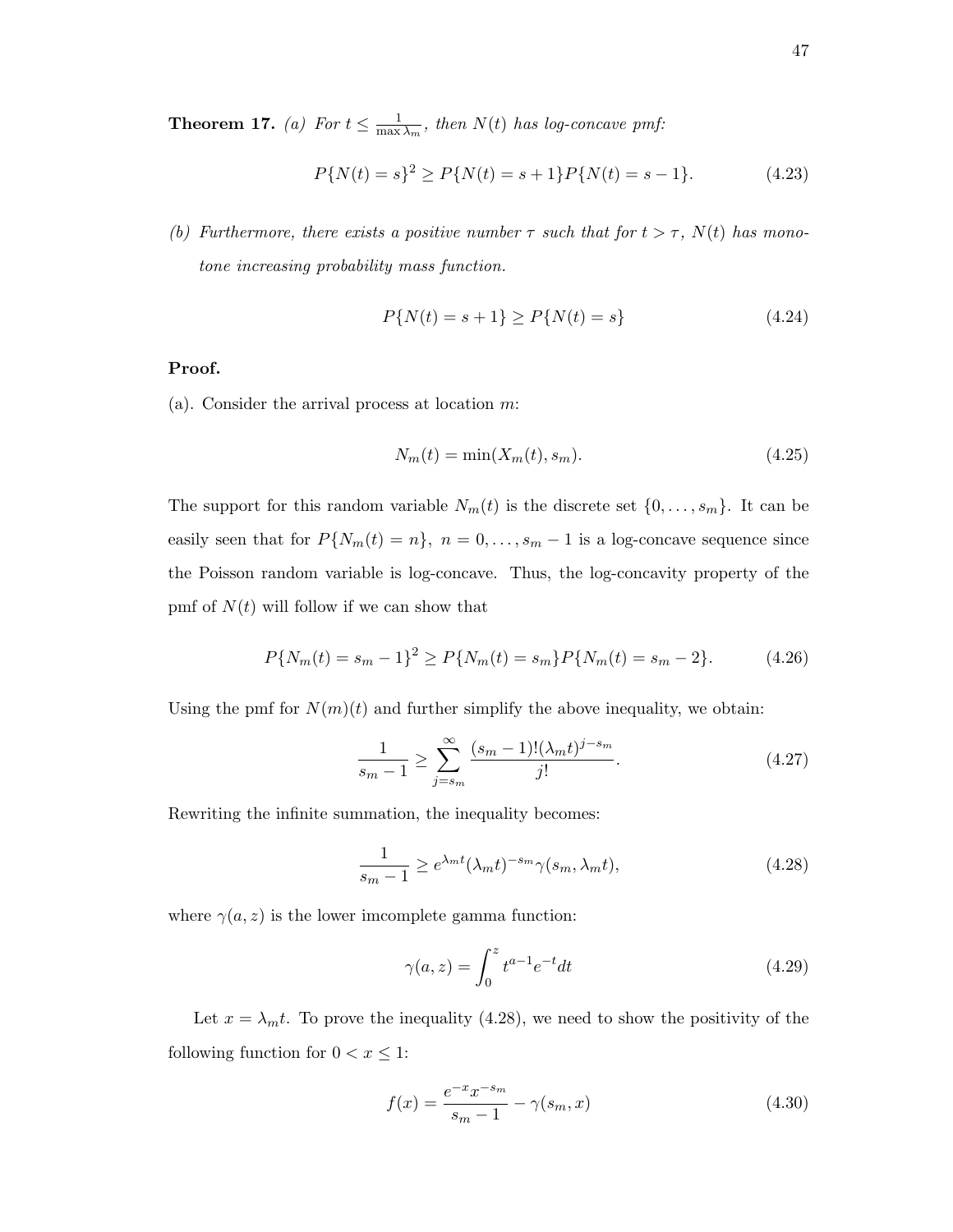**Theorem 17.** *(a) For $t \leq \frac{1}{\max \lambda_m}$, then $N(t)$ has log-concave pmf:*

$$P\{N(t) = s\}^2 \geq P\{N(t) = s+1\}P\{N(t) = s-1\}. \tag{4.23}$$

*(b) Furthermore, there exists a positive number $\tau$ such that for $t > \tau$, $N(t)$ has monotone increasing probability mass function.*

$$P\{N(t) = s+1\} \geq P\{N(t) = s\} \tag{4.24}$$

**Proof.**

(a). Consider the arrival process at location $m$:

$$N_m(t) = \min(X_m(t), s_m). \tag{4.25}$$

The support for this random variable $N_m(t)$ is the discrete set $\{0, \ldots, s_m\}$. It can be easily seen that for $P\{N_m(t) = n\},\ n = 0, \ldots, s_m - 1$ is a log-concave sequence since the Poisson random variable is log-concave. Thus, the log-concavity property of the pmf of $N(t)$ will follow if we can show that

$$P\{N_m(t) = s_m - 1\}^2 \geq P\{N_m(t) = s_m\}P\{N_m(t) = s_m - 2\}. \tag{4.26}$$

Using the pmf for $N(m)(t)$ and further simplify the above inequality, we obtain:

$$\frac{1}{s_m - 1} \geq \sum_{j=s_m}^{\infty} \frac{(s_m - 1)!(\lambda_m t)^{j - s_m}}{j!}. \tag{4.27}$$

Rewriting the infinite summation, the inequality becomes:

$$\frac{1}{s_m - 1} \geq e^{\lambda_m t}(\lambda_m t)^{-s_m}\gamma(s_m, \lambda_m t), \tag{4.28}$$

where $\gamma(a, z)$ is the lower imcomplete gamma function:

$$\gamma(a, z) = \int_0^z t^{a-1}e^{-t}dt \tag{4.29}$$

Let $x = \lambda_m t$. To prove the inequality (4.28), we need to show the positivity of the following function for $0 < x \leq 1$:

$$f(x) = \frac{e^{-x}x^{-s_m}}{s_m - 1} - \gamma(s_m, x) \tag{4.30}$$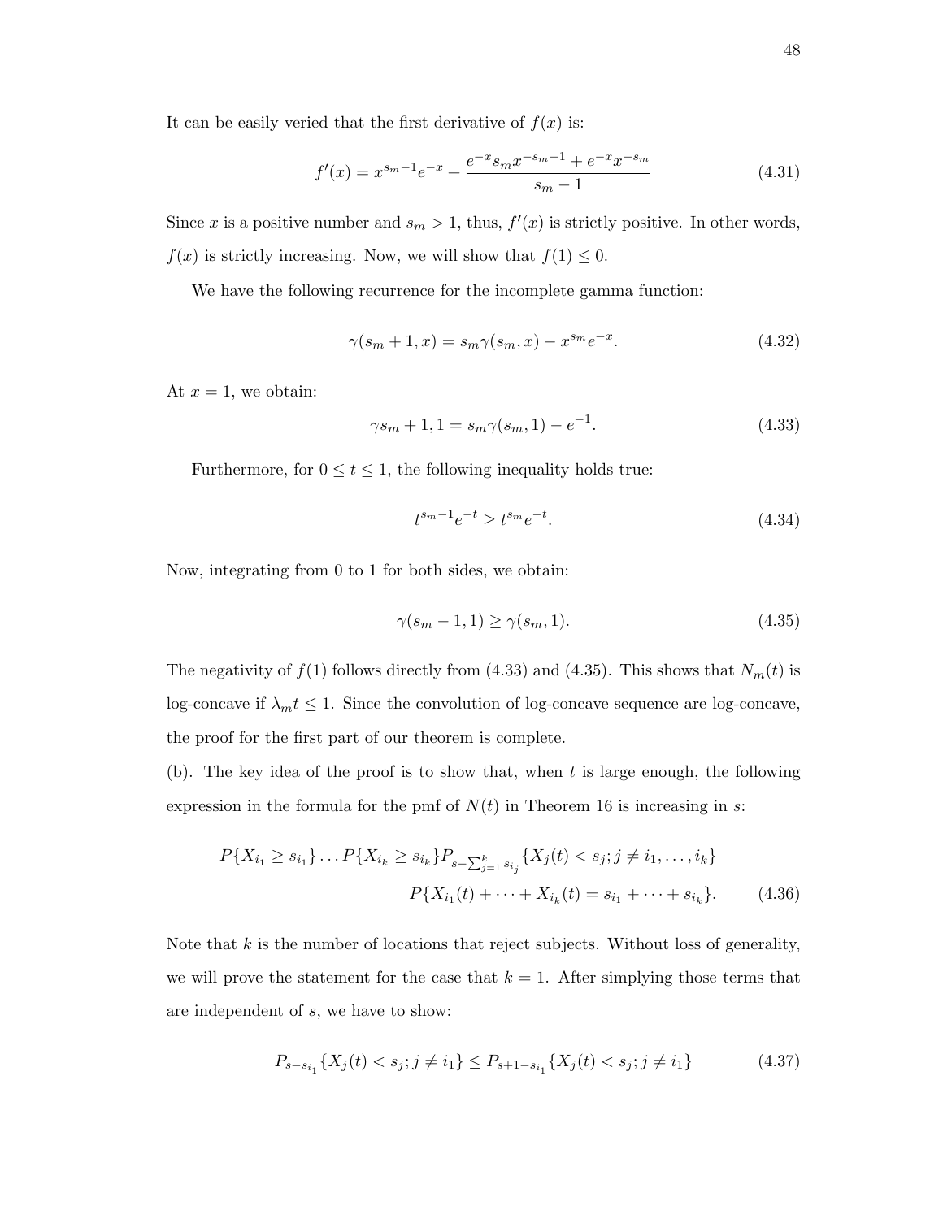It can be easily veried that the first derivative of $f(x)$ is:

$$f'(x) = x^{s_m-1}e^{-x} + \frac{e^{-x}s_m x^{-s_m-1} + e^{-x}x^{-s_m}}{s_m - 1} \tag{4.31}$$

Since $x$ is a positive number and $s_m > 1$, thus, $f'(x)$ is strictly positive. In other words, $f(x)$ is strictly increasing. Now, we will show that $f(1) \leq 0$.

We have the following recurrence for the incomplete gamma function:

$$\gamma(s_m + 1, x) = s_m\gamma(s_m, x) - x^{s_m}e^{-x}. \tag{4.32}$$

At $x = 1$, we obtain:

$$\gamma s_m + 1, 1 = s_m\gamma(s_m, 1) - e^{-1}. \tag{4.33}$$

Furthermore, for $0 \leq t \leq 1$, the following inequality holds true:

$$t^{s_m-1}e^{-t} \geq t^{s_m}e^{-t}. \tag{4.34}$$

Now, integrating from 0 to 1 for both sides, we obtain:

$$\gamma(s_m - 1, 1) \geq \gamma(s_m, 1). \tag{4.35}$$

The negativity of $f(1)$ follows directly from (4.33) and (4.35). This shows that $N_m(t)$ is log-concave if $\lambda_m t \leq 1$. Since the convolution of log-concave sequence are log-concave, the proof for the first part of our theorem is complete.

(b). The key idea of the proof is to show that, when $t$ is large enough, the following expression in the formula for the pmf of $N(t)$ in Theorem 16 is increasing in $s$:

$$P\{X_{i_1} \geq s_{i_1}\} \ldots P\{X_{i_k} \geq s_{i_k}\}P_{s-\sum_{j=1}^{k} s_{i_j}}\{X_j(t) < s_j; j \neq i_1, \ldots, i_k\}$$
$$P\{X_{i_1}(t) + \cdots + X_{i_k}(t) = s_{i_1} + \cdots + s_{i_k}\}. \tag{4.36}$$

Note that $k$ is the number of locations that reject subjects. Without loss of generality, we will prove the statement for the case that $k = 1$. After simplying those terms that are independent of $s$, we have to show:

$$P_{s-s_{i_1}}\{X_j(t) < s_j; j \neq i_1\} \leq P_{s+1-s_{i_1}}\{X_j(t) < s_j; j \neq i_1\} \tag{4.37}$$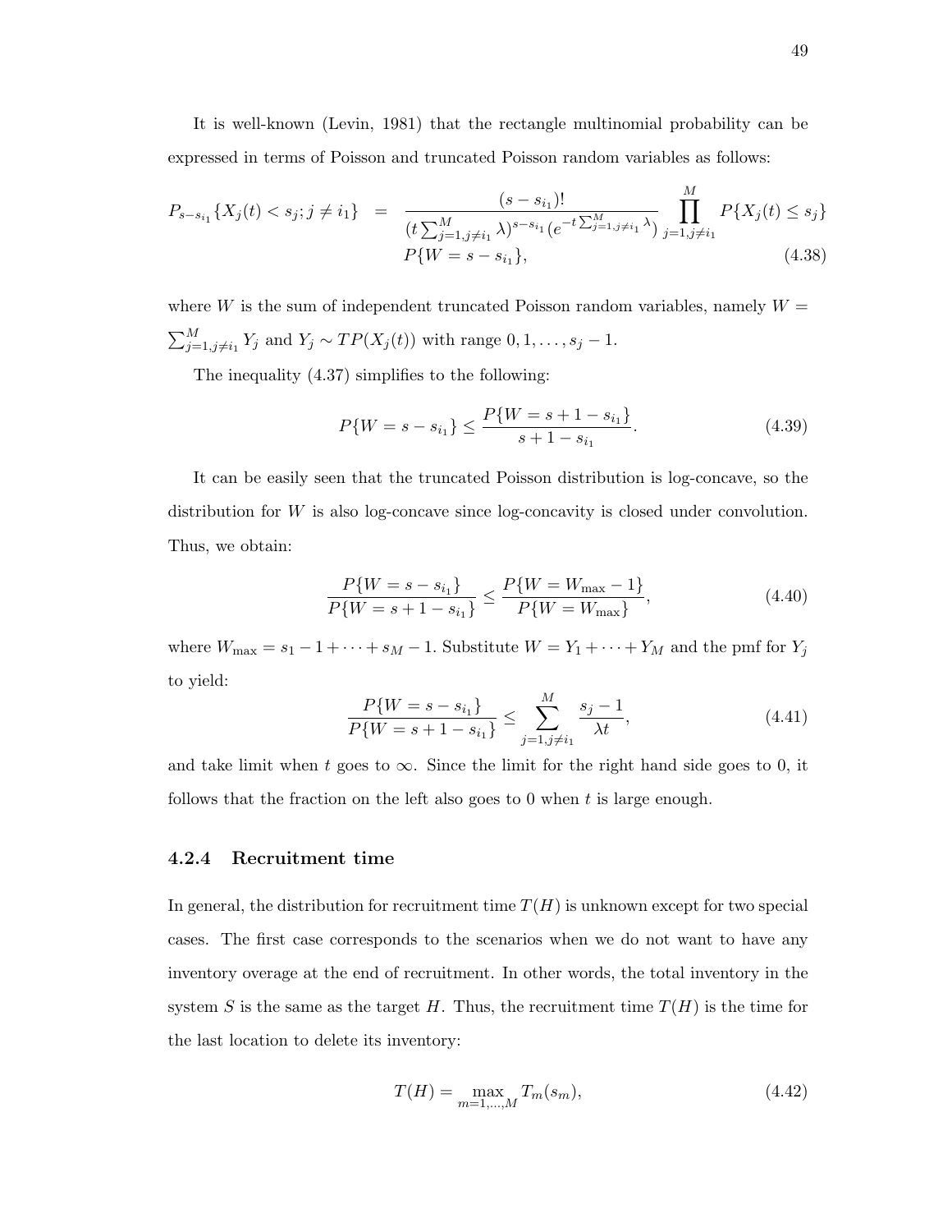It is well-known (Levin, 1981) that the rectangle multinomial probability can be expressed in terms of Poisson and truncated Poisson random variables as follows:

$$
\begin{aligned}
P_{s-s_{i_1}}\{X_j(t) < s_j; j \neq i_1\} \quad = \quad & \frac{(s-s_{i_1})!}{(t\sum_{j=1,j\neq i_1}^{M}\lambda)^{s-s_{i_1}}(e^{-t\sum_{j=1,j\neq i_1}^{M}\lambda})} \prod_{j=1,j\neq i_1}^{M} P\{X_j(t) \le s_j\} \\
& P\{W = s - s_{i_1}\}, \qquad\qquad\qquad\qquad\qquad\qquad (4.38)
\end{aligned}
$$

where $W$ is the sum of independent truncated Poisson random variables, namely $W = \sum_{j=1,j\neq i_1}^{M} Y_j$ and $Y_j \sim TP(X_j(t))$ with range $0, 1, \ldots, s_j - 1$.

The inequality (4.37) simplifies to the following:

$$
P\{W = s - s_{i_1}\} \le \frac{P\{W = s + 1 - s_{i_1}\}}{s + 1 - s_{i_1}}. \tag{4.39}
$$

It can be easily seen that the truncated Poisson distribution is log-concave, so the distribution for $W$ is also log-concave since log-concavity is closed under convolution. Thus, we obtain:

$$
\frac{P\{W = s - s_{i_1}\}}{P\{W = s + 1 - s_{i_1}\}} \le \frac{P\{W = W_{\max} - 1\}}{P\{W = W_{\max}\}}, \tag{4.40}
$$

where $W_{\max} = s_1 - 1 + \cdots + s_M - 1$. Substitute $W = Y_1 + \cdots + Y_M$ and the pmf for $Y_j$ to yield:

$$
\frac{P\{W = s - s_{i_1}\}}{P\{W = s + 1 - s_{i_1}\}} \le \sum_{j=1,j\neq i_1}^{M} \frac{s_j - 1}{\lambda t}, \tag{4.41}
$$

and take limit when $t$ goes to $\infty$. Since the limit for the right hand side goes to 0, it follows that the fraction on the left also goes to 0 when $t$ is large enough.

### 4.2.4 Recruitment time

In general, the distribution for recruitment time $T(H)$ is unknown except for two special cases. The first case corresponds to the scenarios when we do not want to have any inventory overage at the end of recruitment. In other words, the total inventory in the system $S$ is the same as the target $H$. Thus, the recruitment time $T(H)$ is the time for the last location to delete its inventory:

$$
T(H) = \max_{m=1,\ldots,M} T_m(s_m), \tag{4.42}
$$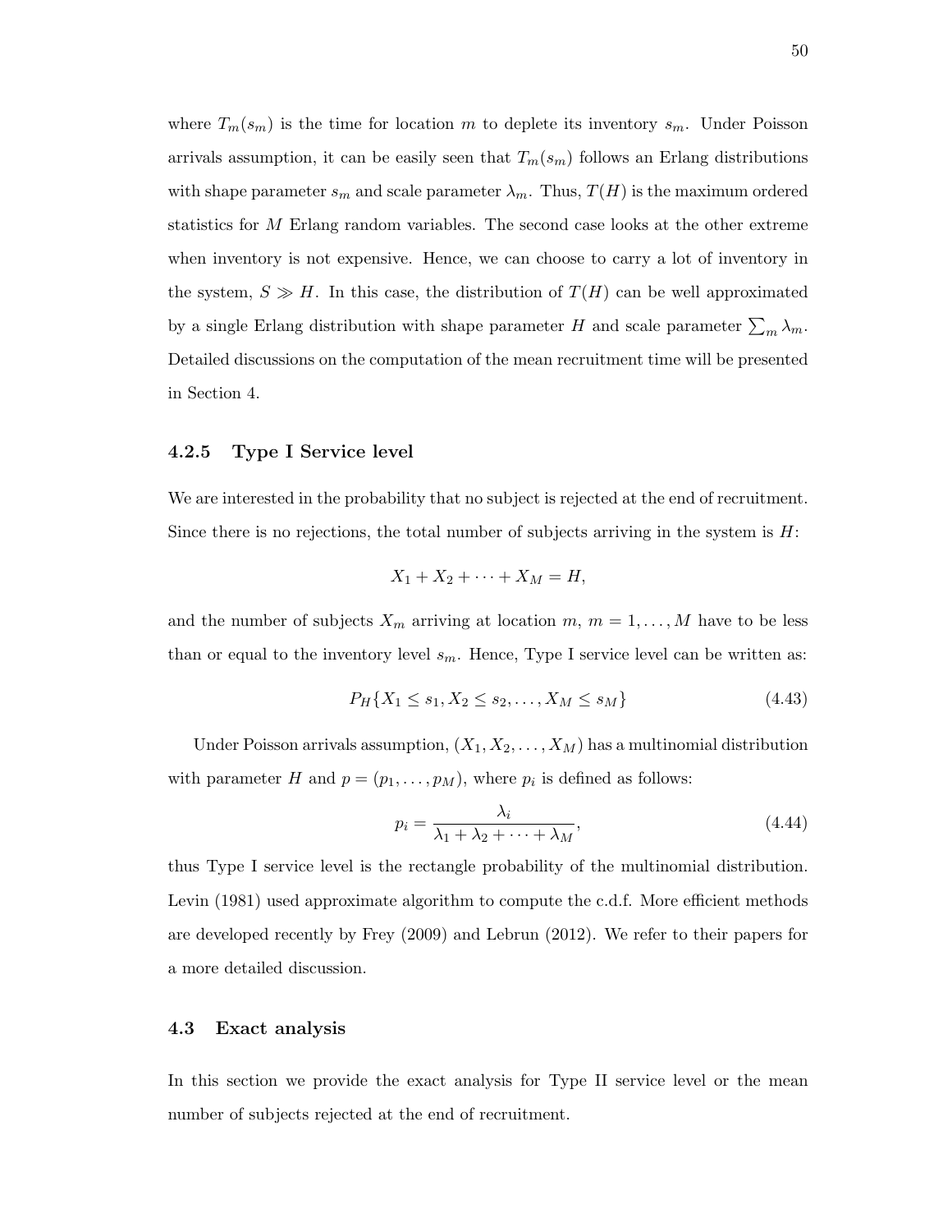where $T_m(s_m)$ is the time for location $m$ to deplete its inventory $s_m$. Under Poisson arrivals assumption, it can be easily seen that $T_m(s_m)$ follows an Erlang distributions with shape parameter $s_m$ and scale parameter $\lambda_m$. Thus, $T(H)$ is the maximum ordered statistics for $M$ Erlang random variables. The second case looks at the other extreme when inventory is not expensive. Hence, we can choose to carry a lot of inventory in the system, $S \gg H$. In this case, the distribution of $T(H)$ can be well approximated by a single Erlang distribution with shape parameter $H$ and scale parameter $\sum_m \lambda_m$. Detailed discussions on the computation of the mean recruitment time will be presented in Section 4.

### 4.2.5 Type I Service level

We are interested in the probability that no subject is rejected at the end of recruitment. Since there is no rejections, the total number of subjects arriving in the system is $H$:

$$X_1 + X_2 + \cdots + X_M = H,$$

and the number of subjects $X_m$ arriving at location $m$, $m = 1, \ldots, M$ have to be less than or equal to the inventory level $s_m$. Hence, Type I service level can be written as:

$$P_H\{X_1 \leq s_1, X_2 \leq s_2, \ldots, X_M \leq s_M\} \tag{4.43}$$

Under Poisson arrivals assumption, $(X_1, X_2, \ldots, X_M)$ has a multinomial distribution with parameter $H$ and $p = (p_1, \ldots, p_M)$, where $p_i$ is defined as follows:

$$p_i = \frac{\lambda_i}{\lambda_1 + \lambda_2 + \cdots + \lambda_M}, \tag{4.44}$$

thus Type I service level is the rectangle probability of the multinomial distribution. Levin (1981) used approximate algorithm to compute the c.d.f. More efficient methods are developed recently by Frey (2009) and Lebrun (2012). We refer to their papers for a more detailed discussion.

## 4.3 Exact analysis

In this section we provide the exact analysis for Type II service level or the mean number of subjects rejected at the end of recruitment.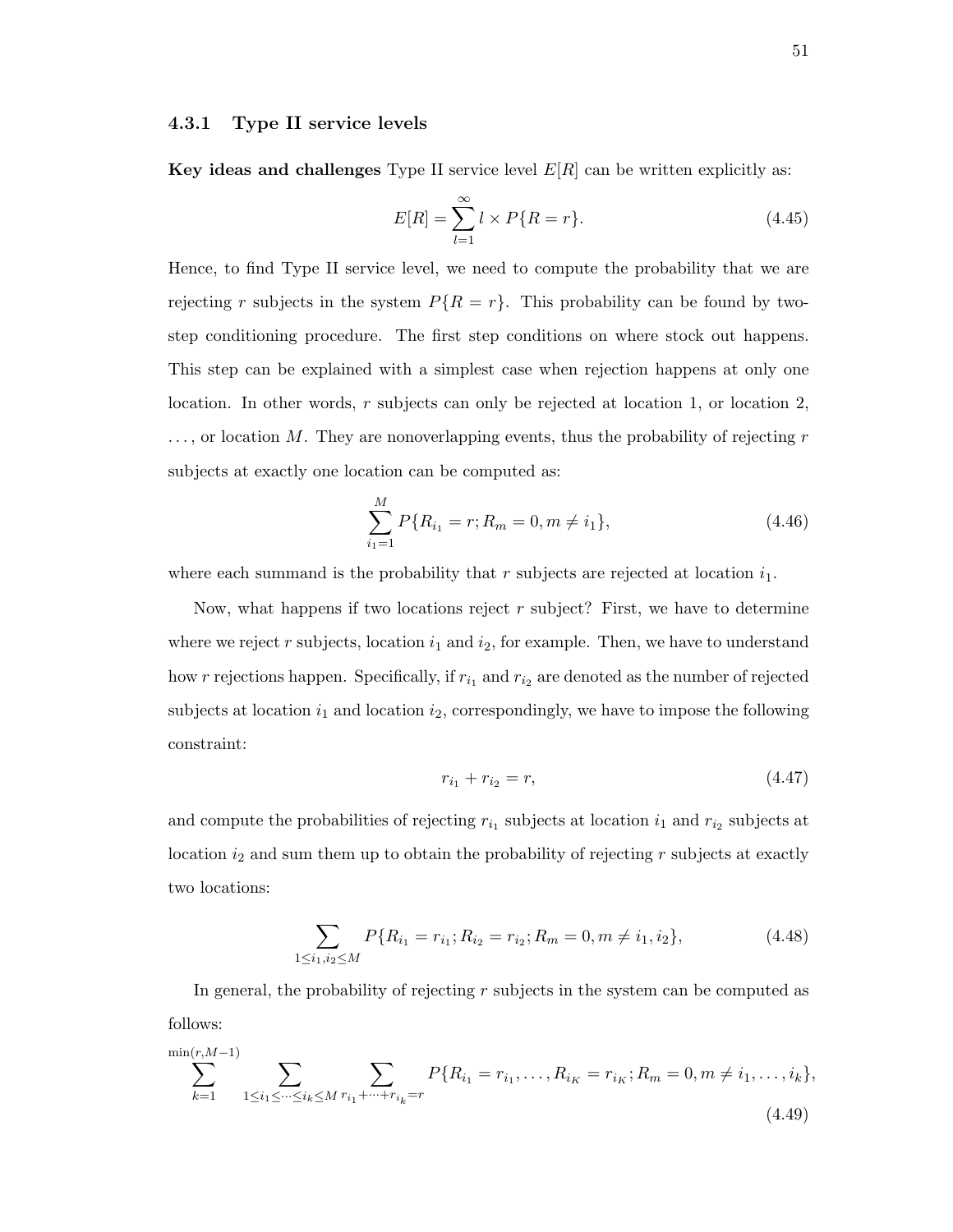### 4.3.1 Type II service levels

**Key ideas and challenges** Type II service level $E[R]$ can be written explicitly as:

$$E[R] = \sum_{l=1}^{\infty} l \times P\{R = r\}. \tag{4.45}$$

Hence, to find Type II service level, we need to compute the probability that we are rejecting $r$ subjects in the system $P\{R = r\}$. This probability can be found by two-step conditioning procedure. The first step conditions on where stock out happens. This step can be explained with a simplest case when rejection happens at only one location. In other words, $r$ subjects can only be rejected at location 1, or location 2, . . . , or location $M$. They are nonoverlapping events, thus the probability of rejecting $r$ subjects at exactly one location can be computed as:

$$\sum_{i_1=1}^{M} P\{R_{i_1} = r; R_m = 0, m \neq i_1\}, \tag{4.46}$$

where each summand is the probability that $r$ subjects are rejected at location $i_1$.

Now, what happens if two locations reject $r$ subject? First, we have to determine where we reject $r$ subjects, location $i_1$ and $i_2$, for example. Then, we have to understand how $r$ rejections happen. Specifically, if $r_{i_1}$ and $r_{i_2}$ are denoted as the number of rejected subjects at location $i_1$ and location $i_2$, correspondingly, we have to impose the following constraint:

$$r_{i_1} + r_{i_2} = r, \tag{4.47}$$

and compute the probabilities of rejecting $r_{i_1}$ subjects at location $i_1$ and $r_{i_2}$ subjects at location $i_2$ and sum them up to obtain the probability of rejecting $r$ subjects at exactly two locations:

$$\sum_{1 \leq i_1, i_2 \leq M} P\{R_{i_1} = r_{i_1}; R_{i_2} = r_{i_2}; R_m = 0, m \neq i_1, i_2\}, \tag{4.48}$$

In general, the probability of rejecting $r$ subjects in the system can be computed as follows:

$$\sum_{k=1}^{\min(r,M-1)} \sum_{1 \leq i_1 \leq \cdots \leq i_k \leq M} \sum_{r_{i_1} + \cdots + r_{i_k} = r} P\{R_{i_1} = r_{i_1}, \ldots, R_{i_K} = r_{i_K}; R_m = 0, m \neq i_1, \ldots, i_k\}, \tag{4.49}$$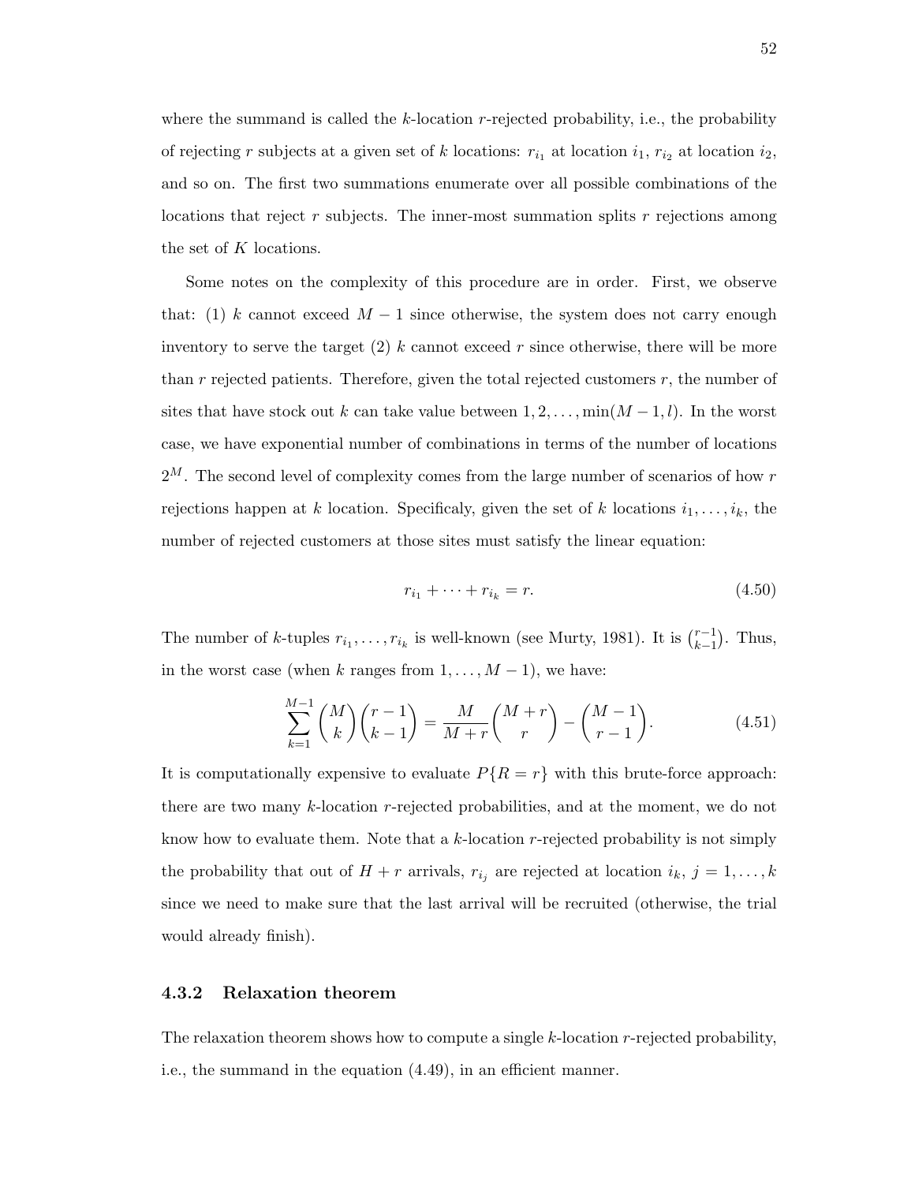where the summand is called the $k$-location $r$-rejected probability, i.e., the probability of rejecting $r$ subjects at a given set of $k$ locations: $r_{i_1}$ at location $i_1$, $r_{i_2}$ at location $i_2$, and so on. The first two summations enumerate over all possible combinations of the locations that reject $r$ subjects. The inner-most summation splits $r$ rejections among the set of $K$ locations.

Some notes on the complexity of this procedure are in order. First, we observe that: (1) $k$ cannot exceed $M-1$ since otherwise, the system does not carry enough inventory to serve the target (2) $k$ cannot exceed $r$ since otherwise, there will be more than $r$ rejected patients. Therefore, given the total rejected customers $r$, the number of sites that have stock out $k$ can take value between $1, 2, \ldots, \min(M-1, l)$. In the worst case, we have exponential number of combinations in terms of the number of locations $2^M$. The second level of complexity comes from the large number of scenarios of how $r$ rejections happen at $k$ location. Specificaly, given the set of $k$ locations $i_1, \ldots, i_k$, the number of rejected customers at those sites must satisfy the linear equation:

$$r_{i_1} + \cdots + r_{i_k} = r. \tag{4.50}$$

The number of $k$-tuples $r_{i_1}, \ldots, r_{i_k}$ is well-known (see Murty, 1981). It is $\binom{r-1}{k-1}$. Thus, in the worst case (when $k$ ranges from $1, \ldots, M-1$), we have:

$$\sum_{k=1}^{M-1} \binom{M}{k} \binom{r-1}{k-1} = \frac{M}{M+r} \binom{M+r}{r} - \binom{M-1}{r-1}. \tag{4.51}$$

It is computationally expensive to evaluate $P\{R = r\}$ with this brute-force approach: there are two many $k$-location $r$-rejected probabilities, and at the moment, we do not know how to evaluate them. Note that a $k$-location $r$-rejected probability is not simply the probability that out of $H + r$ arrivals, $r_{i_j}$ are rejected at location $i_k$, $j = 1, \ldots, k$ since we need to make sure that the last arrival will be recruited (otherwise, the trial would already finish).

### 4.3.2 Relaxation theorem

The relaxation theorem shows how to compute a single $k$-location $r$-rejected probability, i.e., the summand in the equation (4.49), in an efficient manner.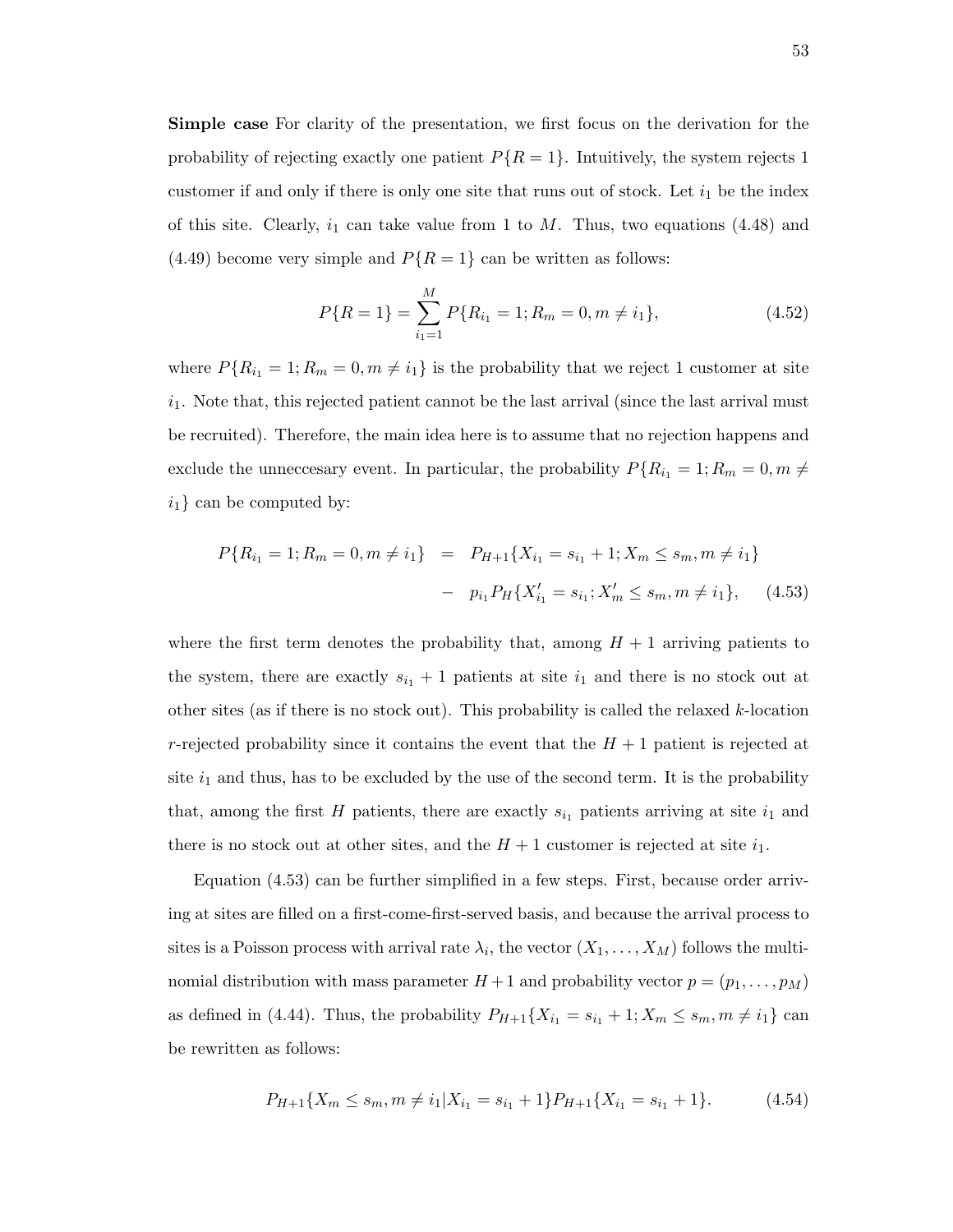**Simple case** For clarity of the presentation, we first focus on the derivation for the probability of rejecting exactly one patient $P\{R = 1\}$. Intuitively, the system rejects 1 customer if and only if there is only one site that runs out of stock. Let $i_1$ be the index of this site. Clearly, $i_1$ can take value from 1 to $M$. Thus, two equations (4.48) and (4.49) become very simple and $P\{R = 1\}$ can be written as follows:

$$P\{R = 1\} = \sum_{i_1=1}^{M} P\{R_{i_1} = 1; R_m = 0, m \neq i_1\}, \tag{4.52}$$

where $P\{R_{i_1} = 1; R_m = 0, m \neq i_1\}$ is the probability that we reject 1 customer at site $i_1$. Note that, this rejected patient cannot be the last arrival (since the last arrival must be recruited). Therefore, the main idea here is to assume that no rejection happens and exclude the unneccesary event. In particular, the probability $P\{R_{i_1} = 1; R_m = 0, m \neq i_1\}$ can be computed by:

$$\begin{aligned} P\{R_{i_1} = 1; R_m = 0, m \neq i_1\} &= P_{H+1}\{X_{i_1} = s_{i_1} + 1; X_m \leq s_m, m \neq i_1\} \\ &- p_{i_1} P_H\{X'_{i_1} = s_{i_1}; X'_m \leq s_m, m \neq i_1\}, \end{aligned} \tag{4.53}$$

where the first term denotes the probability that, among $H + 1$ arriving patients to the system, there are exactly $s_{i_1} + 1$ patients at site $i_1$ and there is no stock out at other sites (as if there is no stock out). This probability is called the relaxed $k$-location $r$-rejected probability since it contains the event that the $H + 1$ patient is rejected at site $i_1$ and thus, has to be excluded by the use of the second term. It is the probability that, among the first $H$ patients, there are exactly $s_{i_1}$ patients arriving at site $i_1$ and there is no stock out at other sites, and the $H + 1$ customer is rejected at site $i_1$.

Equation (4.53) can be further simplified in a few steps. First, because order arriving at sites are filled on a first-come-first-served basis, and because the arrival process to sites is a Poisson process with arrival rate $\lambda_i$, the vector $(X_1, \ldots, X_M)$ follows the multinomial distribution with mass parameter $H + 1$ and probability vector $p = (p_1, \ldots, p_M)$ as defined in (4.44). Thus, the probability $P_{H+1}\{X_{i_1} = s_{i_1} + 1; X_m \leq s_m, m \neq i_1\}$ can be rewritten as follows:

$$P_{H+1}\{X_m \leq s_m, m \neq i_1 | X_{i_1} = s_{i_1} + 1\} P_{H+1}\{X_{i_1} = s_{i_1} + 1\}. \tag{4.54}$$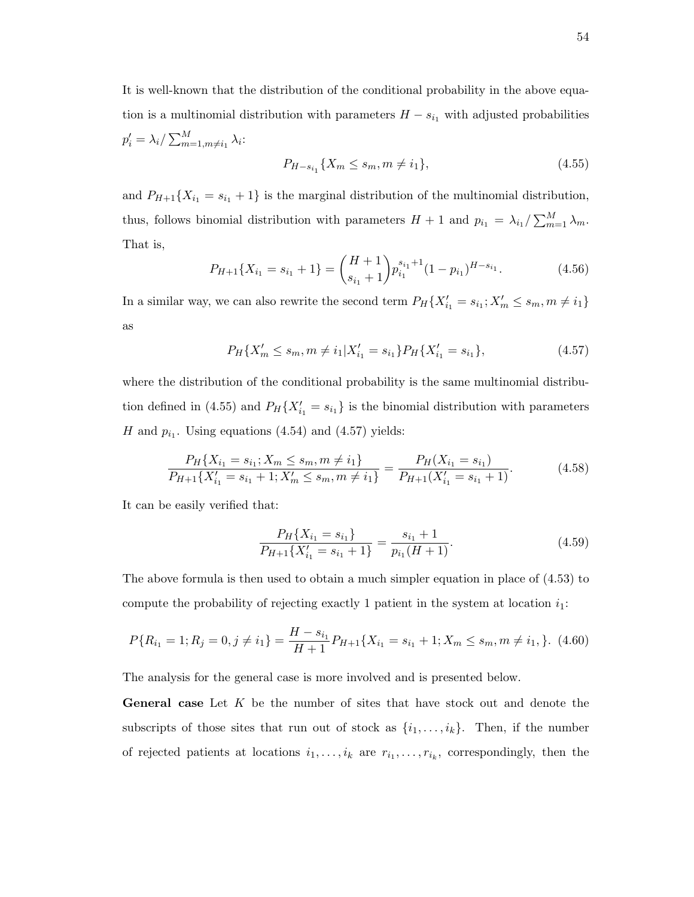It is well-known that the distribution of the conditional probability in the above equation is a multinomial distribution with parameters $H - s_{i_1}$ with adjusted probabilities $p'_i = \lambda_i / \sum_{m=1, m\neq i_1}^{M} \lambda_i$:

$$P_{H-s_{i_1}}\{X_m \leq s_m, m \neq i_1\}, \tag{4.55}$$

and $P_{H+1}\{X_{i_1} = s_{i_1} + 1\}$ is the marginal distribution of the multinomial distribution, thus, follows binomial distribution with parameters $H + 1$ and $p_{i_1} = \lambda_{i_1} / \sum_{m=1}^{M} \lambda_m$. That is,

$$P_{H+1}\{X_{i_1} = s_{i_1} + 1\} = \binom{H+1}{s_{i_1}+1} p_{i_1}^{s_{i_1}+1} (1 - p_{i_1})^{H - s_{i_1}}. \tag{4.56}$$

In a similar way, we can also rewrite the second term $P_H\{X'_{i_1} = s_{i_1}; X'_m \leq s_m, m \neq i_1\}$ as

$$P_H\{X'_m \leq s_m, m \neq i_1 | X'_{i_1} = s_{i_1}\} P_H\{X'_{i_1} = s_{i_1}\}, \tag{4.57}$$

where the distribution of the conditional probability is the same multinomial distribution defined in (4.55) and $P_H\{X'_{i_1} = s_{i_1}\}$ is the binomial distribution with parameters $H$ and $p_{i_1}$. Using equations (4.54) and (4.57) yields:

$$\frac{P_H\{X_{i_1} = s_{i_1}; X_m \leq s_m, m \neq i_1\}}{P_{H+1}\{X'_{i_1} = s_{i_1} + 1; X'_m \leq s_m, m \neq i_1\}} = \frac{P_H(X_{i_1} = s_{i_1})}{P_{H+1}(X'_{i_1} = s_{i_1} + 1)}. \tag{4.58}$$

It can be easily verified that:

$$\frac{P_H\{X_{i_1} = s_{i_1}\}}{P_{H+1}\{X'_{i_1} = s_{i_1} + 1\}} = \frac{s_{i_1} + 1}{p_{i_1}(H + 1)}. \tag{4.59}$$

The above formula is then used to obtain a much simpler equation in place of (4.53) to compute the probability of rejecting exactly 1 patient in the system at location $i_1$:

$$P\{R_{i_1} = 1; R_j = 0, j \neq i_1\} = \frac{H - s_{i_1}}{H + 1} P_{H+1}\{X_{i_1} = s_{i_1} + 1; X_m \leq s_m, m \neq i_1, \}. \tag{4.60}$$

The analysis for the general case is more involved and is presented below.

**General case** Let $K$ be the number of sites that have stock out and denote the subscripts of those sites that run out of stock as $\{i_1, \ldots, i_k\}$. Then, if the number of rejected patients at locations $i_1, \ldots, i_k$ are $r_{i_1}, \ldots, r_{i_k}$, correspondingly, then the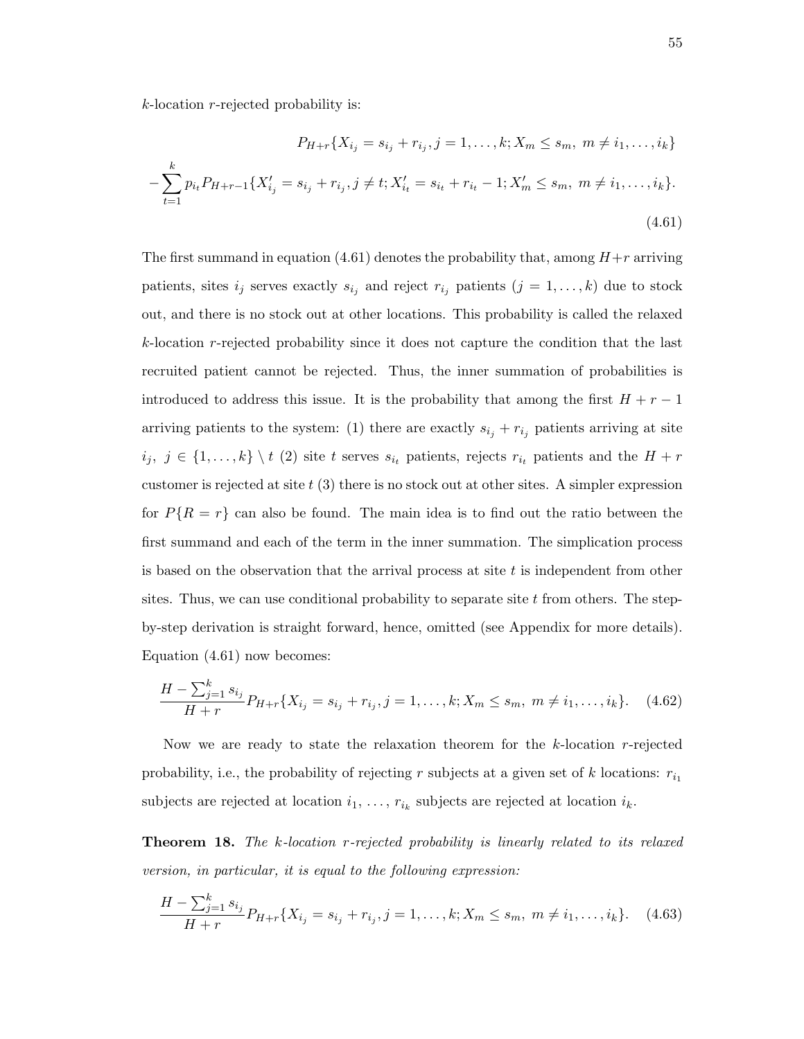$k$-location $r$-rejected probability is:

$$
\begin{aligned}
&P_{H+r}\{X_{i_j} = s_{i_j} + r_{i_j}, j = 1, \ldots, k; X_m \leq s_m,\ m \neq i_1, \ldots, i_k\} \\
-&\sum_{t=1}^{k} p_{i_t} P_{H+r-1}\{X'_{i_j} = s_{i_j} + r_{i_j}, j \neq t; X'_{i_t} = s_{i_t} + r_{i_t} - 1; X'_m \leq s_m,\ m \neq i_1, \ldots, i_k\}.
\end{aligned}
\tag{4.61}
$$

The first summand in equation (4.61) denotes the probability that, among $H+r$ arriving patients, sites $i_j$ serves exactly $s_{i_j}$ and reject $r_{i_j}$ patients ($j = 1, \ldots, k$) due to stock out, and there is no stock out at other locations. This probability is called the relaxed $k$-location $r$-rejected probability since it does not capture the condition that the last recruited patient cannot be rejected. Thus, the inner summation of probabilities is introduced to address this issue. It is the probability that among the first $H + r - 1$ arriving patients to the system: (1) there are exactly $s_{i_j} + r_{i_j}$ patients arriving at site $i_j,\ j \in \{1, \ldots, k\} \setminus t$ (2) site $t$ serves $s_{i_t}$ patients, rejects $r_{i_t}$ patients and the $H + r$ customer is rejected at site $t$ (3) there is no stock out at other sites. A simpler expression for $P\{R = r\}$ can also be found. The main idea is to find out the ratio between the first summand and each of the term in the inner summation. The simplication process is based on the observation that the arrival process at site $t$ is independent from other sites. Thus, we can use conditional probability to separate site $t$ from others. The step-by-step derivation is straight forward, hence, omitted (see Appendix for more details). Equation (4.61) now becomes:

$$
\frac{H - \sum_{j=1}^{k} s_{i_j}}{H + r} P_{H+r}\{X_{i_j} = s_{i_j} + r_{i_j}, j = 1, \ldots, k; X_m \leq s_m,\ m \neq i_1, \ldots, i_k\}. \tag{4.62}
$$

Now we are ready to state the relaxation theorem for the $k$-location $r$-rejected probability, i.e., the probability of rejecting $r$ subjects at a given set of $k$ locations: $r_{i_1}$ subjects are rejected at location $i_1$, $\ldots$, $r_{i_k}$ subjects are rejected at location $i_k$.

**Theorem 18.** *The $k$-location $r$-rejected probability is linearly related to its relaxed version, in particular, it is equal to the following expression:*

$$
\frac{H - \sum_{j=1}^{k} s_{i_j}}{H + r} P_{H+r}\{X_{i_j} = s_{i_j} + r_{i_j}, j = 1, \ldots, k; X_m \leq s_m,\ m \neq i_1, \ldots, i_k\}. \tag{4.63}
$$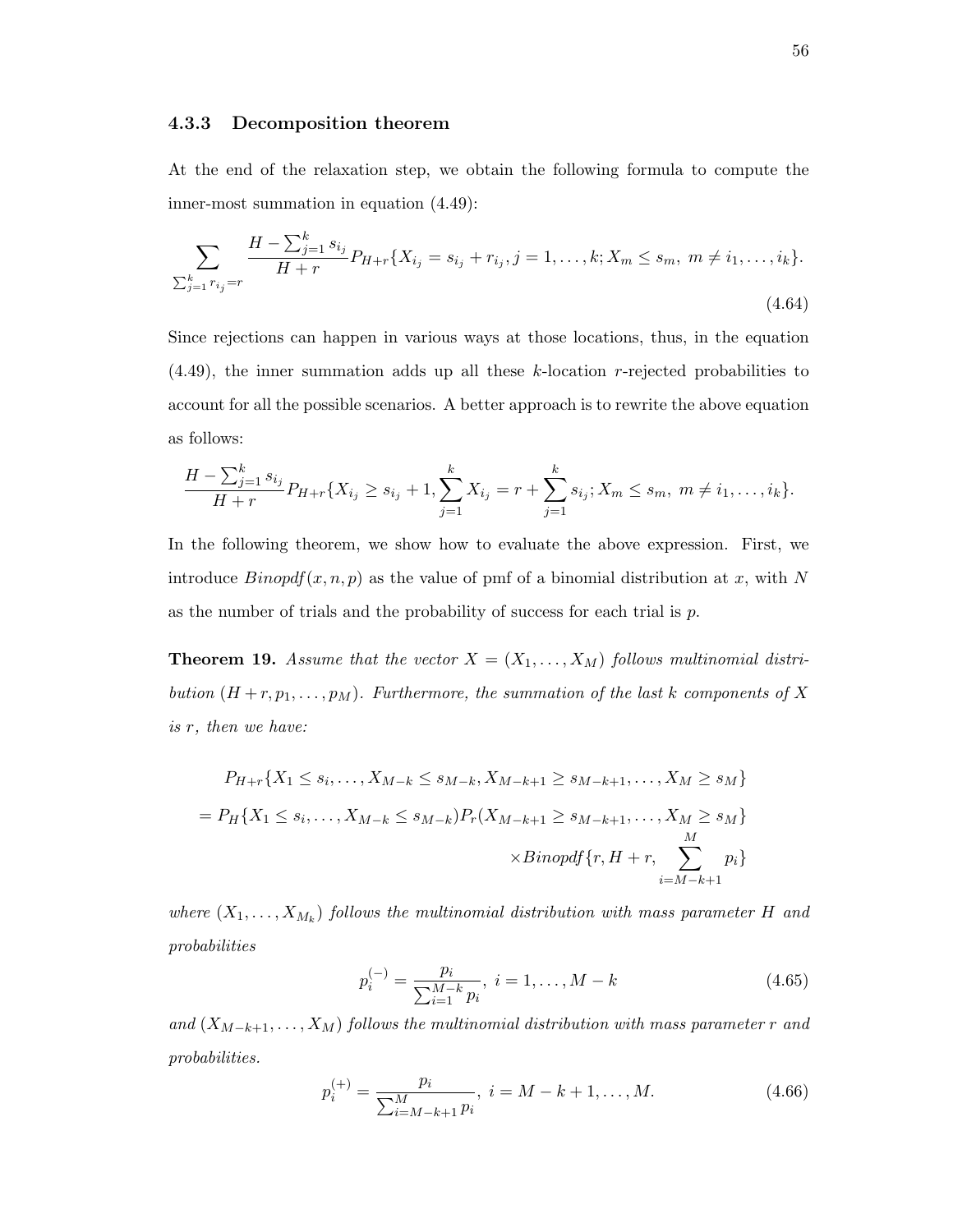### 4.3.3 Decomposition theorem

At the end of the relaxation step, we obtain the following formula to compute the inner-most summation in equation (4.49):

$$\sum_{\sum_{j=1}^{k} r_{i_j}=r} \frac{H-\sum_{j=1}^{k} s_{i_j}}{H+r} P_{H+r}\{X_{i_j}=s_{i_j}+r_{i_j}, j=1,\ldots,k; X_m \le s_m,\ m \ne i_1,\ldots,i_k\}. \tag{4.64}$$

Since rejections can happen in various ways at those locations, thus, in the equation (4.49), the inner summation adds up all these $k$-location $r$-rejected probabilities to account for all the possible scenarios. A better approach is to rewrite the above equation as follows:

$$\frac{H-\sum_{j=1}^{k} s_{i_j}}{H+r} P_{H+r}\{X_{i_j} \ge s_{i_j}+1, \sum_{j=1}^{k} X_{i_j} = r + \sum_{j=1}^{k} s_{i_j}; X_m \le s_m,\ m \ne i_1,\ldots,i_k\}.$$

In the following theorem, we show how to evaluate the above expression. First, we introduce $Binopdf(x,n,p)$ as the value of pmf of a binomial distribution at $x$, with $N$ as the number of trials and the probability of success for each trial is $p$.

**Theorem 19.** *Assume that the vector $X=(X_1,\ldots,X_M)$ follows multinomial distribution $(H+r,p_1,\ldots,p_M)$. Furthermore, the summation of the last $k$ components of $X$ is $r$, then we have:*

$$\begin{aligned}
&P_{H+r}\{X_1 \le s_i,\ldots,X_{M-k} \le s_{M-k}, X_{M-k+1} \ge s_{M-k+1},\ldots,X_M \ge s_M\} \\
&= P_H\{X_1 \le s_i,\ldots,X_{M-k} \le s_{M-k})P_r(X_{M-k+1} \ge s_{M-k+1},\ldots,X_M \ge s_M\} \\
&\qquad \times Binopdf\{r, H+r, \sum_{i=M-k+1}^{M} p_i\}
\end{aligned}$$

*where $(X_1,\ldots,X_{M_k})$ follows the multinomial distribution with mass parameter $H$ and probabilities*

$$p_i^{(-)} = \frac{p_i}{\sum_{i=1}^{M-k} p_i},\ i=1,\ldots,M-k \tag{4.65}$$

*and $(X_{M-k+1},\ldots,X_M)$ follows the multinomial distribution with mass parameter $r$ and probabilities.*

$$p_i^{(+)} = \frac{p_i}{\sum_{i=M-k+1}^{M} p_i},\ i=M-k+1,\ldots,M. \tag{4.66}$$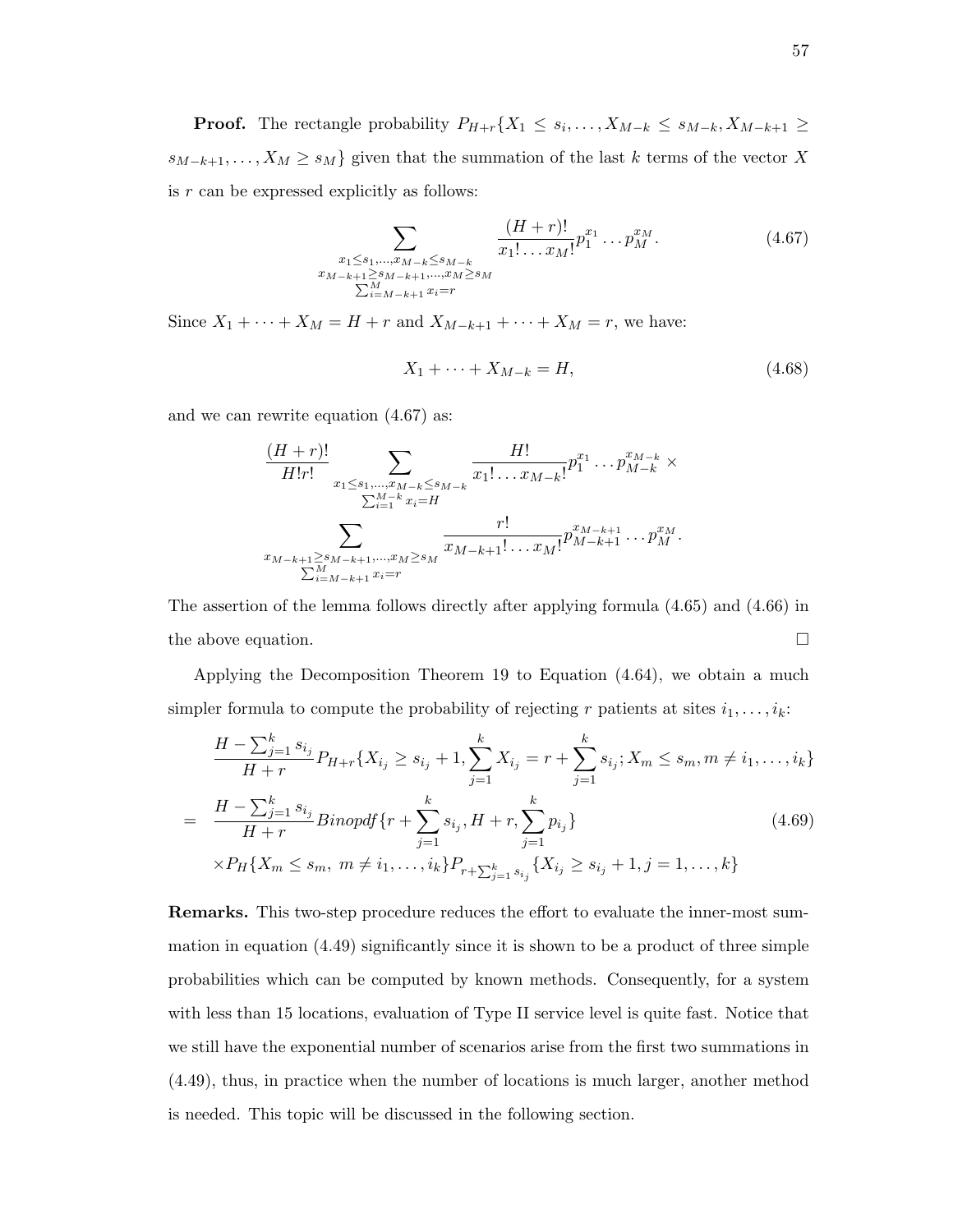**Proof.** The rectangle probability $P_{H+r}\{X_1 \leq s_i, \ldots, X_{M-k} \leq s_{M-k}, X_{M-k+1} \geq s_{M-k+1}, \ldots, X_M \geq s_M\}$ given that the summation of the last $k$ terms of the vector $X$ is $r$ can be expressed explicitly as follows:

$$\sum_{\substack{x_1 \leq s_1, \ldots, x_{M-k} \leq s_{M-k} \\ x_{M-k+1} \geq s_{M-k+1}, \ldots, x_M \geq s_M \\ \sum_{i=M-k+1}^{M} x_i = r}} \frac{(H+r)!}{x_1! \ldots x_M!} p_1^{x_1} \ldots p_M^{x_M}. \tag{4.67}$$

Since $X_1 + \cdots + X_M = H + r$ and $X_{M-k+1} + \cdots + X_M = r$, we have:

$$X_1 + \cdots + X_{M-k} = H, \tag{4.68}$$

and we can rewrite equation (4.67) as:

$$\frac{(H+r)!}{H!r!} \sum_{\substack{x_1 \leq s_1, \ldots, x_{M-k} \leq s_{M-k} \\ \sum_{i=1}^{M-k} x_i = H}} \frac{H!}{x_1! \ldots x_{M-k}!} p_1^{x_1} \ldots p_{M-k}^{x_{M-k}} \times$$
$$\sum_{\substack{x_{M-k+1} \geq s_{M-k+1}, \ldots, x_M \geq s_M \\ \sum_{i=M-k+1}^{M} x_i = r}} \frac{r!}{x_{M-k+1}! \ldots x_M!} p_{M-k+1}^{x_{M-k+1}} \ldots p_M^{x_M}.$$

The assertion of the lemma follows directly after applying formula (4.65) and (4.66) in the above equation. $\square$

Applying the Decomposition Theorem 19 to Equation (4.64), we obtain a much simpler formula to compute the probability of rejecting $r$ patients at sites $i_1, \ldots, i_k$:

$$\begin{aligned}
& \frac{H - \sum_{j=1}^{k} s_{i_j}}{H+r} P_{H+r}\{X_{i_j} \geq s_{i_j} + 1, \sum_{j=1}^{k} X_{i_j} = r + \sum_{j=1}^{k} s_{i_j}; X_m \leq s_m, m \neq i_1, \ldots, i_k\} \\
= \; & \frac{H - \sum_{j=1}^{k} s_{i_j}}{H+r} Binopdf\{r + \sum_{j=1}^{k} s_{i_j}, H+r, \sum_{j=1}^{k} p_{i_j}\} \\
& \times P_H\{X_m \leq s_m, \; m \neq i_1, \ldots, i_k\} P_{r + \sum_{j=1}^{k} s_{i_j}}\{X_{i_j} \geq s_{i_j} + 1, j = 1, \ldots, k\}
\end{aligned} \tag{4.69}$$

**Remarks.** This two-step procedure reduces the effort to evaluate the inner-most summation in equation (4.49) significantly since it is shown to be a product of three simple probabilities which can be computed by known methods. Consequently, for a system with less than 15 locations, evaluation of Type II service level is quite fast. Notice that we still have the exponential number of scenarios arise from the first two summations in (4.49), thus, in practice when the number of locations is much larger, another method is needed. This topic will be discussed in the following section.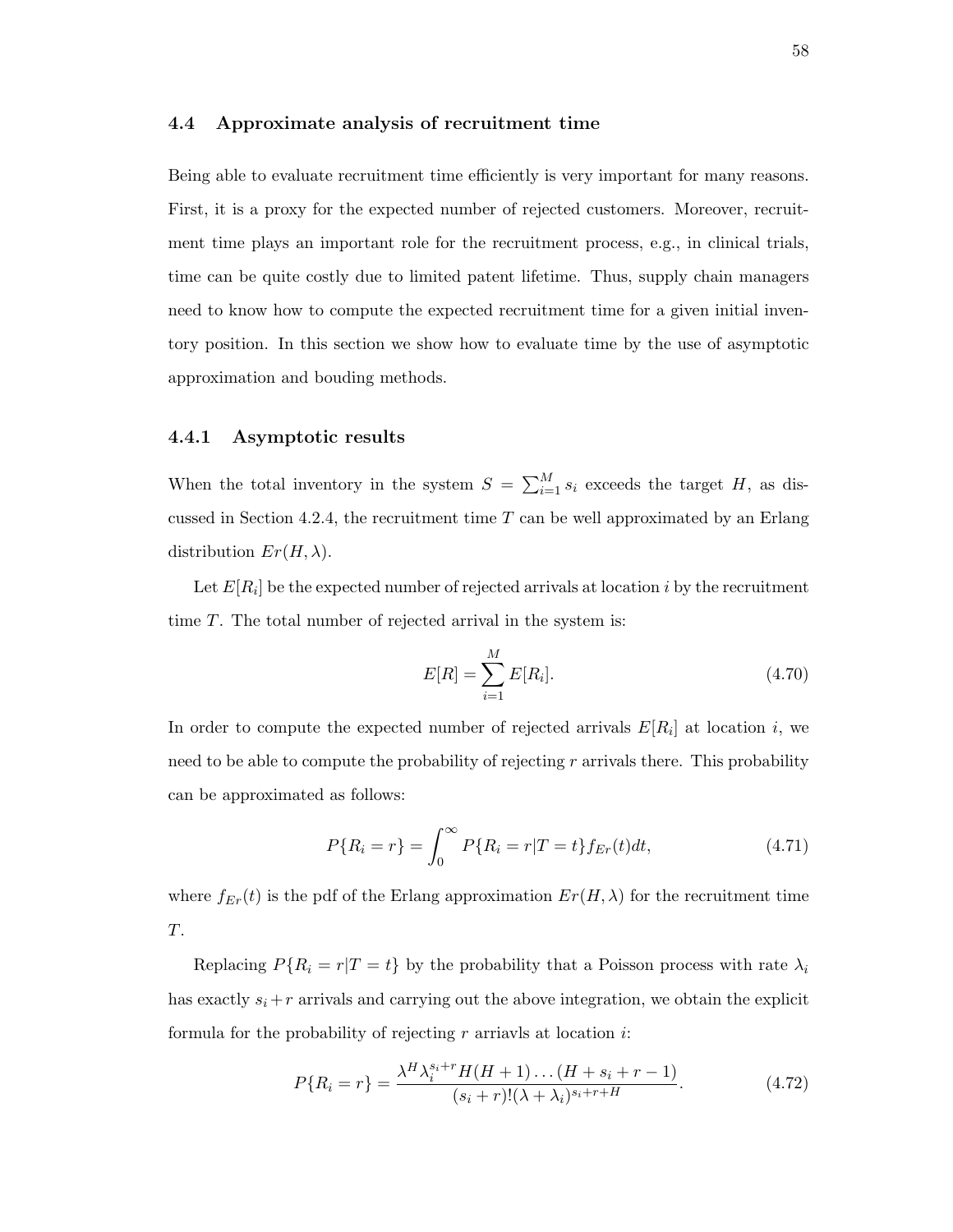## 4.4 Approximate analysis of recruitment time

Being able to evaluate recruitment time efficiently is very important for many reasons. First, it is a proxy for the expected number of rejected customers. Moreover, recruitment time plays an important role for the recruitment process, e.g., in clinical trials, time can be quite costly due to limited patent lifetime. Thus, supply chain managers need to know how to compute the expected recruitment time for a given initial inventory position. In this section we show how to evaluate time by the use of asymptotic approximation and bouding methods.

### 4.4.1 Asymptotic results

When the total inventory in the system $S = \sum_{i=1}^{M} s_i$ exceeds the target $H$, as discussed in Section 4.2.4, the recruitment time $T$ can be well approximated by an Erlang distribution $Er(H, \lambda)$.

Let $E[R_i]$ be the expected number of rejected arrivals at location $i$ by the recruitment time $T$. The total number of rejected arrival in the system is:

$$E[R] = \sum_{i=1}^{M} E[R_i]. \tag{4.70}$$

In order to compute the expected number of rejected arrivals $E[R_i]$ at location $i$, we need to be able to compute the probability of rejecting $r$ arrivals there. This probability can be approximated as follows:

$$P\{R_i = r\} = \int_0^\infty P\{R_i = r | T = t\} f_{Er}(t) dt, \tag{4.71}$$

where $f_{Er}(t)$ is the pdf of the Erlang approximation $Er(H, \lambda)$ for the recruitment time $T$.

Replacing $P\{R_i = r | T = t\}$ by the probability that a Poisson process with rate $\lambda_i$ has exactly $s_i + r$ arrivals and carrying out the above integration, we obtain the explicit formula for the probability of rejecting $r$ arriavls at location $i$:

$$P\{R_i = r\} = \frac{\lambda^H \lambda_i^{s_i+r} H(H+1)\dots(H+s_i+r-1)}{(s_i+r)!(\lambda+\lambda_i)^{s_i+r+H}}. \tag{4.72}$$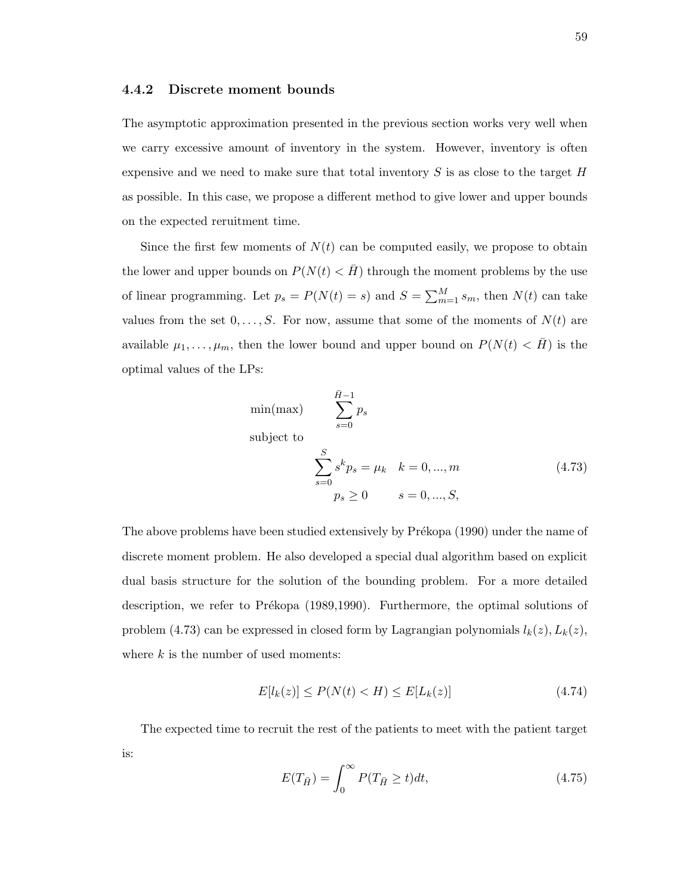### 4.4.2 Discrete moment bounds

The asymptotic approximation presented in the previous section works very well when we carry excessive amount of inventory in the system. However, inventory is often expensive and we need to make sure that total inventory $S$ is as close to the target $H$ as possible. In this case, we propose a different method to give lower and upper bounds on the expected reruitment time.

Since the first few moments of $N(t)$ can be computed easily, we propose to obtain the lower and upper bounds on $P(N(t) < \bar{H})$ through the moment problems by the use of linear programming. Let $p_s = P(N(t) = s)$ and $S = \sum_{m=1}^{M} s_m$, then $N(t)$ can take values from the set $0, \ldots, S$. For now, assume that some of the moments of $N(t)$ are available $\mu_1, \ldots, \mu_m$, then the lower bound and upper bound on $P(N(t) < \bar{H})$ is the optimal values of the LPs:

$$
\begin{aligned}
\min(\max) \qquad & \sum_{s=0}^{\bar{H}-1} p_s \\
\text{subject to} \qquad & \\
& \sum_{s=0}^{S} s^k p_s = \mu_k \quad k = 0, ..., m \\
& p_s \geq 0 \qquad s = 0, ..., S,
\end{aligned}
\tag{4.73}
$$

The above problems have been studied extensively by Prékopa (1990) under the name of discrete moment problem. He also developed a special dual algorithm based on explicit dual basis structure for the solution of the bounding problem. For a more detailed description, we refer to Prékopa (1989,1990). Furthermore, the optimal solutions of problem (4.73) can be expressed in closed form by Lagrangian polynomials $l_k(z), L_k(z)$, where $k$ is the number of used moments:

$$
E[l_k(z)] \leq P(N(t) < H) \leq E[L_k(z)] \tag{4.74}
$$

The expected time to recruit the rest of the patients to meet with the patient target is:

$$
E(T_{\bar{H}}) = \int_0^\infty P(T_{\bar{H}} \geq t) dt, \tag{4.75}
$$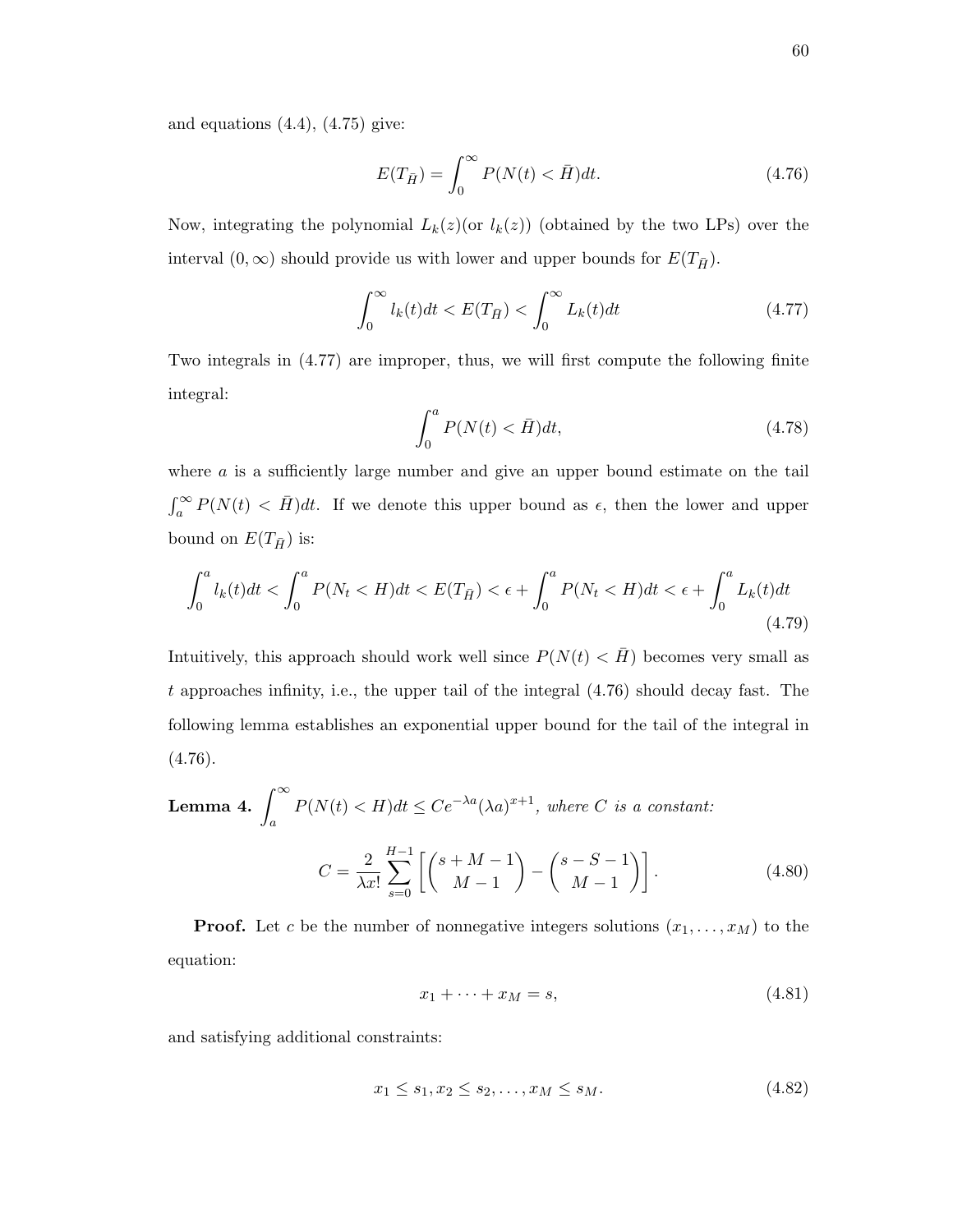and equations (4.4), (4.75) give:

$$E(T_{\bar{H}}) = \int_0^\infty P(N(t) < \bar{H})dt. \tag{4.76}$$

Now, integrating the polynomial $L_k(z)$(or $l_k(z)$) (obtained by the two LPs) over the interval $(0, \infty)$ should provide us with lower and upper bounds for $E(T_{\bar{H}})$.

$$\int_0^\infty l_k(t)dt < E(T_{\bar{H}}) < \int_0^\infty L_k(t)dt \tag{4.77}$$

Two integrals in (4.77) are improper, thus, we will first compute the following finite integral:

$$\int_0^a P(N(t) < \bar{H})dt, \tag{4.78}$$

where $a$ is a sufficiently large number and give an upper bound estimate on the tail $\int_a^\infty P(N(t) < \bar{H})dt$. If we denote this upper bound as $\epsilon$, then the lower and upper bound on $E(T_{\bar{H}})$ is:

$$\int_0^a l_k(t)dt < \int_0^a P(N_t < H)dt < E(T_{\bar{H}}) < \epsilon + \int_0^a P(N_t < H)dt < \epsilon + \int_0^a L_k(t)dt \tag{4.79}$$

Intuitively, this approach should work well since $P(N(t) < \bar{H})$ becomes very small as $t$ approaches infinity, i.e., the upper tail of the integral (4.76) should decay fast. The following lemma establishes an exponential upper bound for the tail of the integral in (4.76).

**Lemma 4.** $\int_a^\infty P(N(t) < H)dt \leq Ce^{-\lambda a}(\lambda a)^{x+1}$*, where* $C$ *is a constant:*

$$C = \frac{2}{\lambda x!} \sum_{s=0}^{H-1} \left[ \binom{s+M-1}{M-1} - \binom{s-S-1}{M-1} \right]. \tag{4.80}$$

**Proof.** Let $c$ be the number of nonnegative integers solutions $(x_1, \ldots, x_M)$ to the equation:

$$x_1 + \cdots + x_M = s, \tag{4.81}$$

and satisfying additional constraints:

$$x_1 \leq s_1, x_2 \leq s_2, \ldots, x_M \leq s_M. \tag{4.82}$$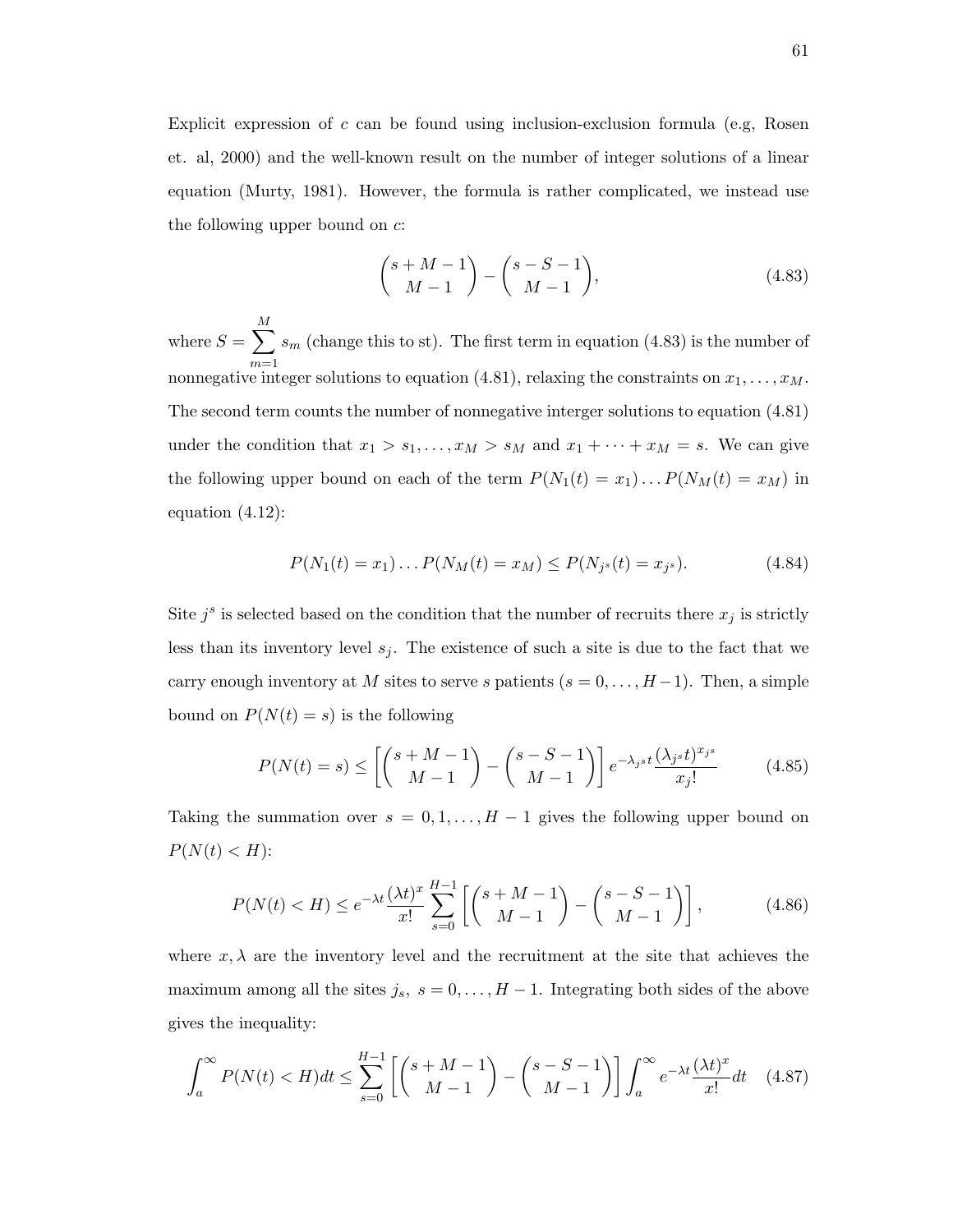Explicit expression of $c$ can be found using inclusion-exclusion formula (e.g, Rosen et. al, 2000) and the well-known result on the number of integer solutions of a linear equation (Murty, 1981). However, the formula is rather complicated, we instead use the following upper bound on $c$:

$$\binom{s+M-1}{M-1} - \binom{s-S-1}{M-1}, \tag{4.83}$$

where $S = \sum_{m=1}^{M} s_m$ (change this to st). The first term in equation (4.83) is the number of nonnegative integer solutions to equation (4.81), relaxing the constraints on $x_1, \ldots, x_M$. The second term counts the number of nonnegative interger solutions to equation (4.81) under the condition that $x_1 > s_1, \ldots, x_M > s_M$ and $x_1 + \cdots + x_M = s$. We can give the following upper bound on each of the term $P(N_1(t) = x_1) \ldots P(N_M(t) = x_M)$ in equation (4.12):

$$P(N_1(t) = x_1) \ldots P(N_M(t) = x_M) \leq P(N_{j^s}(t) = x_{j^s}). \tag{4.84}$$

Site $j^s$ is selected based on the condition that the number of recruits there $x_j$ is strictly less than its inventory level $s_j$. The existence of such a site is due to the fact that we carry enough inventory at $M$ sites to serve $s$ patients ($s = 0, \ldots, H-1$). Then, a simple bound on $P(N(t) = s)$ is the following

$$P(N(t) = s) \leq \left[ \binom{s+M-1}{M-1} - \binom{s-S-1}{M-1} \right] e^{-\lambda_{j^s} t} \frac{(\lambda_{j^s} t)^{x_{j^s}}}{x_j!} \tag{4.85}$$

Taking the summation over $s = 0, 1, \ldots, H-1$ gives the following upper bound on $P(N(t) < H)$:

$$P(N(t) < H) \leq e^{-\lambda t} \frac{(\lambda t)^x}{x!} \sum_{s=0}^{H-1} \left[ \binom{s+M-1}{M-1} - \binom{s-S-1}{M-1} \right], \tag{4.86}$$

where $x, \lambda$ are the inventory level and the recruitment at the site that achieves the maximum among all the sites $j_s,\ s = 0, \ldots, H-1$. Integrating both sides of the above gives the inequality:

$$\int_a^\infty P(N(t) < H) dt \leq \sum_{s=0}^{H-1} \left[ \binom{s+M-1}{M-1} - \binom{s-S-1}{M-1} \right] \int_a^\infty e^{-\lambda t} \frac{(\lambda t)^x}{x!} dt \tag{4.87}$$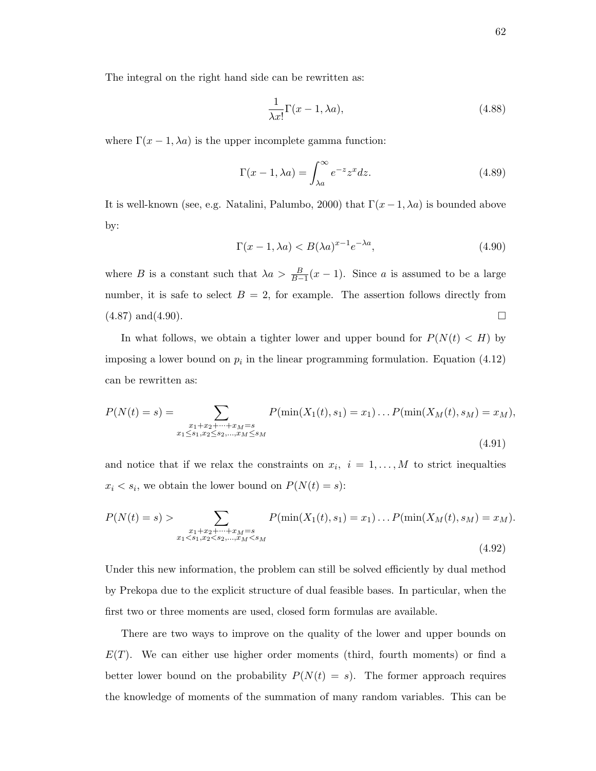The integral on the right hand side can be rewritten as:

$$\frac{1}{\lambda x!}\Gamma(x-1, \lambda a), \tag{4.88}$$

where $\Gamma(x-1, \lambda a)$ is the upper incomplete gamma function:

$$\Gamma(x-1, \lambda a) = \int_{\lambda a}^{\infty} e^{-z} z^x dz. \tag{4.89}$$

It is well-known (see, e.g. Natalini, Palumbo, 2000) that $\Gamma(x-1, \lambda a)$ is bounded above by:

$$\Gamma(x-1, \lambda a) < B(\lambda a)^{x-1} e^{-\lambda a}, \tag{4.90}$$

where $B$ is a constant such that $\lambda a > \frac{B}{B-1}(x-1)$. Since $a$ is assumed to be a large number, it is safe to select $B = 2$, for example. The assertion follows directly from (4.87) and(4.90). □

In what follows, we obtain a tighter lower and upper bound for $P(N(t) < H)$ by imposing a lower bound on $p_i$ in the linear programming formulation. Equation (4.12) can be rewritten as:

$$P(N(t) = s) = \sum_{\substack{x_1+x_2+\cdots+x_M=s \\ x_1 \le s_1, x_2 \le s_2, \ldots, x_M \le s_M}} P(\min(X_1(t), s_1) = x_1) \ldots P(\min(X_M(t), s_M) = x_M), \tag{4.91}$$

and notice that if we relax the constraints on $x_i,\ i = 1, \ldots, M$ to strict inequalties $x_i < s_i$, we obtain the lower bound on $P(N(t) = s)$:

$$P(N(t) = s) > \sum_{\substack{x_1+x_2+\cdots+x_M=s \\ x_1 < s_1, x_2 < s_2, \ldots, x_M < s_M}} P(\min(X_1(t), s_1) = x_1) \ldots P(\min(X_M(t), s_M) = x_M). \tag{4.92}$$

Under this new information, the problem can still be solved efficiently by dual method by Prekopa due to the explicit structure of dual feasible bases. In particular, when the first two or three moments are used, closed form formulas are available.

There are two ways to improve on the quality of the lower and upper bounds on $E(T)$. We can either use higher order moments (third, fourth moments) or find a better lower bound on the probability $P(N(t) = s)$. The former approach requires the knowledge of moments of the summation of many random variables. This can be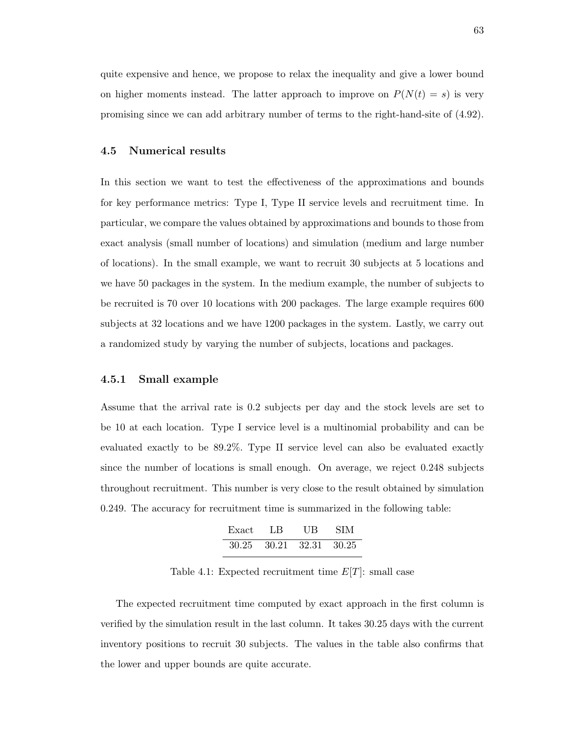quite expensive and hence, we propose to relax the inequality and give a lower bound on higher moments instead. The latter approach to improve on $P(N(t) = s)$ is very promising since we can add arbitrary number of terms to the right-hand-site of (4.92).

## 4.5 Numerical results

In this section we want to test the effectiveness of the approximations and bounds for key performance metrics: Type I, Type II service levels and recruitment time. In particular, we compare the values obtained by approximations and bounds to those from exact analysis (small number of locations) and simulation (medium and large number of locations). In the small example, we want to recruit 30 subjects at 5 locations and we have 50 packages in the system. In the medium example, the number of subjects to be recruited is 70 over 10 locations with 200 packages. The large example requires 600 subjects at 32 locations and we have 1200 packages in the system. Lastly, we carry out a randomized study by varying the number of subjects, locations and packages.

### 4.5.1 Small example

Assume that the arrival rate is 0.2 subjects per day and the stock levels are set to be 10 at each location. Type I service level is a multinomial probability and can be evaluated exactly to be 89.2%. Type II service level can also be evaluated exactly since the number of locations is small enough. On average, we reject 0.248 subjects throughout recruitment. This number is very close to the result obtained by simulation 0.249. The accuracy for recruitment time is summarized in the following table:

| Exact | LB | UB | SIM |
|---|---|---|---|
| 30.25 | 30.21 | 32.31 | 30.25 |

Table 4.1: Expected recruitment time $E[T]$: small case

The expected recruitment time computed by exact approach in the first column is verified by the simulation result in the last column. It takes 30.25 days with the current inventory positions to recruit 30 subjects. The values in the table also confirms that the lower and upper bounds are quite accurate.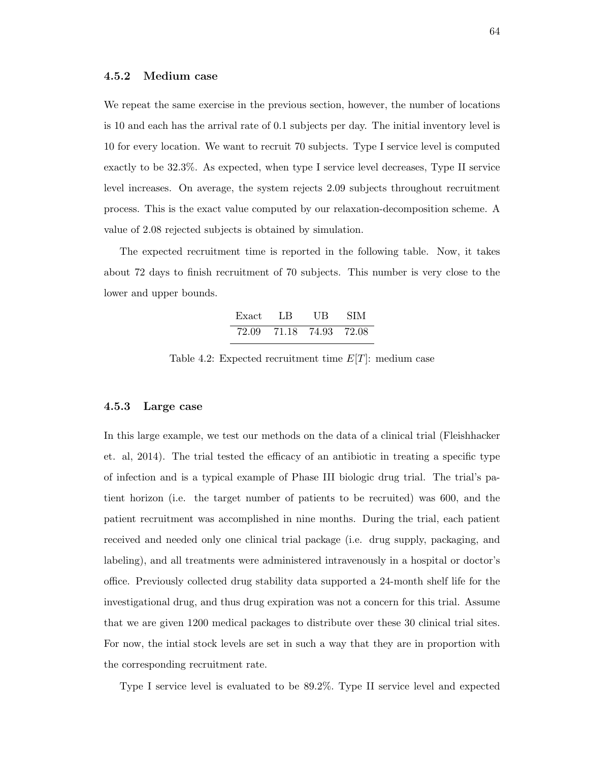### 4.5.2 Medium case

We repeat the same exercise in the previous section, however, the number of locations is 10 and each has the arrival rate of 0.1 subjects per day. The initial inventory level is 10 for every location. We want to recruit 70 subjects. Type I service level is computed exactly to be 32.3%. As expected, when type I service level decreases, Type II service level increases. On average, the system rejects 2.09 subjects throughout recruitment process. This is the exact value computed by our relaxation-decomposition scheme. A value of 2.08 rejected subjects is obtained by simulation.

The expected recruitment time is reported in the following table. Now, it takes about 72 days to finish recruitment of 70 subjects. This number is very close to the lower and upper bounds.

| Exact | LB | UB | SIM |
|---|---|---|---|
| 72.09 | 71.18 | 74.93 | 72.08 |

Table 4.2: Expected recruitment time $E[T]$: medium case

### 4.5.3 Large case

In this large example, we test our methods on the data of a clinical trial (Fleishhacker et. al, 2014). The trial tested the efficacy of an antibiotic in treating a specific type of infection and is a typical example of Phase III biologic drug trial. The trial's patient horizon (i.e. the target number of patients to be recruited) was 600, and the patient recruitment was accomplished in nine months. During the trial, each patient received and needed only one clinical trial package (i.e. drug supply, packaging, and labeling), and all treatments were administered intravenously in a hospital or doctor's office. Previously collected drug stability data supported a 24-month shelf life for the investigational drug, and thus drug expiration was not a concern for this trial. Assume that we are given 1200 medical packages to distribute over these 30 clinical trial sites. For now, the intial stock levels are set in such a way that they are in proportion with the corresponding recruitment rate.

Type I service level is evaluated to be 89.2%. Type II service level and expected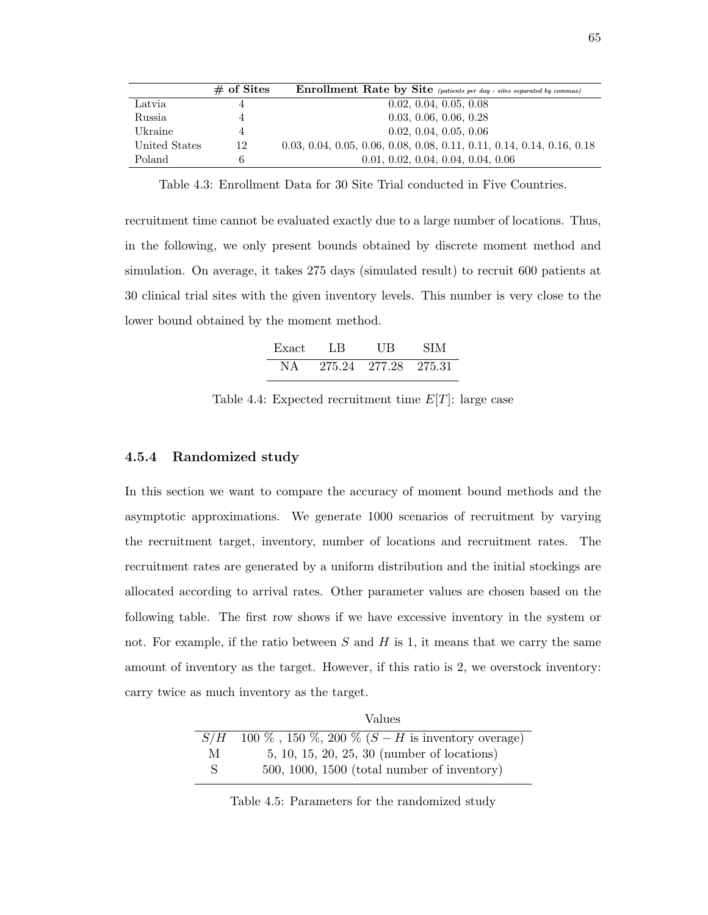| | # of Sites | Enrollment Rate by Site *(patients per day - sites separated by commas)* |
|---|---|---|
| Latvia | 4 | 0.02, 0.04, 0.05, 0.08 |
| Russia | 4 | 0.03, 0.06, 0.06, 0.28 |
| Ukraine | 4 | 0.02, 0.04, 0.05, 0.06 |
| United States | 12 | 0.03, 0.04, 0.05, 0.06, 0.08, 0.08, 0.11, 0.11, 0.14, 0.14, 0.16, 0.18 |
| Poland | 6 | 0.01, 0.02, 0.04, 0.04, 0.04, 0.06 |

Table 4.3: Enrollment Data for 30 Site Trial conducted in Five Countries.

recruitment time cannot be evaluated exactly due to a large number of locations. Thus, in the following, we only present bounds obtained by discrete moment method and simulation. On average, it takes 275 days (simulated result) to recruit 600 patients at 30 clinical trial sites with the given inventory levels. This number is very close to the lower bound obtained by the moment method.

| Exact | LB | UB | SIM |
|---|---|---|---|
| NA | 275.24 | 277.28 | 275.31 |

Table 4.4: Expected recruitment time $E[T]$: large case

### 4.5.4 Randomized study

In this section we want to compare the accuracy of moment bound methods and the asymptotic approximations. We generate 1000 scenarios of recruitment by varying the recruitment target, inventory, number of locations and recruitment rates. The recruitment rates are generated by a uniform distribution and the initial stockings are allocated according to arrival rates. Other parameter values are chosen based on the following table. The first row shows if we have excessive inventory in the system or not. For example, if the ratio between $S$ and $H$ is 1, it means that we carry the same amount of inventory as the target. However, if this ratio is 2, we overstock inventory: carry twice as much inventory as the target.

| | Values |
|---|---|
| $S/H$ | 100 % , 150 %, 200 % ($S - H$ is inventory overage) |
| M | 5, 10, 15, 20, 25, 30 (number of locations) |
| S | 500, 1000, 1500 (total number of inventory) |

Table 4.5: Parameters for the randomized study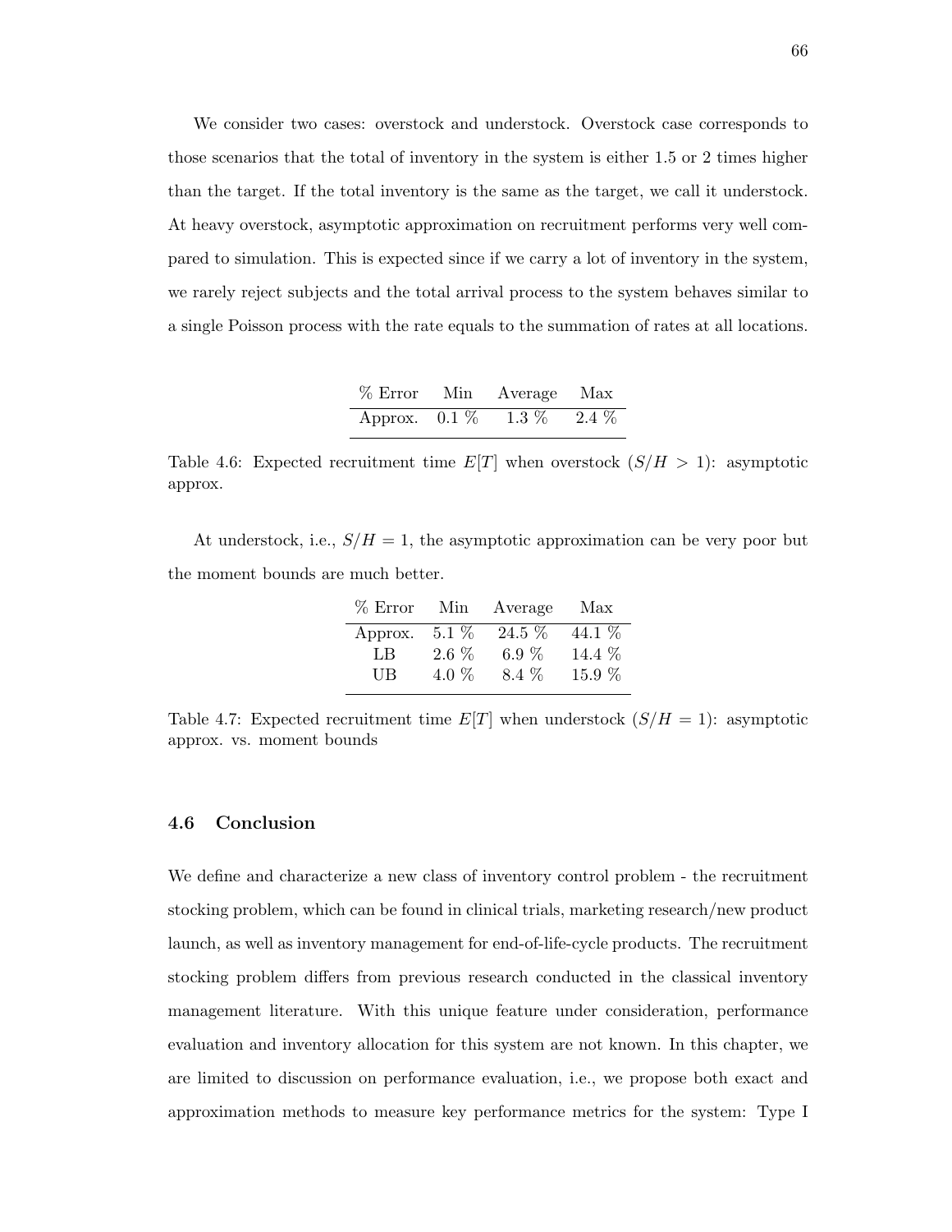We consider two cases: overstock and understock. Overstock case corresponds to those scenarios that the total of inventory in the system is either 1.5 or 2 times higher than the target. If the total inventory is the same as the target, we call it understock. At heavy overstock, asymptotic approximation on recruitment performs very well compared to simulation. This is expected since if we carry a lot of inventory in the system, we rarely reject subjects and the total arrival process to the system behaves similar to a single Poisson process with the rate equals to the summation of rates at all locations.

| % Error | Min | Average | Max |
|---|---|---|---|
| Approx. | 0.1 % | 1.3 % | 2.4 % |

Table 4.6: Expected recruitment time $E[T]$ when overstock ($S/H > 1$): asymptotic approx.

At understock, i.e., $S/H = 1$, the asymptotic approximation can be very poor but the moment bounds are much better.

| % Error | Min | Average | Max |
|---|---|---|---|
| Approx. | 5.1 % | 24.5 % | 44.1 % |
| LB | 2.6 % | 6.9 % | 14.4 % |
| UB | 4.0 % | 8.4 % | 15.9 % |

Table 4.7: Expected recruitment time $E[T]$ when understock ($S/H = 1$): asymptotic approx. vs. moment bounds

## 4.6 Conclusion

We define and characterize a new class of inventory control problem - the recruitment stocking problem, which can be found in clinical trials, marketing research/new product launch, as well as inventory management for end-of-life-cycle products. The recruitment stocking problem differs from previous research conducted in the classical inventory management literature. With this unique feature under consideration, performance evaluation and inventory allocation for this system are not known. In this chapter, we are limited to discussion on performance evaluation, i.e., we propose both exact and approximation methods to measure key performance metrics for the system: Type I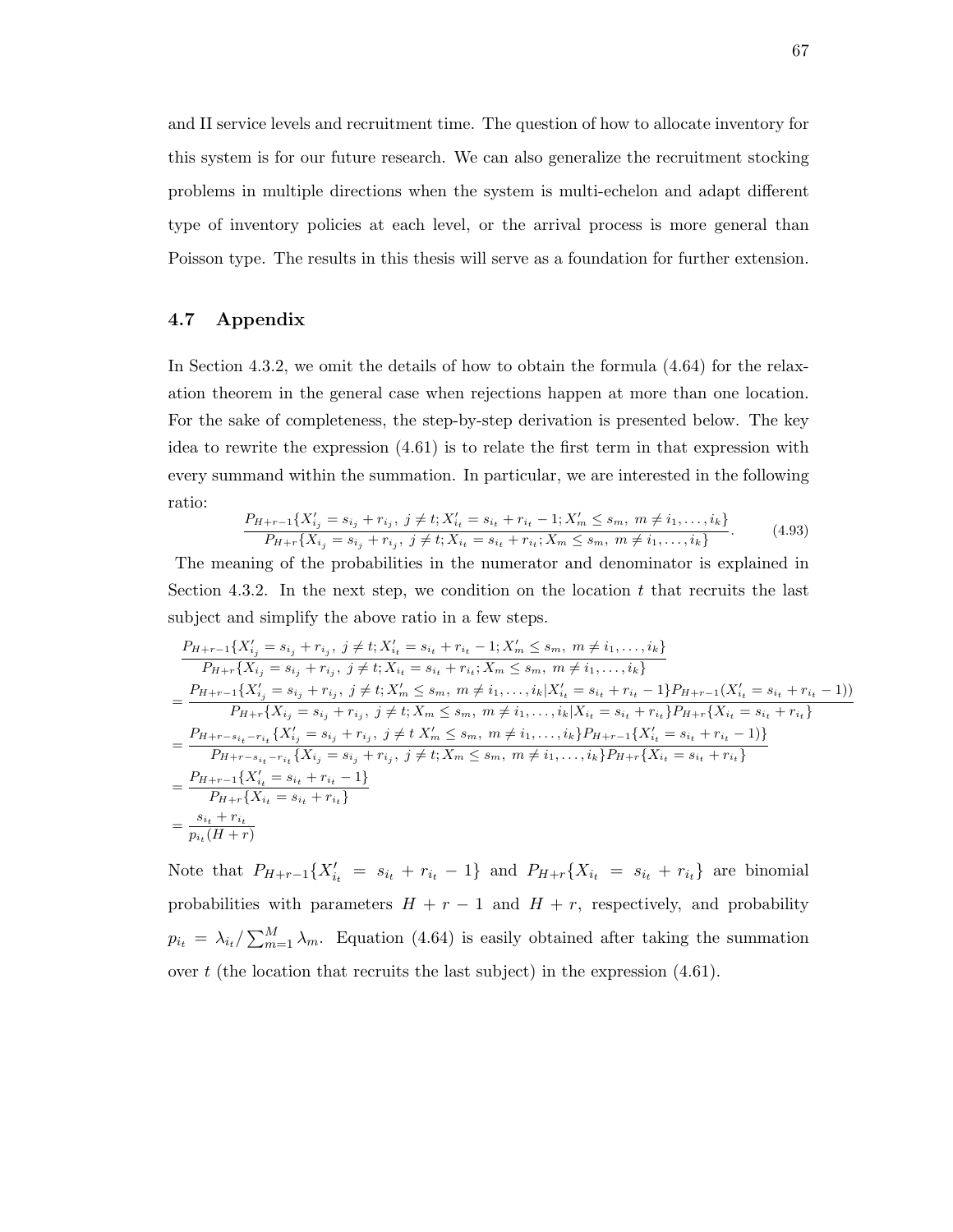and II service levels and recruitment time. The question of how to allocate inventory for this system is for our future research. We can also generalize the recruitment stocking problems in multiple directions when the system is multi-echelon and adapt different type of inventory policies at each level, or the arrival process is more general than Poisson type. The results in this thesis will serve as a foundation for further extension.

## 4.7 Appendix

In Section 4.3.2, we omit the details of how to obtain the formula (4.64) for the relaxation theorem in the general case when rejections happen at more than one location. For the sake of completeness, the step-by-step derivation is presented below. The key idea to rewrite the expression (4.61) is to relate the first term in that expression with every summand within the summation. In particular, we are interested in the following ratio:

$$\frac{P_{H+r-1}\{X'_{i_j} = s_{i_j} + r_{i_j},\ j \neq t; X'_{i_t} = s_{i_t} + r_{i_t} - 1; X'_m \leq s_m,\ m \neq i_1, \ldots, i_k\}}{P_{H+r}\{X_{i_j} = s_{i_j} + r_{i_j},\ j \neq t; X_{i_t} = s_{i_t} + r_{i_t}; X_m \leq s_m,\ m \neq i_1, \ldots, i_k\}}. \tag{4.93}$$

The meaning of the probabilities in the numerator and denominator is explained in Section 4.3.2. In the next step, we condition on the location $t$ that recruits the last subject and simplify the above ratio in a few steps.

$$\begin{aligned}
&\frac{P_{H+r-1}\{X'_{i_j} = s_{i_j} + r_{i_j},\ j \neq t; X'_{i_t} = s_{i_t} + r_{i_t} - 1; X'_m \leq s_m,\ m \neq i_1, \ldots, i_k\}}{P_{H+r}\{X_{i_j} = s_{i_j} + r_{i_j},\ j \neq t; X_{i_t} = s_{i_t} + r_{i_t}; X_m \leq s_m,\ m \neq i_1, \ldots, i_k\}} \\
&= \frac{P_{H+r-1}\{X'_{i_j} = s_{i_j} + r_{i_j},\ j \neq t; X'_m \leq s_m,\ m \neq i_1, \ldots, i_k | X'_{i_t} = s_{i_t} + r_{i_t} - 1\} P_{H+r-1}(X'_{i_t} = s_{i_t} + r_{i_t} - 1))}{P_{H+r}\{X_{i_j} = s_{i_j} + r_{i_j},\ j \neq t; X_m \leq s_m,\ m \neq i_1, \ldots, i_k | X_{i_t} = s_{i_t} + r_{i_t}\} P_{H+r}\{X_{i_t} = s_{i_t} + r_{i_t}\}} \\
&= \frac{P_{H+r-s_{i_t}-r_{i_t}}\{X'_{i_j} = s_{i_j} + r_{i_j},\ j \neq t\ X'_m \leq s_m,\ m \neq i_1, \ldots, i_k\} P_{H+r-1}\{X'_{i_t} = s_{i_t} + r_{i_t} - 1)\}}{P_{H+r-s_{i_t}-r_{i_t}}\{X_{i_j} = s_{i_j} + r_{i_j},\ j \neq t; X_m \leq s_m,\ m \neq i_1, \ldots, i_k\} P_{H+r}\{X_{i_t} = s_{i_t} + r_{i_t}\}} \\
&= \frac{P_{H+r-1}\{X'_{i_t} = s_{i_t} + r_{i_t} - 1\}}{P_{H+r}\{X_{i_t} = s_{i_t} + r_{i_t}\}} \\
&= \frac{s_{i_t} + r_{i_t}}{p_{i_t}(H + r)}
\end{aligned}$$

Note that $P_{H+r-1}\{X'_{i_t} = s_{i_t} + r_{i_t} - 1\}$ and $P_{H+r}\{X_{i_t} = s_{i_t} + r_{i_t}\}$ are binomial probabilities with parameters $H + r - 1$ and $H + r$, respectively, and probability $p_{i_t} = \lambda_{i_t} / \sum_{m=1}^{M} \lambda_m$. Equation (4.64) is easily obtained after taking the summation over $t$ (the location that recruits the last subject) in the expression (4.61).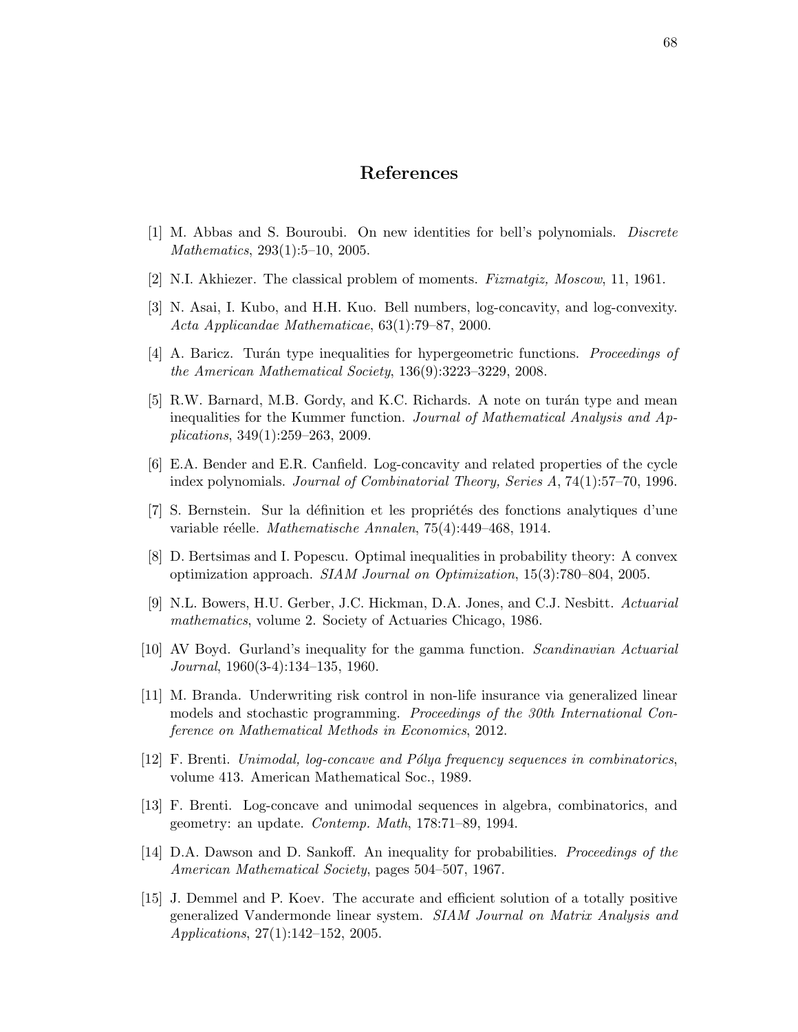# References

[1] M. Abbas and S. Bouroubi. On new identities for bell's polynomials. *Discrete Mathematics*, 293(1):5–10, 2005.

[2] N.I. Akhiezer. The classical problem of moments. *Fizmatgiz, Moscow*, 11, 1961.

[3] N. Asai, I. Kubo, and H.H. Kuo. Bell numbers, log-concavity, and log-convexity. *Acta Applicandae Mathematicae*, 63(1):79–87, 2000.

[4] A. Baricz. Turán type inequalities for hypergeometric functions. *Proceedings of the American Mathematical Society*, 136(9):3223–3229, 2008.

[5] R.W. Barnard, M.B. Gordy, and K.C. Richards. A note on turán type and mean inequalities for the Kummer function. *Journal of Mathematical Analysis and Applications*, 349(1):259–263, 2009.

[6] E.A. Bender and E.R. Canfield. Log-concavity and related properties of the cycle index polynomials. *Journal of Combinatorial Theory, Series A*, 74(1):57–70, 1996.

[7] S. Bernstein. Sur la définition et les propriétés des fonctions analytiques d'une variable réelle. *Mathematische Annalen*, 75(4):449–468, 1914.

[8] D. Bertsimas and I. Popescu. Optimal inequalities in probability theory: A convex optimization approach. *SIAM Journal on Optimization*, 15(3):780–804, 2005.

[9] N.L. Bowers, H.U. Gerber, J.C. Hickman, D.A. Jones, and C.J. Nesbitt. *Actuarial mathematics*, volume 2. Society of Actuaries Chicago, 1986.

[10] AV Boyd. Gurland's inequality for the gamma function. *Scandinavian Actuarial Journal*, 1960(3-4):134–135, 1960.

[11] M. Branda. Underwriting risk control in non-life insurance via generalized linear models and stochastic programming. *Proceedings of the 30th International Conference on Mathematical Methods in Economics*, 2012.

[12] F. Brenti. *Unimodal, log-concave and Pólya frequency sequences in combinatorics*, volume 413. American Mathematical Soc., 1989.

[13] F. Brenti. Log-concave and unimodal sequences in algebra, combinatorics, and geometry: an update. *Contemp. Math*, 178:71–89, 1994.

[14] D.A. Dawson and D. Sankoff. An inequality for probabilities. *Proceedings of the American Mathematical Society*, pages 504–507, 1967.

[15] J. Demmel and P. Koev. The accurate and efficient solution of a totally positive generalized Vandermonde linear system. *SIAM Journal on Matrix Analysis and Applications*, 27(1):142–152, 2005.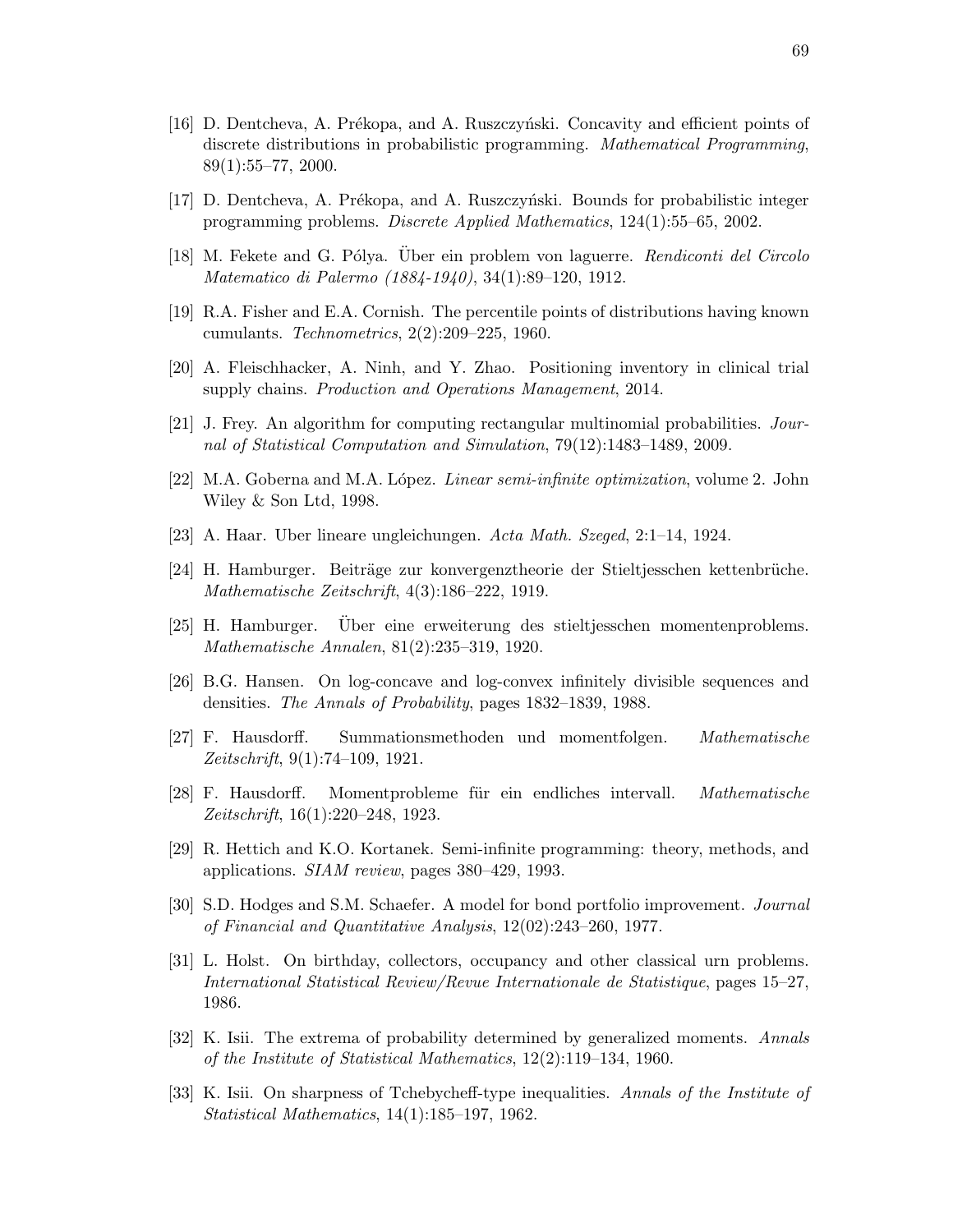[16] D. Dentcheva, A. Prékopa, and A. Ruszczyński. Concavity and efficient points of discrete distributions in probabilistic programming. *Mathematical Programming*, 89(1):55–77, 2000.

[17] D. Dentcheva, A. Prékopa, and A. Ruszczyński. Bounds for probabilistic integer programming problems. *Discrete Applied Mathematics*, 124(1):55–65, 2002.

[18] M. Fekete and G. Pólya. Über ein problem von laguerre. *Rendiconti del Circolo Matematico di Palermo (1884-1940)*, 34(1):89–120, 1912.

[19] R.A. Fisher and E.A. Cornish. The percentile points of distributions having known cumulants. *Technometrics*, 2(2):209–225, 1960.

[20] A. Fleischhacker, A. Ninh, and Y. Zhao. Positioning inventory in clinical trial supply chains. *Production and Operations Management*, 2014.

[21] J. Frey. An algorithm for computing rectangular multinomial probabilities. *Journal of Statistical Computation and Simulation*, 79(12):1483–1489, 2009.

[22] M.A. Goberna and M.A. López. *Linear semi-infinite optimization*, volume 2. John Wiley & Son Ltd, 1998.

[23] A. Haar. Uber lineare ungleichungen. *Acta Math. Szeged*, 2:1–14, 1924.

[24] H. Hamburger. Beiträge zur konvergenztheorie der Stieltjesschen kettenbrüche. *Mathematische Zeitschrift*, 4(3):186–222, 1919.

[25] H. Hamburger. Über eine erweiterung des stieltjesschen momentenproblems. *Mathematische Annalen*, 81(2):235–319, 1920.

[26] B.G. Hansen. On log-concave and log-convex infinitely divisible sequences and densities. *The Annals of Probability*, pages 1832–1839, 1988.

[27] F. Hausdorff. Summationsmethoden und momentfolgen. *Mathematische Zeitschrift*, 9(1):74–109, 1921.

[28] F. Hausdorff. Momentprobleme für ein endliches intervall. *Mathematische Zeitschrift*, 16(1):220–248, 1923.

[29] R. Hettich and K.O. Kortanek. Semi-infinite programming: theory, methods, and applications. *SIAM review*, pages 380–429, 1993.

[30] S.D. Hodges and S.M. Schaefer. A model for bond portfolio improvement. *Journal of Financial and Quantitative Analysis*, 12(02):243–260, 1977.

[31] L. Holst. On birthday, collectors, occupancy and other classical urn problems. *International Statistical Review/Revue Internationale de Statistique*, pages 15–27, 1986.

[32] K. Isii. The extrema of probability determined by generalized moments. *Annals of the Institute of Statistical Mathematics*, 12(2):119–134, 1960.

[33] K. Isii. On sharpness of Tchebycheff-type inequalities. *Annals of the Institute of Statistical Mathematics*, 14(1):185–197, 1962.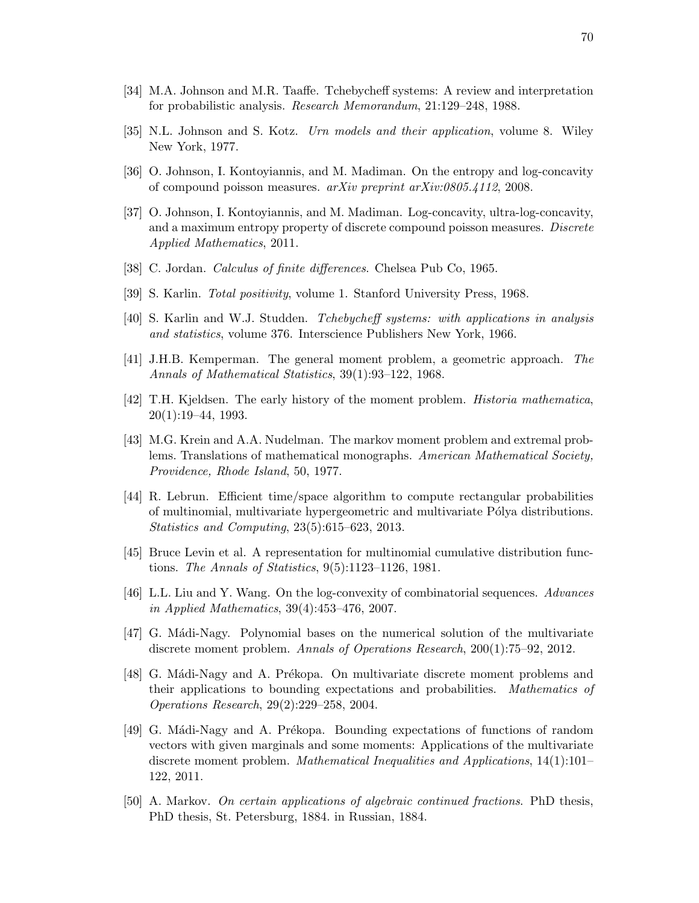[34] M.A. Johnson and M.R. Taaffe. Tchebycheff systems: A review and interpretation for probabilistic analysis. *Research Memorandum*, 21:129–248, 1988.

[35] N.L. Johnson and S. Kotz. *Urn models and their application*, volume 8. Wiley New York, 1977.

[36] O. Johnson, I. Kontoyiannis, and M. Madiman. On the entropy and log-concavity of compound poisson measures. *arXiv preprint arXiv:0805.4112*, 2008.

[37] O. Johnson, I. Kontoyiannis, and M. Madiman. Log-concavity, ultra-log-concavity, and a maximum entropy property of discrete compound poisson measures. *Discrete Applied Mathematics*, 2011.

[38] C. Jordan. *Calculus of finite differences*. Chelsea Pub Co, 1965.

[39] S. Karlin. *Total positivity*, volume 1. Stanford University Press, 1968.

[40] S. Karlin and W.J. Studden. *Tchebycheff systems: with applications in analysis and statistics*, volume 376. Interscience Publishers New York, 1966.

[41] J.H.B. Kemperman. The general moment problem, a geometric approach. *The Annals of Mathematical Statistics*, 39(1):93–122, 1968.

[42] T.H. Kjeldsen. The early history of the moment problem. *Historia mathematica*, 20(1):19–44, 1993.

[43] M.G. Krein and A.A. Nudelman. The markov moment problem and extremal problems. Translations of mathematical monographs. *American Mathematical Society, Providence, Rhode Island*, 50, 1977.

[44] R. Lebrun. Efficient time/space algorithm to compute rectangular probabilities of multinomial, multivariate hypergeometric and multivariate Pólya distributions. *Statistics and Computing*, 23(5):615–623, 2013.

[45] Bruce Levin et al. A representation for multinomial cumulative distribution functions. *The Annals of Statistics*, 9(5):1123–1126, 1981.

[46] L.L. Liu and Y. Wang. On the log-convexity of combinatorial sequences. *Advances in Applied Mathematics*, 39(4):453–476, 2007.

[47] G. Mádi-Nagy. Polynomial bases on the numerical solution of the multivariate discrete moment problem. *Annals of Operations Research*, 200(1):75–92, 2012.

[48] G. Mádi-Nagy and A. Prékopa. On multivariate discrete moment problems and their applications to bounding expectations and probabilities. *Mathematics of Operations Research*, 29(2):229–258, 2004.

[49] G. Mádi-Nagy and A. Prékopa. Bounding expectations of functions of random vectors with given marginals and some moments: Applications of the multivariate discrete moment problem. *Mathematical Inequalities and Applications*, 14(1):101–122, 2011.

[50] A. Markov. *On certain applications of algebraic continued fractions*. PhD thesis, PhD thesis, St. Petersburg, 1884. in Russian, 1884.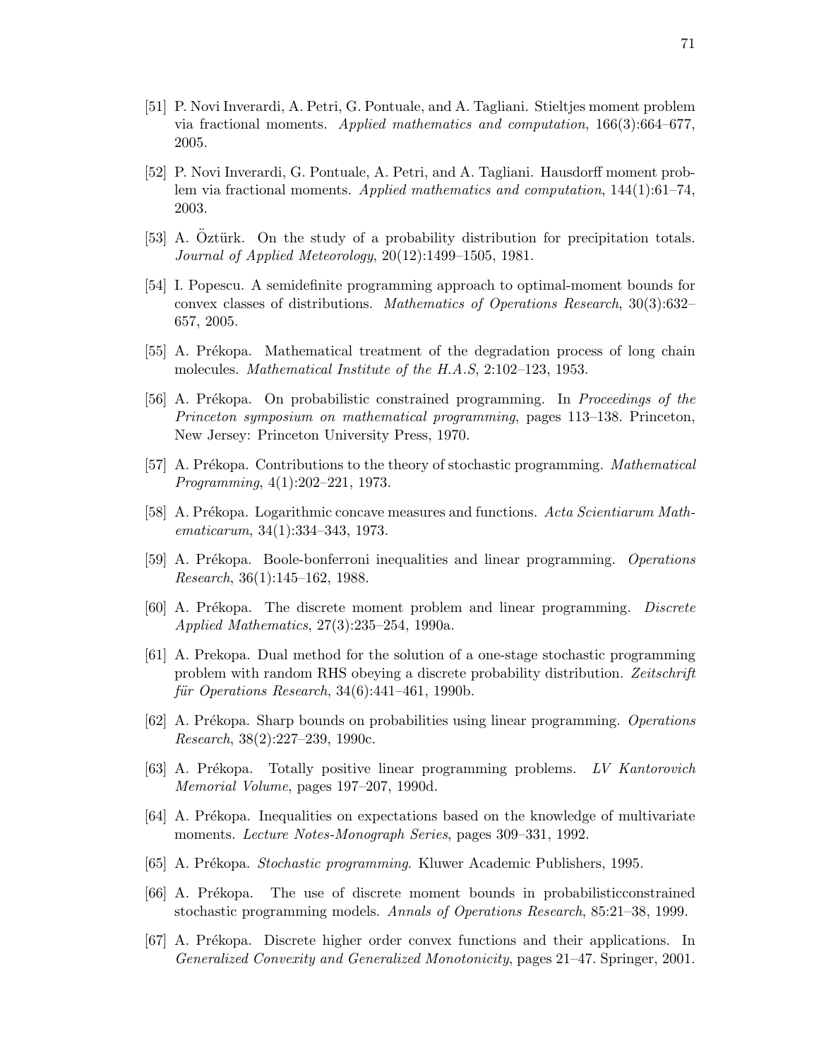[51] P. Novi Inverardi, A. Petri, G. Pontuale, and A. Tagliani. Stieltjes moment problem via fractional moments. *Applied mathematics and computation*, 166(3):664–677, 2005.

[52] P. Novi Inverardi, G. Pontuale, A. Petri, and A. Tagliani. Hausdorff moment problem via fractional moments. *Applied mathematics and computation*, 144(1):61–74, 2003.

[53] A. Öztürk. On the study of a probability distribution for precipitation totals. *Journal of Applied Meteorology*, 20(12):1499–1505, 1981.

[54] I. Popescu. A semidefinite programming approach to optimal-moment bounds for convex classes of distributions. *Mathematics of Operations Research*, 30(3):632–657, 2005.

[55] A. Prékopa. Mathematical treatment of the degradation process of long chain molecules. *Mathematical Institute of the H.A.S*, 2:102–123, 1953.

[56] A. Prékopa. On probabilistic constrained programming. In *Proceedings of the Princeton symposium on mathematical programming*, pages 113–138. Princeton, New Jersey: Princeton University Press, 1970.

[57] A. Prékopa. Contributions to the theory of stochastic programming. *Mathematical Programming*, 4(1):202–221, 1973.

[58] A. Prékopa. Logarithmic concave measures and functions. *Acta Scientiarum Mathematicarum*, 34(1):334–343, 1973.

[59] A. Prékopa. Boole-bonferroni inequalities and linear programming. *Operations Research*, 36(1):145–162, 1988.

[60] A. Prékopa. The discrete moment problem and linear programming. *Discrete Applied Mathematics*, 27(3):235–254, 1990a.

[61] A. Prekopa. Dual method for the solution of a one-stage stochastic programming problem with random RHS obeying a discrete probability distribution. *Zeitschrift für Operations Research*, 34(6):441–461, 1990b.

[62] A. Prékopa. Sharp bounds on probabilities using linear programming. *Operations Research*, 38(2):227–239, 1990c.

[63] A. Prékopa. Totally positive linear programming problems. *LV Kantorovich Memorial Volume*, pages 197–207, 1990d.

[64] A. Prékopa. Inequalities on expectations based on the knowledge of multivariate moments. *Lecture Notes-Monograph Series*, pages 309–331, 1992.

[65] A. Prékopa. *Stochastic programming*. Kluwer Academic Publishers, 1995.

[66] A. Prékopa. The use of discrete moment bounds in probabilisticconstrained stochastic programming models. *Annals of Operations Research*, 85:21–38, 1999.

[67] A. Prékopa. Discrete higher order convex functions and their applications. In *Generalized Convexity and Generalized Monotonicity*, pages 21–47. Springer, 2001.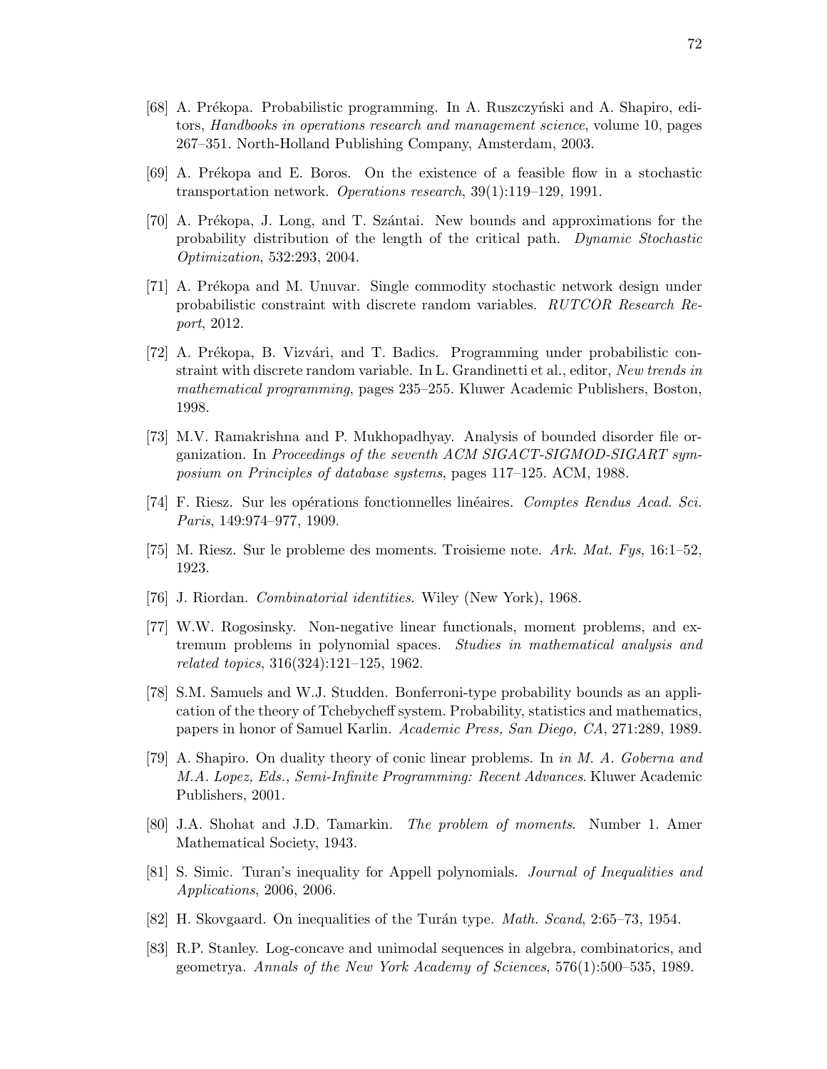[68] A. Prékopa. Probabilistic programming. In A. Ruszczyński and A. Shapiro, editors, *Handbooks in operations research and management science*, volume 10, pages 267–351. North-Holland Publishing Company, Amsterdam, 2003.

[69] A. Prékopa and E. Boros. On the existence of a feasible flow in a stochastic transportation network. *Operations research*, 39(1):119–129, 1991.

[70] A. Prékopa, J. Long, and T. Szántai. New bounds and approximations for the probability distribution of the length of the critical path. *Dynamic Stochastic Optimization*, 532:293, 2004.

[71] A. Prékopa and M. Unuvar. Single commodity stochastic network design under probabilistic constraint with discrete random variables. *RUTCOR Research Report*, 2012.

[72] A. Prékopa, B. Vizvári, and T. Badics. Programming under probabilistic constraint with discrete random variable. In L. Grandinetti et al., editor, *New trends in mathematical programming*, pages 235–255. Kluwer Academic Publishers, Boston, 1998.

[73] M.V. Ramakrishna and P. Mukhopadhyay. Analysis of bounded disorder file organization. In *Proceedings of the seventh ACM SIGACT-SIGMOD-SIGART symposium on Principles of database systems*, pages 117–125. ACM, 1988.

[74] F. Riesz. Sur les opérations fonctionnelles linéaires. *Comptes Rendus Acad. Sci. Paris*, 149:974–977, 1909.

[75] M. Riesz. Sur le probleme des moments. Troisieme note. *Ark. Mat. Fys*, 16:1–52, 1923.

[76] J. Riordan. *Combinatorial identities*. Wiley (New York), 1968.

[77] W.W. Rogosinsky. Non-negative linear functionals, moment problems, and extremum problems in polynomial spaces. *Studies in mathematical analysis and related topics*, 316(324):121–125, 1962.

[78] S.M. Samuels and W.J. Studden. Bonferroni-type probability bounds as an application of the theory of Tchebycheff system. Probability, statistics and mathematics, papers in honor of Samuel Karlin. *Academic Press, San Diego, CA*, 271:289, 1989.

[79] A. Shapiro. On duality theory of conic linear problems. In *in M. A. Goberna and M.A. Lopez, Eds., Semi-Infinite Programming: Recent Advances*. Kluwer Academic Publishers, 2001.

[80] J.A. Shohat and J.D. Tamarkin. *The problem of moments*. Number 1. Amer Mathematical Society, 1943.

[81] S. Simic. Turan's inequality for Appell polynomials. *Journal of Inequalities and Applications*, 2006, 2006.

[82] H. Skovgaard. On inequalities of the Turán type. *Math. Scand*, 2:65–73, 1954.

[83] R.P. Stanley. Log-concave and unimodal sequences in algebra, combinatorics, and geometrya. *Annals of the New York Academy of Sciences*, 576(1):500–535, 1989.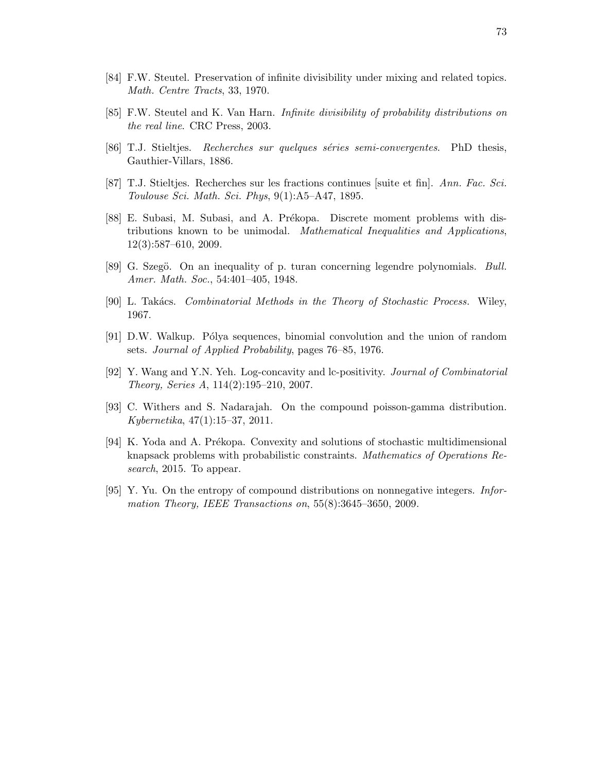[84] F.W. Steutel. Preservation of infinite divisibility under mixing and related topics. *Math. Centre Tracts*, 33, 1970.

[85] F.W. Steutel and K. Van Harn. *Infinite divisibility of probability distributions on the real line*. CRC Press, 2003.

[86] T.J. Stieltjes. *Recherches sur quelques séries semi-convergentes*. PhD thesis, Gauthier-Villars, 1886.

[87] T.J. Stieltjes. Recherches sur les fractions continues [suite et fin]. *Ann. Fac. Sci. Toulouse Sci. Math. Sci. Phys*, 9(1):A5–A47, 1895.

[88] E. Subasi, M. Subasi, and A. Prékopa. Discrete moment problems with distributions known to be unimodal. *Mathematical Inequalities and Applications*, 12(3):587–610, 2009.

[89] G. Szegö. On an inequality of p. turan concerning legendre polynomials. *Bull. Amer. Math. Soc.*, 54:401–405, 1948.

[90] L. Takács. *Combinatorial Methods in the Theory of Stochastic Process.* Wiley, 1967.

[91] D.W. Walkup. Pólya sequences, binomial convolution and the union of random sets. *Journal of Applied Probability*, pages 76–85, 1976.

[92] Y. Wang and Y.N. Yeh. Log-concavity and lc-positivity. *Journal of Combinatorial Theory, Series A*, 114(2):195–210, 2007.

[93] C. Withers and S. Nadarajah. On the compound poisson-gamma distribution. *Kybernetika*, 47(1):15–37, 2011.

[94] K. Yoda and A. Prékopa. Convexity and solutions of stochastic multidimensional knapsack problems with probabilistic constraints. *Mathematics of Operations Research*, 2015. To appear.

[95] Y. Yu. On the entropy of compound distributions on nonnegative integers. *Information Theory, IEEE Transactions on*, 55(8):3645–3650, 2009.